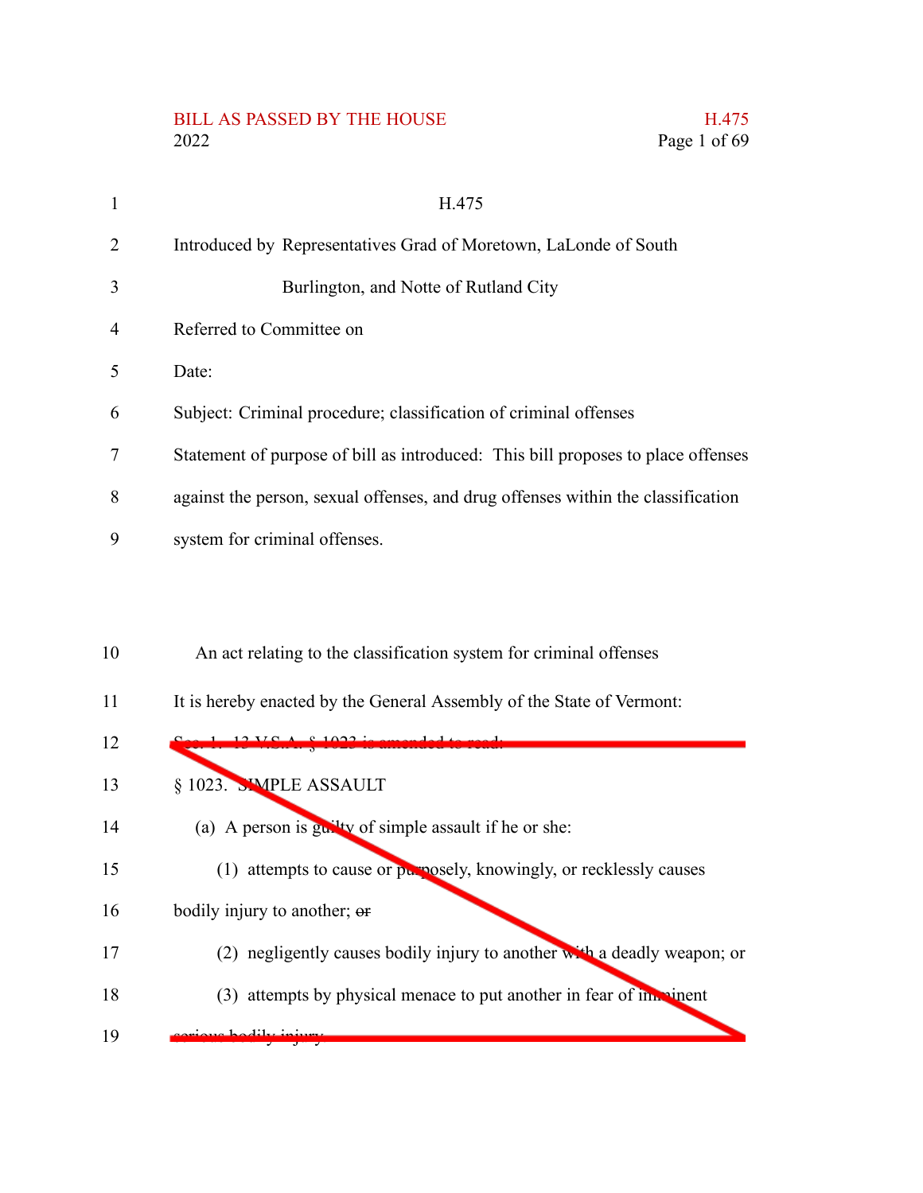H.475

Introduced by Representatives Grad of Moretown, LaLonde of South Burlington, and Notte of Rutland City

Referred to Committee on

Date:

Subject: Criminal procedure; classification of criminal offenses

Statement of purpose of bill as introduced: This bill proposes to place offenses against the person, sexual offenses, and drug offenses within the classification system for criminal offenses.

An act relating to the classification system for criminal offenses

It is hereby enacted by the General Assembly of the State of Vermont:

~~Sec. 1. 13 V.S.A. § 1023 is amended to read:~~

~~§ 1023. SIMPLE ASSAULT~~

~~(a) A person is guilty of simple assault if he or she:~~

~~(1) attempts to cause or purposely, knowingly, or recklessly causes bodily injury to another; or~~

~~(2) negligently causes bodily injury to another with a deadly weapon; or~~

~~(3) attempts by physical menace to put another in fear of imminent serious bodily injury.~~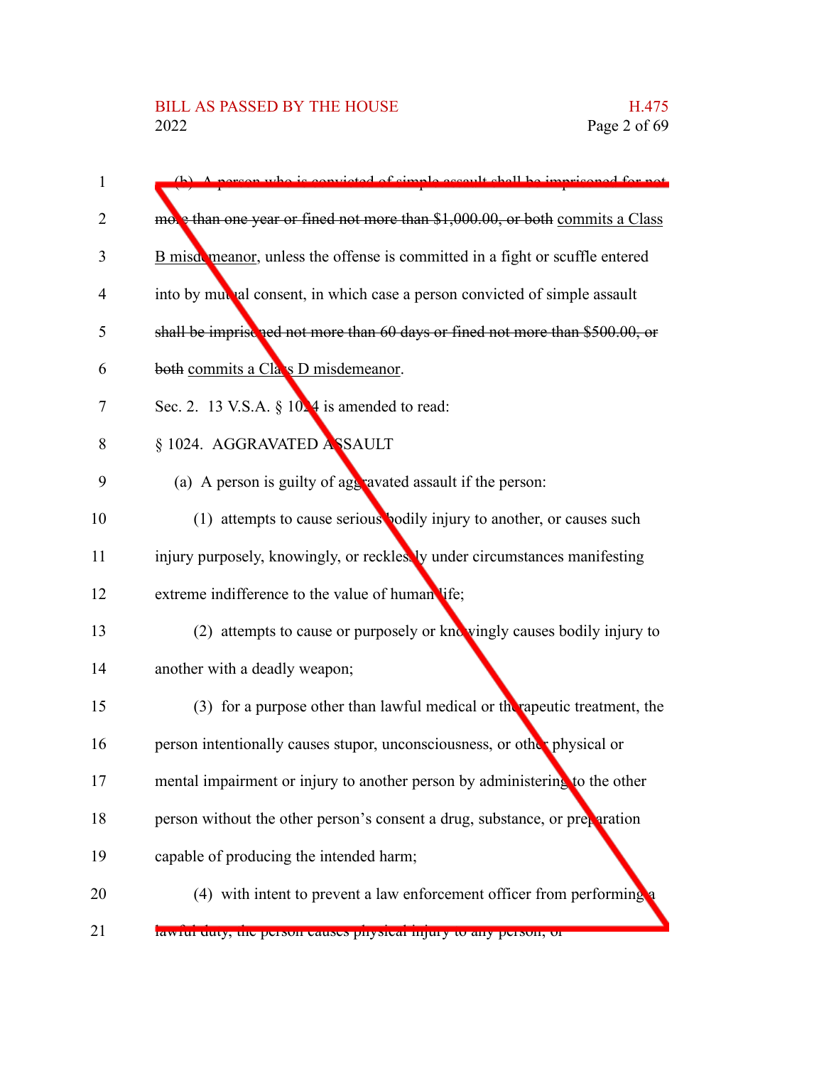(b) ~~A person who is convicted of simple assault shall be imprisoned for not more than one year or fined not more than $1,000.00, or both~~ commits a Class B misdemeanor, unless the offense is committed in a fight or scuffle entered into by mutual consent, in which case a person convicted of simple assault ~~shall be imprisoned not more than 60 days or fined not more than $500.00, or both~~ commits a Class D misdemeanor.

Sec. 2. 13 V.S.A. § 1024 is amended to read:

§ 1024. AGGRAVATED ASSAULT

(a) A person is guilty of aggravated assault if the person:

(1) attempts to cause serious bodily injury to another, or causes such injury purposely, knowingly, or recklessly under circumstances manifesting extreme indifference to the value of human life;

(2) attempts to cause or purposely or knowingly causes bodily injury to another with a deadly weapon;

(3) for a purpose other than lawful medical or therapeutic treatment, the person intentionally causes stupor, unconsciousness, or other physical or mental impairment or injury to another person by administering to the other person without the other person's consent a drug, substance, or preparation capable of producing the intended harm;

(4) with intent to prevent a law enforcement officer from performing a lawful duty, the person causes physical injury to any person; or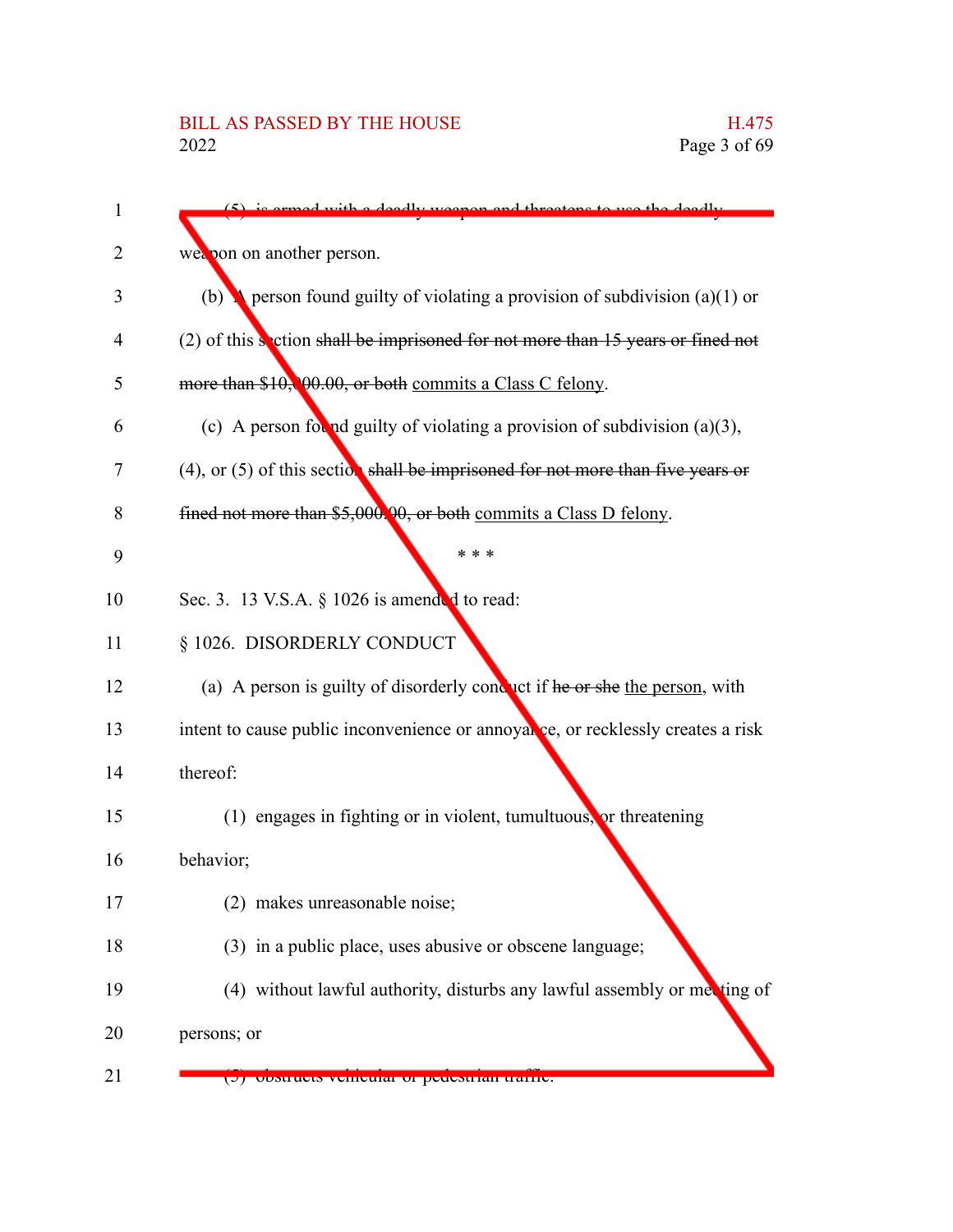(5) is armed with a deadly weapon and threatens to use the deadly weapon on another person.

(b) A person found guilty of violating a provision of subdivision (a)(1) or (2) of this section ~~shall be imprisoned for not more than 15 years or fined not more than $10,000.00, or both~~ <u>commits a Class C felony</u>.

(c) A person found guilty of violating a provision of subdivision (a)(3), (4), or (5) of this section ~~shall be imprisoned for not more than five years or fined not more than $5,000.00, or both~~ <u>commits a Class D felony</u>.

\* \* \*

Sec. 3. 13 V.S.A. § 1026 is amended to read:

§ 1026. DISORDERLY CONDUCT

(a) A person is guilty of disorderly conduct if ~~he or she~~ <u>the person</u>, with intent to cause public inconvenience or annoyance, or recklessly creates a risk thereof:

(1) engages in fighting or in violent, tumultuous, or threatening behavior;

(2) makes unreasonable noise;

(3) in a public place, uses abusive or obscene language;

(4) without lawful authority, disturbs any lawful assembly or meeting of persons; or

(5) obstructs vehicular or pedestrian traffic.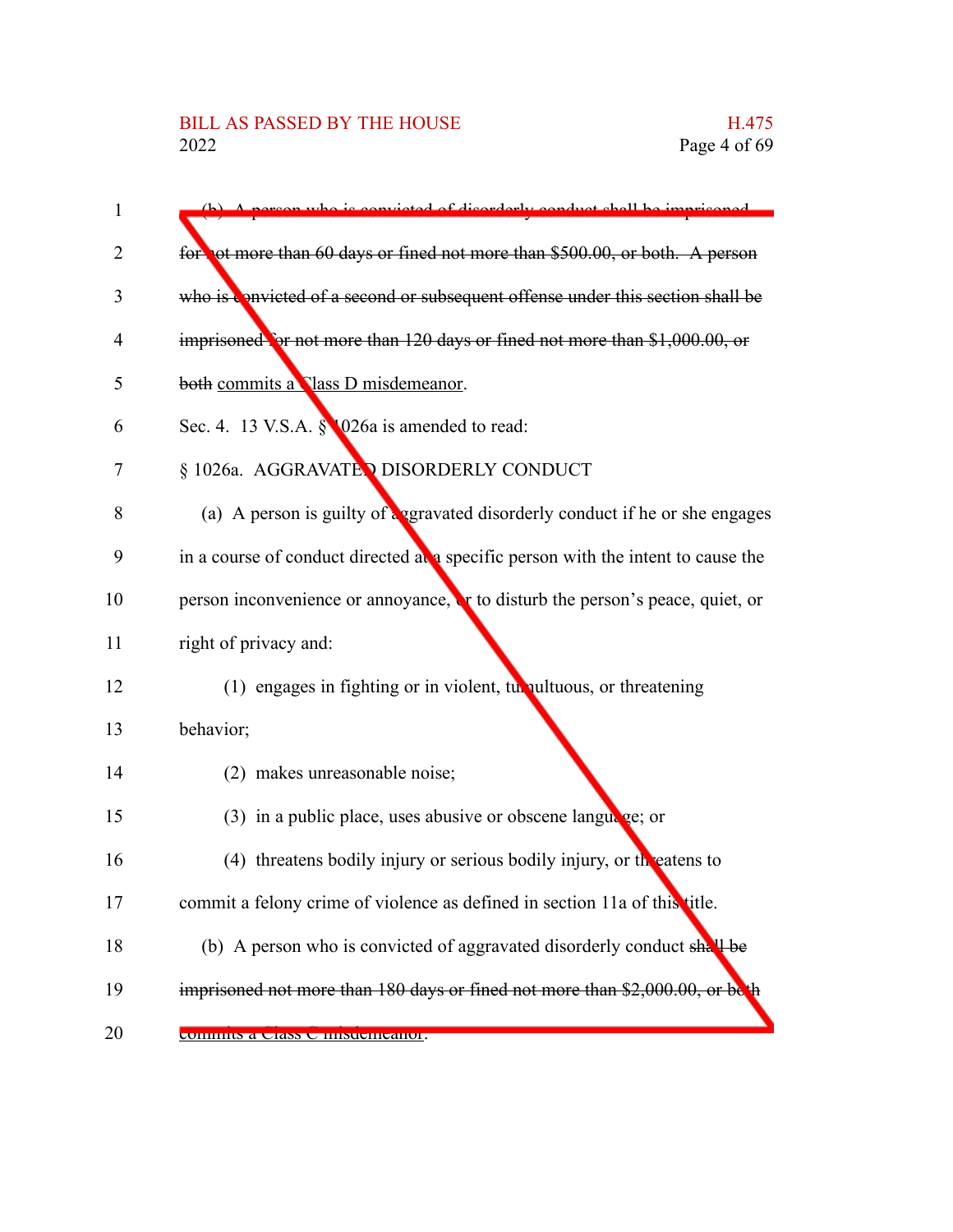(b) A person who is convicted of disorderly conduct shall be imprisoned for not more than 60 days or fined not more than $500.00, or both. A person who is convicted of a second or subsequent offense under this section shall be imprisoned for not more than 120 days or fined not more than $1,000.00, or both commits a Class D misdemeanor.

Sec. 4. 13 V.S.A. § 1026a is amended to read:

§ 1026a. AGGRAVATED DISORDERLY CONDUCT

(a) A person is guilty of aggravated disorderly conduct if he or she engages in a course of conduct directed at a specific person with the intent to cause the person inconvenience or annoyance, or to disturb the person's peace, quiet, or right of privacy and:

(1) engages in fighting or in violent, tumultuous, or threatening behavior;

(2) makes unreasonable noise;

(3) in a public place, uses abusive or obscene language; or

(4) threatens bodily injury or serious bodily injury, or threatens to commit a felony crime of violence as defined in section 11a of this title.

(b) A person who is convicted of aggravated disorderly conduct shall be imprisoned not more than 180 days or fined not more than $2,000.00, or both commits a Class C misdemeanor.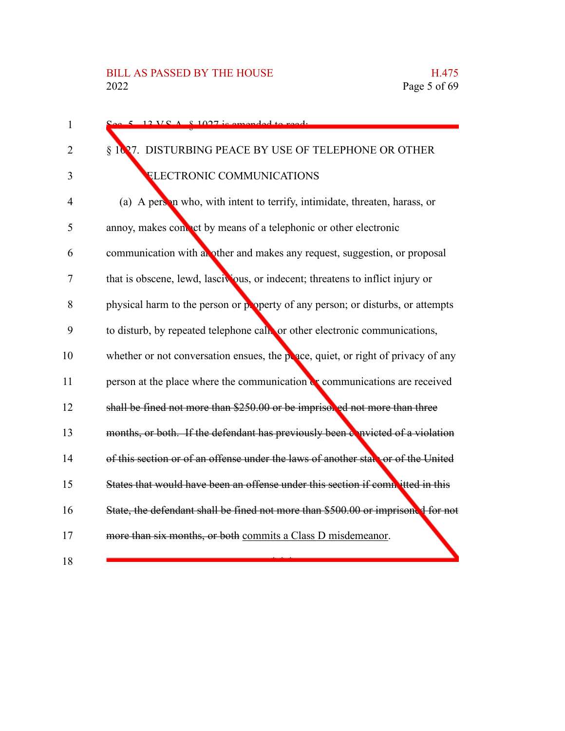Sec. 5. 13 V.S.A. § 1027 is amended to read:

§ 1027. DISTURBING PEACE BY USE OF TELEPHONE OR OTHER ELECTRONIC COMMUNICATIONS

(a) A person who, with intent to terrify, intimidate, threaten, harass, or annoy, makes contact by means of a telephonic or other electronic communication with another and makes any request, suggestion, or proposal that is obscene, lewd, lascivious, or indecent; threatens to inflict injury or physical harm to the person or property of any person; or disturbs, or attempts to disturb, by repeated telephone calls or other electronic communications, whether or not conversation ensues, the peace, quiet, or right of privacy of any person at the place where the communication or communications are received ~~shall be fined not more than $250.00 or be imprisoned not more than three months, or both. If the defendant has previously been convicted of a violation of this section or of an offense under the laws of another state or of the United States that would have been an offense under this section if committed in this State, the defendant shall be fined not more than $500.00 or imprisoned for not more than six months, or both~~ commits a Class D misdemeanor.

\* \* \*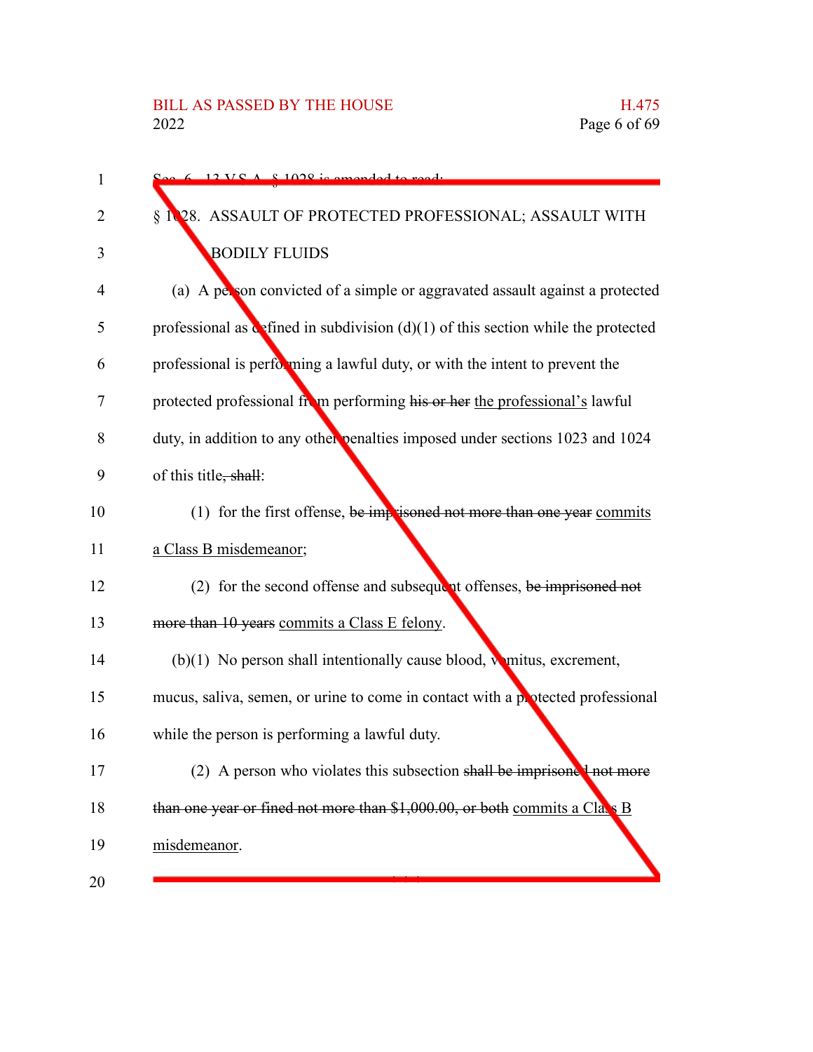Sec. 6. 13 V.S.A. § 1028 is amended to read:

§ 1028. ASSAULT OF PROTECTED PROFESSIONAL; ASSAULT WITH BODILY FLUIDS

(a) A person convicted of a simple or aggravated assault against a protected professional as defined in subdivision (d)(1) of this section while the protected professional is performing a lawful duty, or with the intent to prevent the protected professional from performing ~~his or her~~ the professional's lawful duty, in addition to any other penalties imposed under sections 1023 and 1024 of this title~~, shall~~:

(1) for the first offense, ~~be imprisoned not more than one year~~ commits a Class B misdemeanor;

(2) for the second offense and subsequent offenses, ~~be imprisoned not more than 10 years~~ commits a Class E felony.

(b)(1) No person shall intentionally cause blood, vomitus, excrement, mucus, saliva, semen, or urine to come in contact with a protected professional while the person is performing a lawful duty.

(2) A person who violates this subsection ~~shall be imprisoned not more than one year or fined not more than $1,000.00, or both~~ commits a Class B misdemeanor.

\* \* \*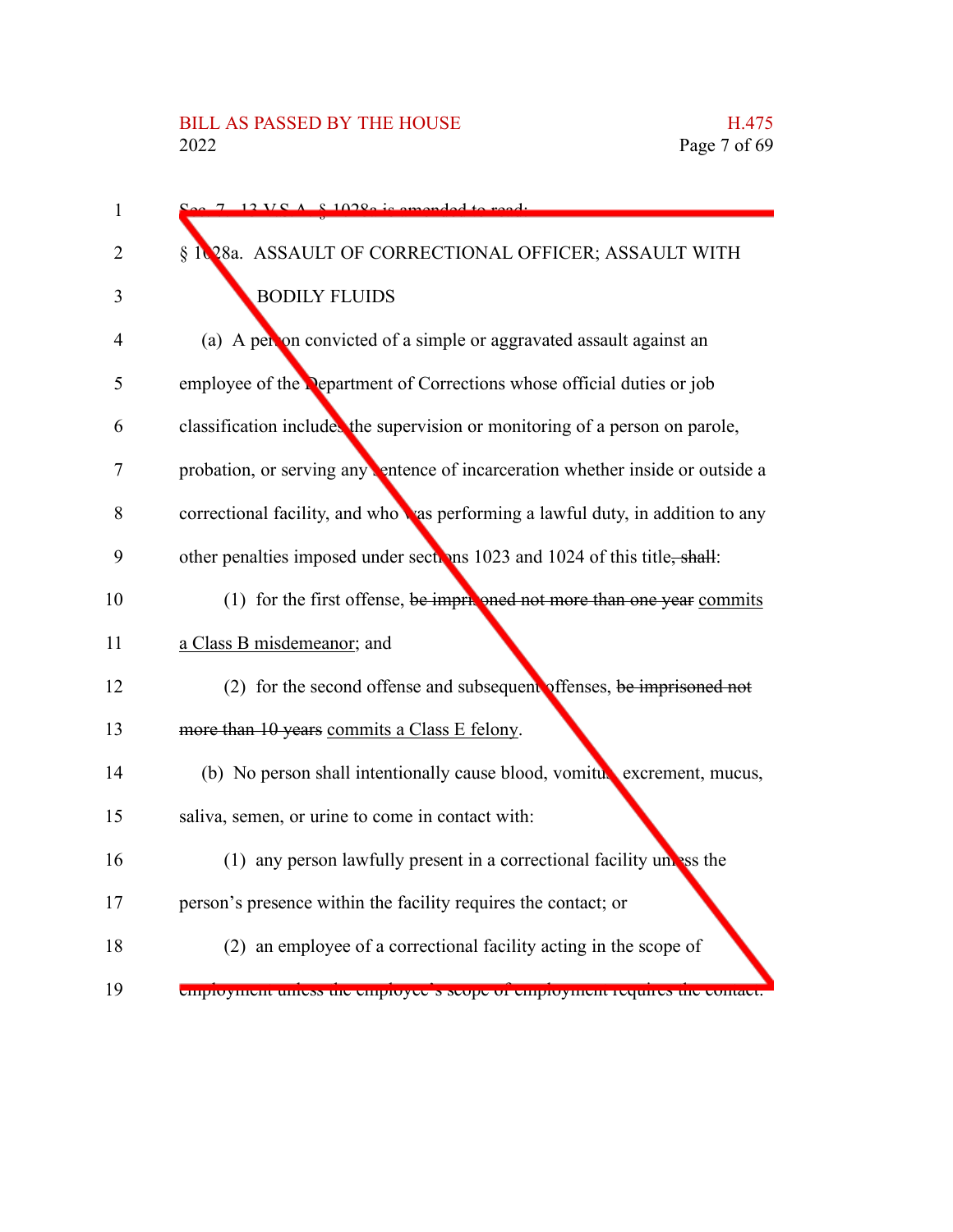Sec. 7. 13 V.S.A. § 1028a is amended to read:

§ 1028a. ASSAULT OF CORRECTIONAL OFFICER; ASSAULT WITH BODILY FLUIDS

(a) A person convicted of a simple or aggravated assault against an employee of the Department of Corrections whose official duties or job classification includes the supervision or monitoring of a person on parole, probation, or serving any sentence of incarceration whether inside or outside a correctional facility, and who was performing a lawful duty, in addition to any other penalties imposed under sections 1023 and 1024 of this title, ~~shall~~:

(1) for the first offense, ~~be imprisoned not more than one year~~ commits a Class B misdemeanor; and

(2) for the second offense and subsequent offenses, ~~be imprisoned not more than 10 years~~ commits a Class E felony.

(b) No person shall intentionally cause blood, vomitus, excrement, mucus, saliva, semen, or urine to come in contact with:

(1) any person lawfully present in a correctional facility unless the person's presence within the facility requires the contact; or

(2) an employee of a correctional facility acting in the scope of employment unless the employee's scope of employment requires the contact.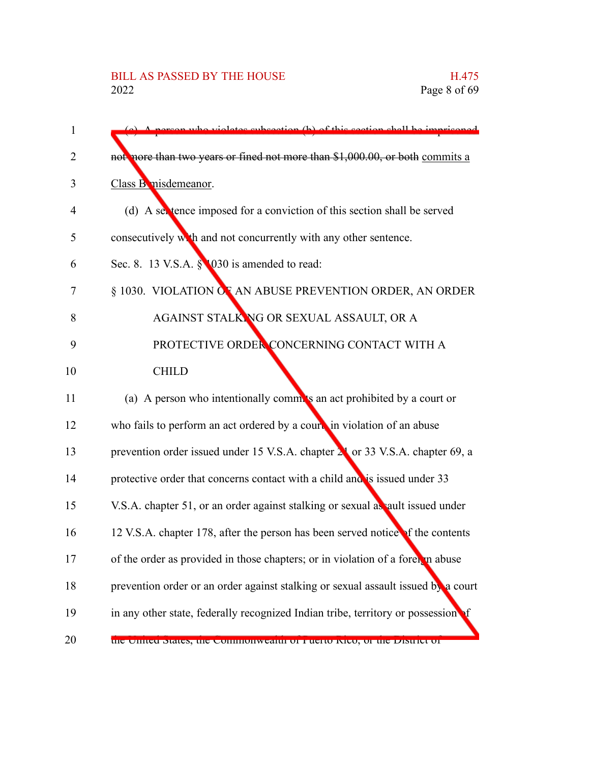(c) A person who violates subsection (b) of this section shall be imprisoned not more than two years or fined not more than $1,000.00, or both commits a Class B misdemeanor.

(d) A sentence imposed for a conviction of this section shall be served consecutively with and not concurrently with any other sentence.

Sec. 8. 13 V.S.A. § 1030 is amended to read:

§ 1030. VIOLATION OF AN ABUSE PREVENTION ORDER, AN ORDER AGAINST STALKING OR SEXUAL ASSAULT, OR A PROTECTIVE ORDER CONCERNING CONTACT WITH A CHILD

(a) A person who intentionally commits an act prohibited by a court or who fails to perform an act ordered by a court in violation of an abuse prevention order issued under 15 V.S.A. chapter 21 or 33 V.S.A. chapter 69, a protective order that concerns contact with a child and is issued under 33 V.S.A. chapter 51, or an order against stalking or sexual assault issued under 12 V.S.A. chapter 178, after the person has been served notice of the contents of the order as provided in those chapters; or in violation of a foreign abuse prevention order or an order against stalking or sexual assault issued by a court in any other state, federally recognized Indian tribe, territory or possession of the United States, the Commonwealth of Puerto Rico, or the District of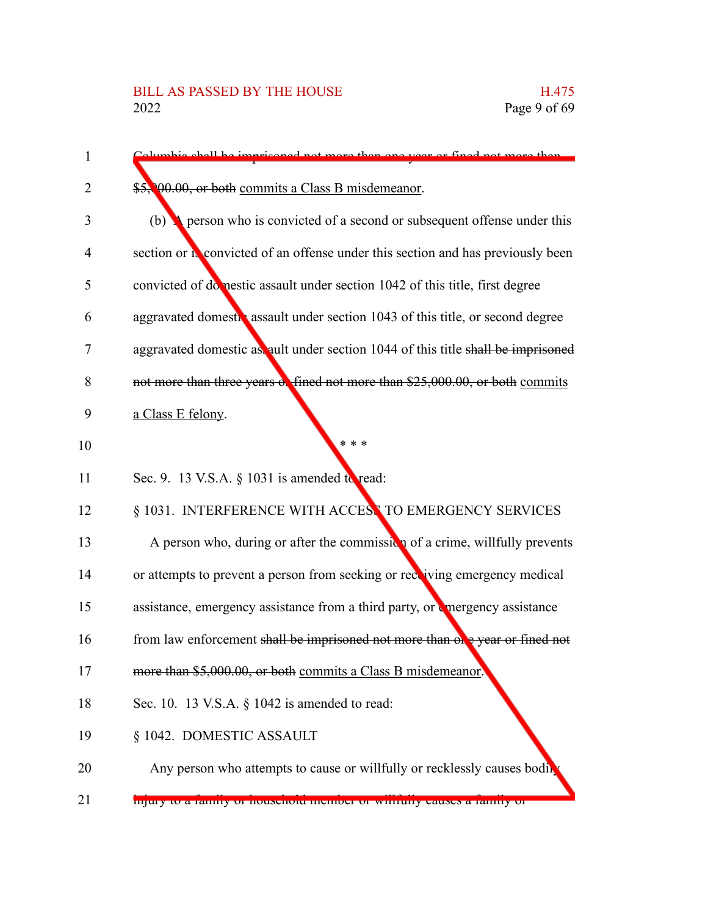Columbia shall be imprisoned not more than one year or fined not more than $5,000.00, or both commits a Class B misdemeanor.

(b) A person who is convicted of a second or subsequent offense under this section or is convicted of an offense under this section and has previously been convicted of domestic assault under section 1042 of this title, first degree aggravated domestic assault under section 1043 of this title, or second degree aggravated domestic assault under section 1044 of this title shall be imprisoned not more than three years or fined not more than $25,000.00, or both commits a Class E felony.

\* \* \*

Sec. 9. 13 V.S.A. § 1031 is amended to read:

§ 1031. INTERFERENCE WITH ACCESS TO EMERGENCY SERVICES

A person who, during or after the commission of a crime, willfully prevents or attempts to prevent a person from seeking or receiving emergency medical assistance, emergency assistance from a third party, or emergency assistance from law enforcement shall be imprisoned not more than one year or fined not more than $5,000.00, or both commits a Class B misdemeanor.

Sec. 10. 13 V.S.A. § 1042 is amended to read:

§ 1042. DOMESTIC ASSAULT

Any person who attempts to cause or willfully or recklessly causes bodily injury to a family or household member or willfully causes a family or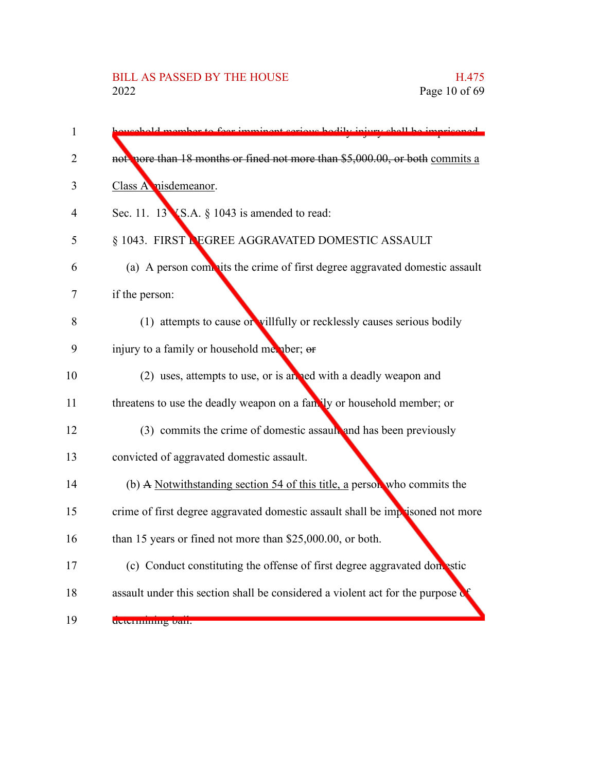household member to fear imminent serious bodily injury shall be imprisoned not more than 18 months or fined not more than $5,000.00, or both commits a Class A misdemeanor.

Sec. 11. 13 V.S.A. § 1043 is amended to read:

§ 1043. FIRST DEGREE AGGRAVATED DOMESTIC ASSAULT

(a) A person commits the crime of first degree aggravated domestic assault if the person:

(1) attempts to cause or willfully or recklessly causes serious bodily injury to a family or household member; or

(2) uses, attempts to use, or is armed with a deadly weapon and threatens to use the deadly weapon on a family or household member; or

(3) commits the crime of domestic assault and has been previously convicted of aggravated domestic assault.

(b) A Notwithstanding section 54 of this title, a person who commits the crime of first degree aggravated domestic assault shall be imprisoned not more than 15 years or fined not more than $25,000.00, or both.

(c) Conduct constituting the offense of first degree aggravated domestic assault under this section shall be considered a violent act for the purpose of determining bail.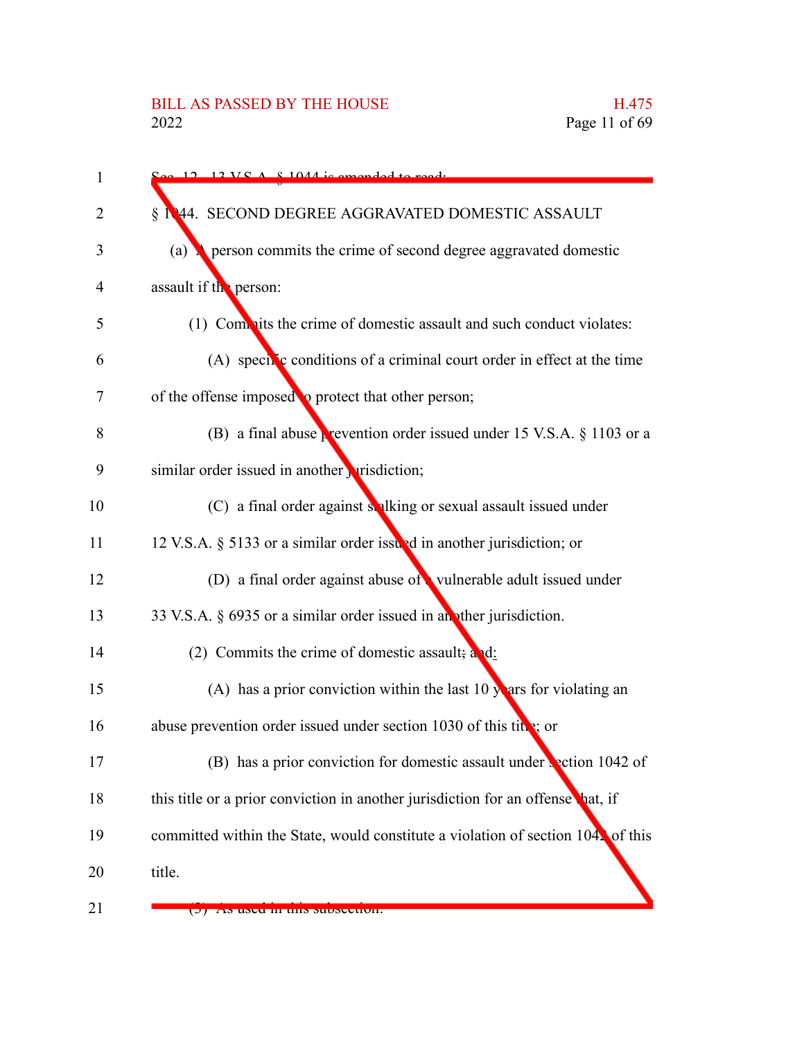Sec. 12. 13 V.S.A. § 1044 is amended to read:

§ 1044. SECOND DEGREE AGGRAVATED DOMESTIC ASSAULT

(a) A person commits the crime of second degree aggravated domestic assault if the person:

(1) Commits the crime of domestic assault and such conduct violates:

(A) specific conditions of a criminal court order in effect at the time of the offense imposed to protect that other person;

(B) a final abuse prevention order issued under 15 V.S.A. § 1103 or a similar order issued in another jurisdiction;

(C) a final order against stalking or sexual assault issued under 12 V.S.A. § 5133 or a similar order issued in another jurisdiction; or

(D) a final order against abuse of a vulnerable adult issued under 33 V.S.A. § 6935 or a similar order issued in another jurisdiction.

(2) Commits the crime of domestic assault; and:

(A) has a prior conviction within the last 10 years for violating an abuse prevention order issued under section 1030 of this title; or

(B) has a prior conviction for domestic assault under section 1042 of this title or a prior conviction in another jurisdiction for an offense that, if committed within the State, would constitute a violation of section 1042 of this title.

(3) As used in this subsection: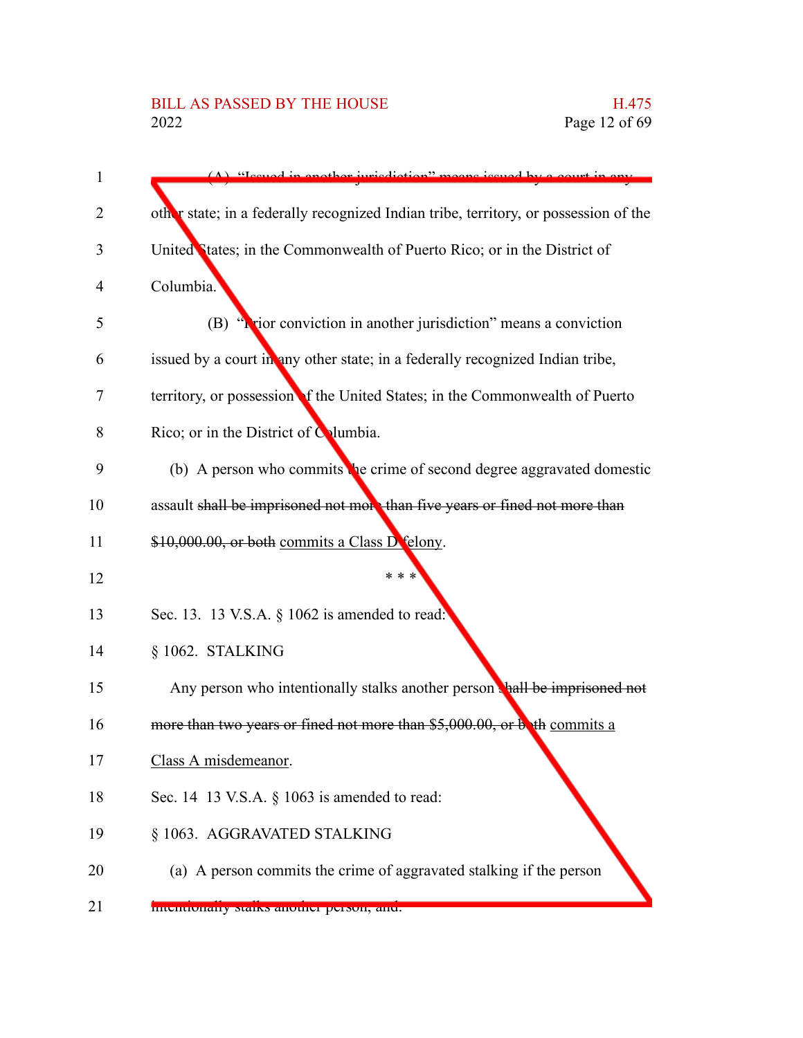(A) "Issued in another jurisdiction" means issued by a court in any other state; in a federally recognized Indian tribe, territory, or possession of the United States; in the Commonwealth of Puerto Rico; or in the District of Columbia.

(B) "Prior conviction in another jurisdiction" means a conviction issued by a court in any other state; in a federally recognized Indian tribe, territory, or possession of the United States; in the Commonwealth of Puerto Rico; or in the District of Columbia.

(b) A person who commits the crime of second degree aggravated domestic assault ~~shall be imprisoned not more than five years or fined not more than $10,000.00, or both~~ commits a Class D felony.

\* \* \*

Sec. 13. 13 V.S.A. § 1062 is amended to read:

§ 1062. STALKING

Any person who intentionally stalks another person ~~shall be imprisoned not more than two years or fined not more than $5,000.00, or both~~ commits a Class A misdemeanor.

Sec. 14 13 V.S.A. § 1063 is amended to read:

§ 1063. AGGRAVATED STALKING

(a) A person commits the crime of aggravated stalking if the person intentionally stalks another person, and: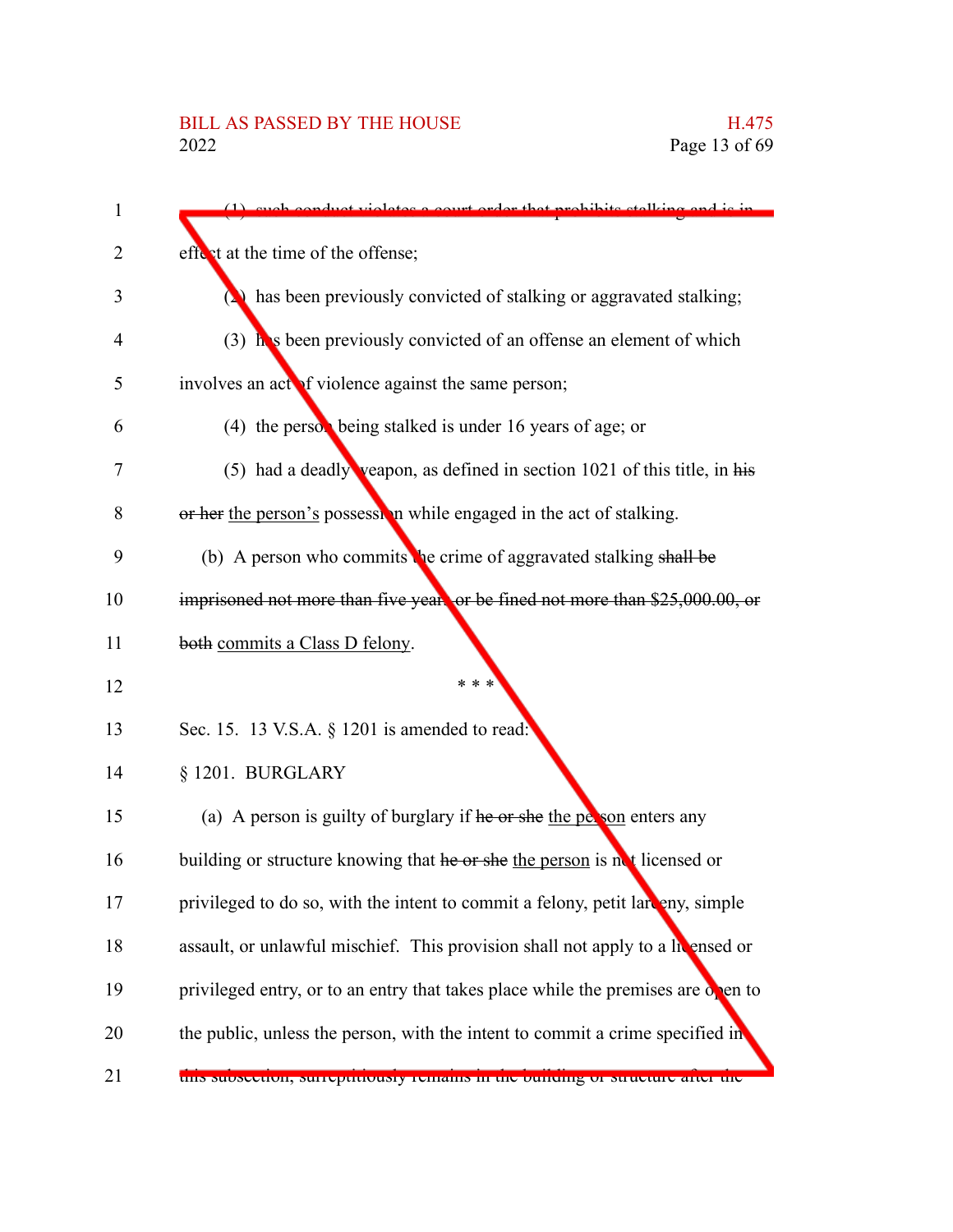(1) such conduct violates a court order that prohibits stalking and is in effect at the time of the offense;

(2) has been previously convicted of stalking or aggravated stalking;

(3) has been previously convicted of an offense an element of which involves an act of violence against the same person;

(4) the person being stalked is under 16 years of age; or

(5) had a deadly weapon, as defined in section 1021 of this title, in ~~his or her~~ the person's possession while engaged in the act of stalking.

(b) A person who commits the crime of aggravated stalking ~~shall be imprisoned not more than five years or be fined not more than $25,000.00, or both~~ commits a Class D felony.

\* \* \*

Sec. 15. 13 V.S.A. § 1201 is amended to read:

§ 1201. BURGLARY

(a) A person is guilty of burglary if ~~he or she~~ the person enters any building or structure knowing that ~~he or she~~ the person is not licensed or privileged to do so, with the intent to commit a felony, petit larceny, simple assault, or unlawful mischief. This provision shall not apply to a licensed or privileged entry, or to an entry that takes place while the premises are open to the public, unless the person, with the intent to commit a crime specified in this subsection, surreptitiously remains in the building or structure after the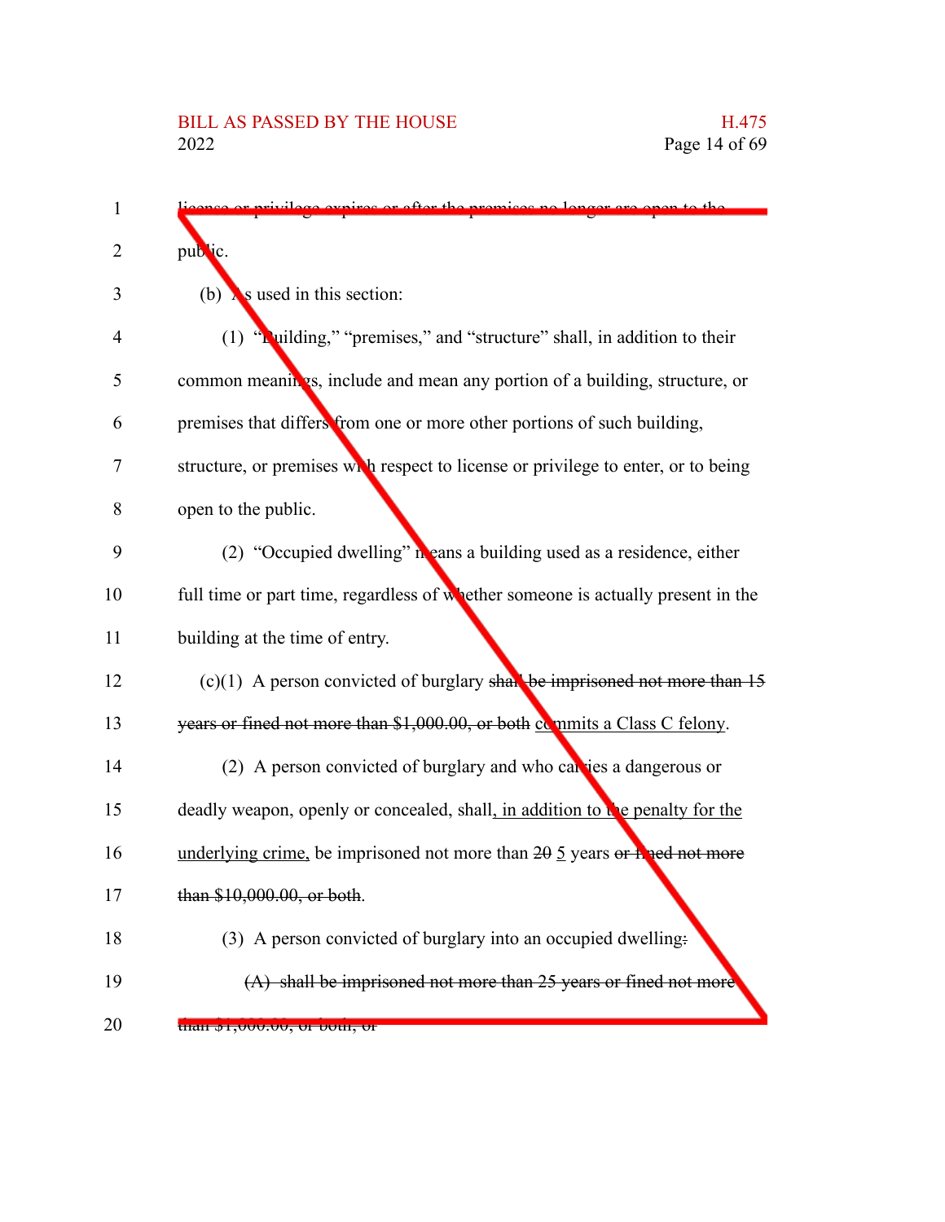license or privilege expires or after the premises no longer are open to the public.

(b) As used in this section:

(1) "Building," "premises," and "structure" shall, in addition to their common meanings, include and mean any portion of a building, structure, or premises that differs from one or more other portions of such building, structure, or premises with respect to license or privilege to enter, or to being open to the public.

(2) "Occupied dwelling" means a building used as a residence, either full time or part time, regardless of whether someone is actually present in the building at the time of entry.

(c)(1) A person convicted of burglary ~~shall be imprisoned not more than 15 years or fined not more than $1,000.00, or both~~ commits a Class C felony.

(2) A person convicted of burglary and who carries a dangerous or deadly weapon, openly or concealed, shall, in addition to the penalty for the underlying crime, be imprisoned not more than ~~20~~ 5 years ~~or fined not more than $10,000.00, or both~~.

(3) A person convicted of burglary into an occupied dwelling~~:~~

~~(A) shall be imprisoned not more than 25 years or fined not more than $1,000.00, or both; or~~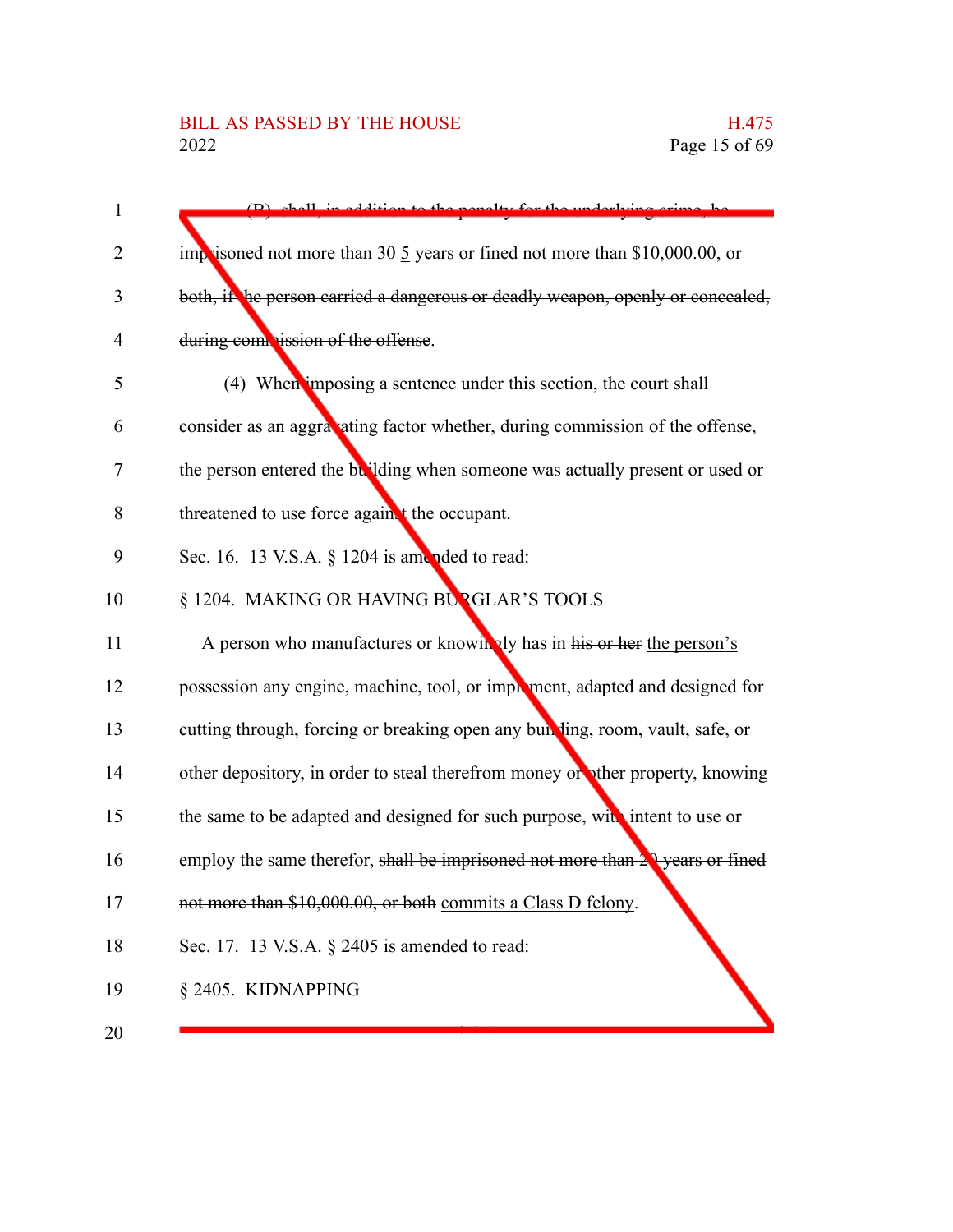(B) shall, in addition to the penalty for the underlying crime, be imprisoned not more than ~~30~~ 5 years ~~or fined not more than $10,000.00, or both, if the person carried a dangerous or deadly weapon, openly or concealed, during commission of the offense~~.

(4) When imposing a sentence under this section, the court shall consider as an aggravating factor whether, during commission of the offense, the person entered the building when someone was actually present or used or threatened to use force against the occupant.

Sec. 16. 13 V.S.A. § 1204 is amended to read:

§ 1204. MAKING OR HAVING BURGLAR'S TOOLS

A person who manufactures or knowingly has in ~~his or her~~ the person's possession any engine, machine, tool, or implement, adapted and designed for cutting through, forcing or breaking open any building, room, vault, safe, or other depository, in order to steal therefrom money or other property, knowing the same to be adapted and designed for such purpose, with intent to use or employ the same therefor, ~~shall be imprisoned not more than 20 years or fined not more than $10,000.00, or both~~ commits a Class D felony.

Sec. 17. 13 V.S.A. § 2405 is amended to read:

§ 2405. KIDNAPPING

\* \* \*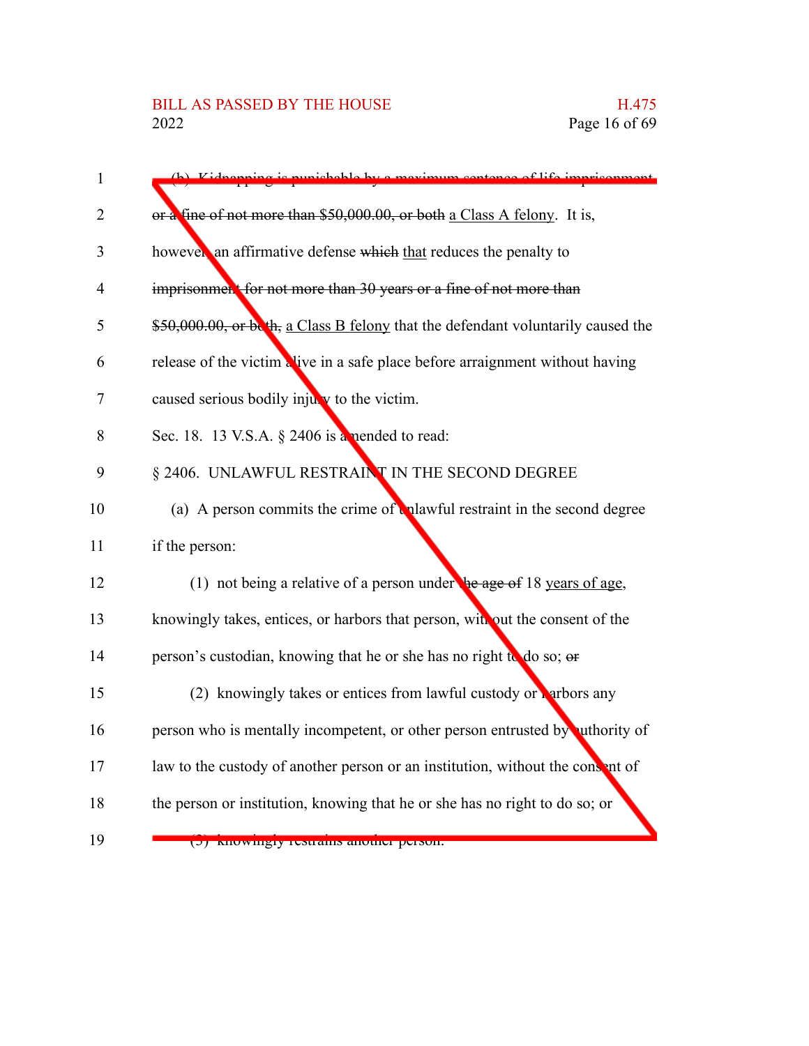(b) Kidnapping is punishable by a maximum sentence of life imprisonment or a fine of not more than $50,000.00, or both a Class A felony. It is, however, an affirmative defense which that reduces the penalty to imprisonment for not more than 30 years or a fine of not more than $50,000.00, or both, a Class B felony that the defendant voluntarily caused the release of the victim alive in a safe place before arraignment without having caused serious bodily injury to the victim.

Sec. 18. 13 V.S.A. § 2406 is amended to read:

§ 2406. UNLAWFUL RESTRAINT IN THE SECOND DEGREE

(a) A person commits the crime of unlawful restraint in the second degree if the person:

(1) not being a relative of a person under the age of 18 years of age, knowingly takes, entices, or harbors that person, without the consent of the person's custodian, knowing that he or she has no right to do so; or

(2) knowingly takes or entices from lawful custody or harbors any person who is mentally incompetent, or other person entrusted by authority of law to the custody of another person or an institution, without the consent of the person or institution, knowing that he or she has no right to do so; or

(3) knowingly restrains another person.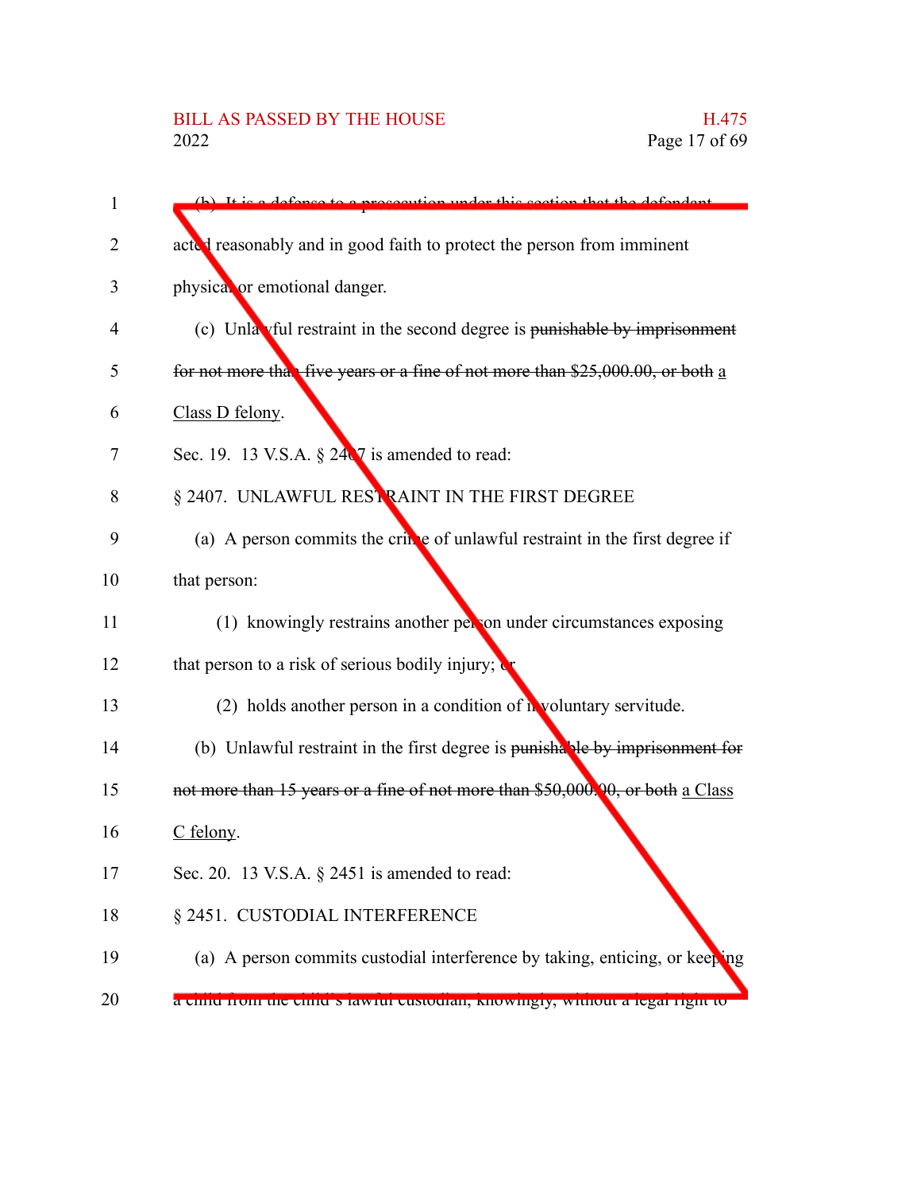(b) It is a defense to a prosecution under this section that the defendant acted reasonably and in good faith to protect the person from imminent physical or emotional danger.

(c) Unlawful restraint in the second degree is ~~punishable by imprisonment for not more than five years or a fine of not more than $25,000.00, or both~~ a Class D felony.

Sec. 19. 13 V.S.A. § 2407 is amended to read:

§ 2407. UNLAWFUL RESTRAINT IN THE FIRST DEGREE

(a) A person commits the crime of unlawful restraint in the first degree if that person:

(1) knowingly restrains another person under circumstances exposing that person to a risk of serious bodily injury; or

(2) holds another person in a condition of involuntary servitude.

(b) Unlawful restraint in the first degree is ~~punishable by imprisonment for not more than 15 years or a fine of not more than $50,000.00, or both~~ a Class C felony.

Sec. 20. 13 V.S.A. § 2451 is amended to read:

§ 2451. CUSTODIAL INTERFERENCE

(a) A person commits custodial interference by taking, enticing, or keeping a child from the child's lawful custodian, knowingly, without a legal right to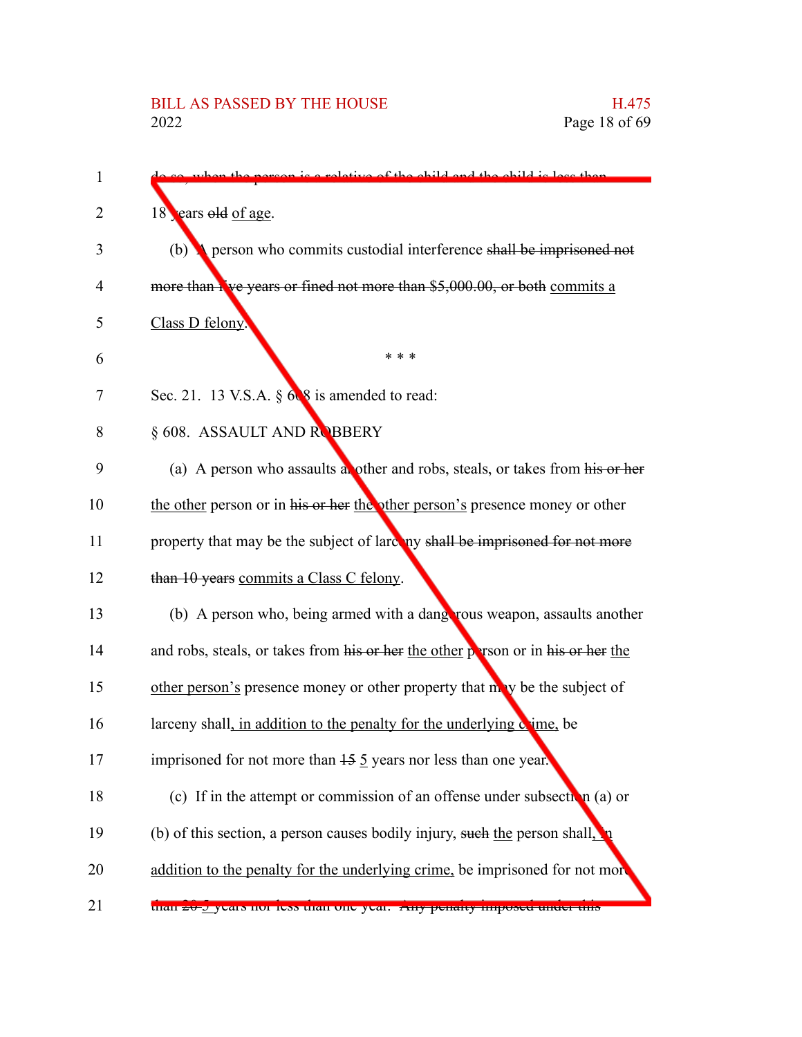do so, when the person is a relative of the child and the child is less than 18 years ~~old~~ of age.

(b) A person who commits custodial interference ~~shall be imprisoned not more than five years or fined not more than $5,000.00, or both~~ commits a Class D felony.

\* \* \*

Sec. 21. 13 V.S.A. § 608 is amended to read:

§ 608. ASSAULT AND ROBBERY

(a) A person who assaults another and robs, steals, or takes from ~~his or her~~ the other person or in ~~his or her~~ the other person's presence money or other property that may be the subject of larceny ~~shall be imprisoned for not more than 10 years~~ commits a Class C felony.

(b) A person who, being armed with a dangerous weapon, assaults another and robs, steals, or takes from ~~his or her~~ the other person or in ~~his or her~~ the other person's presence money or other property that may be the subject of larceny shall, in addition to the penalty for the underlying crime, be imprisoned for not more than ~~15~~ 5 years nor less than one year.

(c) If in the attempt or commission of an offense under subsection (a) or (b) of this section, a person causes bodily injury, ~~such~~ the person shall, in addition to the penalty for the underlying crime, be imprisoned for not more than ~~20~~ 5 years nor less than one year. ~~Any penalty imposed under this~~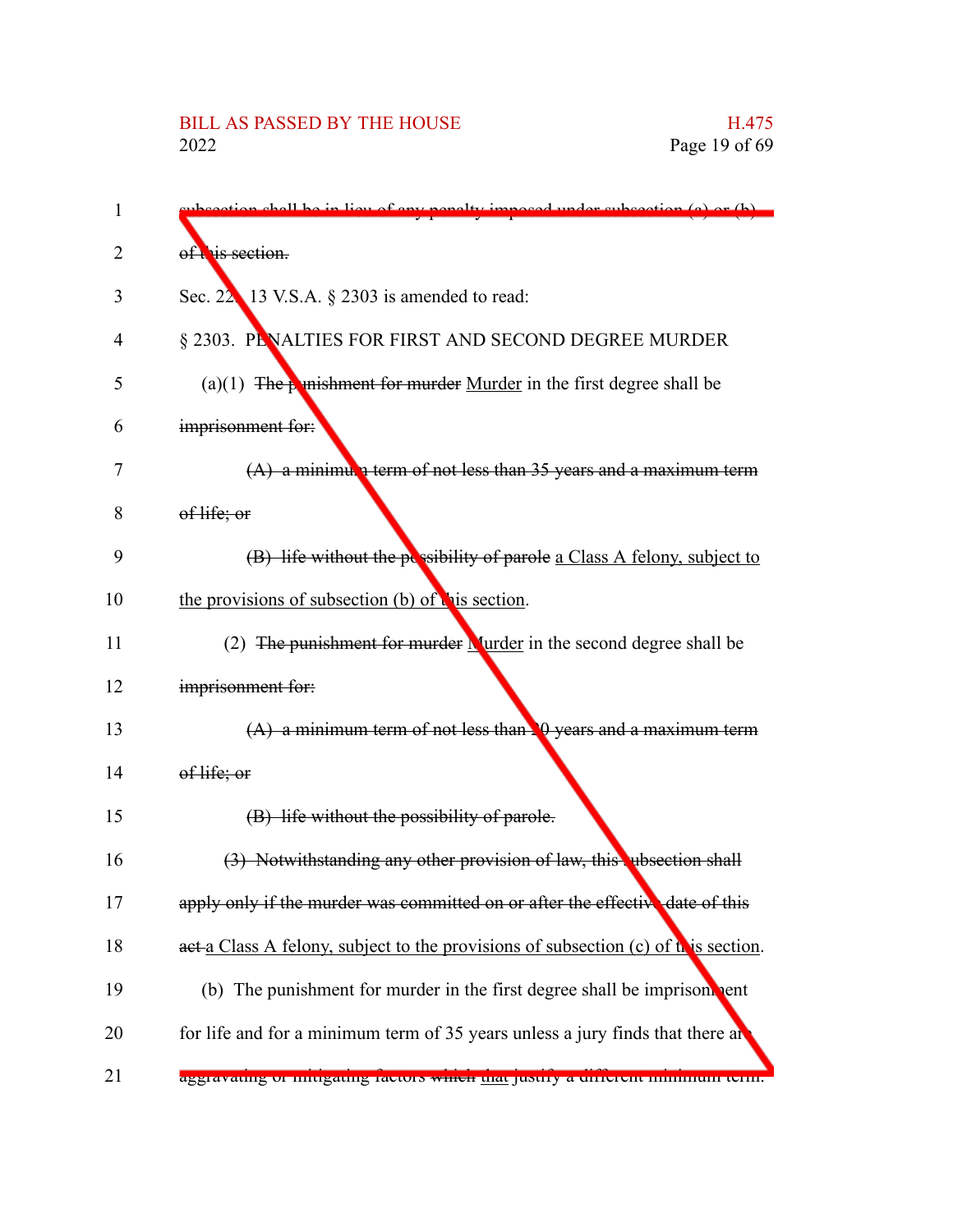subsection shall be in lieu of any penalty imposed under subsection (a) or (b) of this section.

Sec. 22. 13 V.S.A. § 2303 is amended to read:

§ 2303. PENALTIES FOR FIRST AND SECOND DEGREE MURDER

(a)(1) ~~The punishment for murder~~ Murder in the first degree shall be ~~imprisonment for:~~

~~(A) a minimum term of not less than 35 years and a maximum term of life; or~~

~~(B) life without the possibility of parole~~ a Class A felony, subject to the provisions of subsection (b) of this section.

(2) ~~The punishment for murder~~ Murder in the second degree shall be ~~imprisonment for:~~

~~(A) a minimum term of not less than 20 years and a maximum term of life; or~~

~~(B) life without the possibility of parole.~~

~~(3) Notwithstanding any other provision of law, this subsection shall apply only if the murder was committed on or after the effective date of this act~~ a Class A felony, subject to the provisions of subsection (c) of this section.

(b) The punishment for murder in the first degree shall be imprisonment for life and for a minimum term of 35 years unless a jury finds that there are aggravating or mitigating factors ~~which~~ that justify a different minimum term.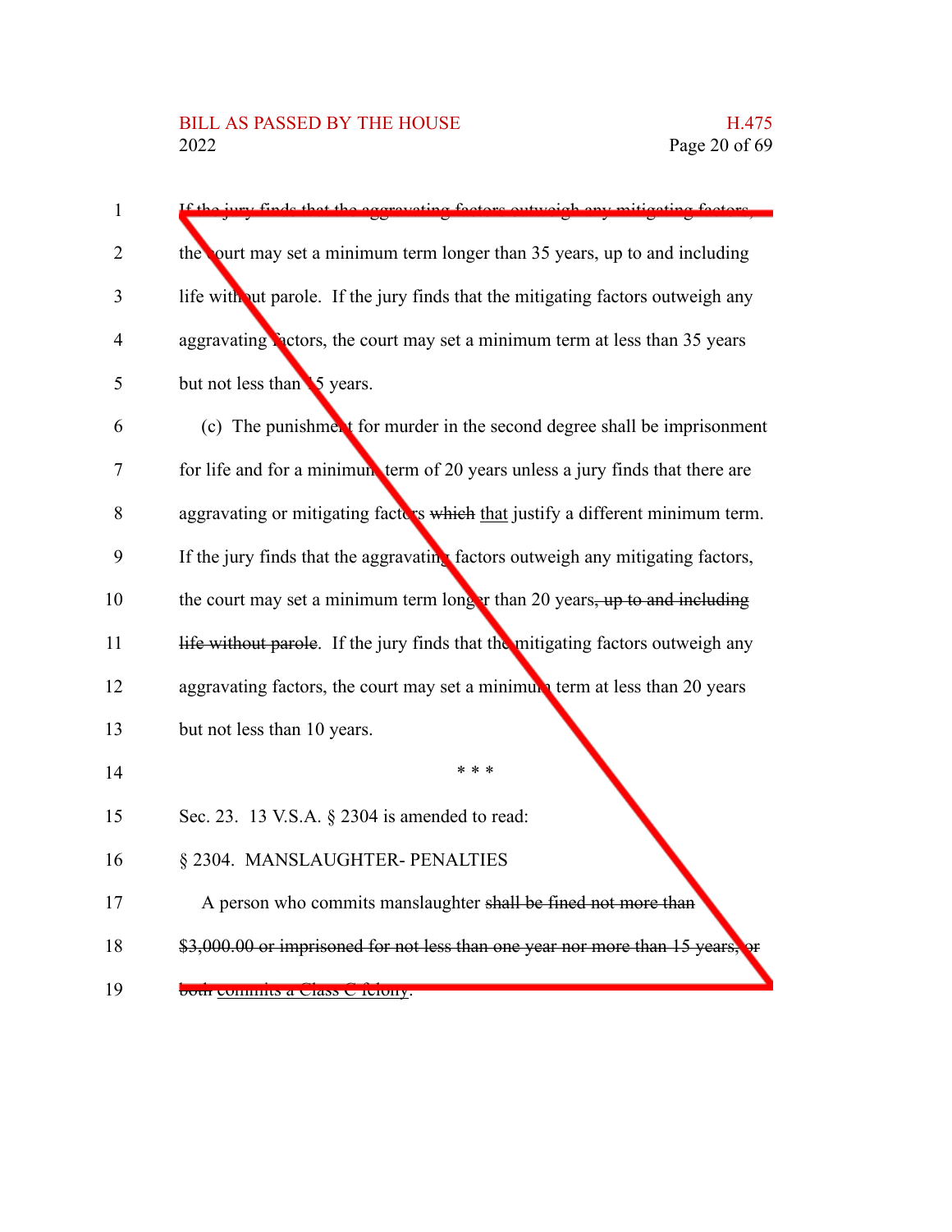If the jury finds that the aggravating factors outweigh any mitigating factors, the court may set a minimum term longer than 35 years, up to and including life without parole. If the jury finds that the mitigating factors outweigh any aggravating factors, the court may set a minimum term at less than 35 years but not less than 15 years.

(c) The punishment for murder in the second degree shall be imprisonment for life and for a minimum term of 20 years unless a jury finds that there are aggravating or mitigating factors ~~which~~ that justify a different minimum term. If the jury finds that the aggravating factors outweigh any mitigating factors, the court may set a minimum term longer than 20 years~~, up to and including life without parole~~. If the jury finds that the mitigating factors outweigh any aggravating factors, the court may set a minimum term at less than 20 years but not less than 10 years.

\* \* \*

Sec. 23. 13 V.S.A. § 2304 is amended to read:

§ 2304. MANSLAUGHTER- PENALTIES

A person who commits manslaughter ~~shall be fined not more than $3,000.00 or imprisoned for not less than one year nor more than 15 years, or both~~ commits a Class C felony.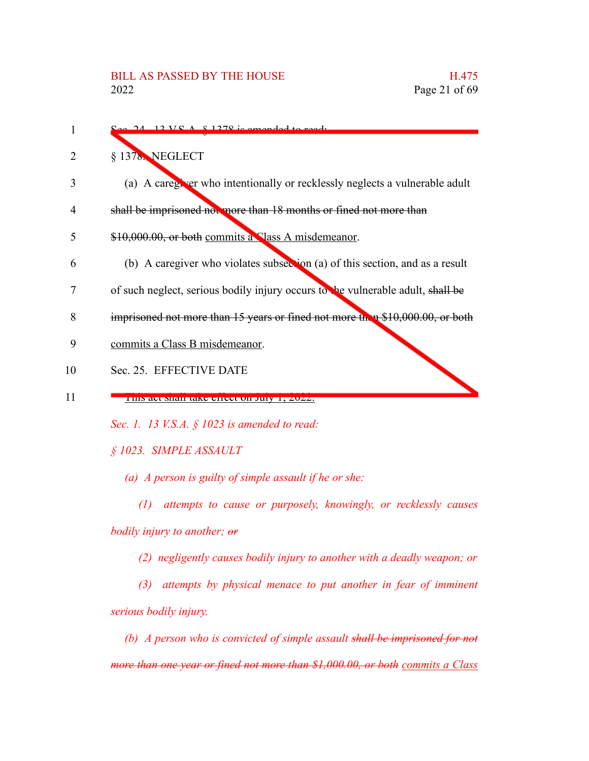Sec. 24. 13 V.S.A. § 1378 is amended to read:

§ 1378. NEGLECT

(a) A caregiver who intentionally or recklessly neglects a vulnerable adult ~~shall be imprisoned not more than 18 months or fined not more than \$10,000.00, or both~~ commits a Class A misdemeanor.

(b) A caregiver who violates subsection (a) of this section, and as a result of such neglect, serious bodily injury occurs to the vulnerable adult, ~~shall be imprisoned not more than 15 years or fined not more than \$10,000.00, or both~~ commits a Class B misdemeanor.

Sec. 25. EFFECTIVE DATE

This act shall take effect on July 1, 2022.

*Sec. 1. 13 V.S.A. § 1023 is amended to read:*

*§ 1023. SIMPLE ASSAULT*

*(a) A person is guilty of simple assault if he or she:*

*(1) attempts to cause or purposely, knowingly, or recklessly causes bodily injury to another;* ~~*or*~~

*(2) negligently causes bodily injury to another with a deadly weapon; or*

*(3) attempts by physical menace to put another in fear of imminent serious bodily injury.*

*(b) A person who is convicted of simple assault* ~~*shall be imprisoned for not more than one year or fined not more than \$1,000.00, or both*~~ *commits a Class*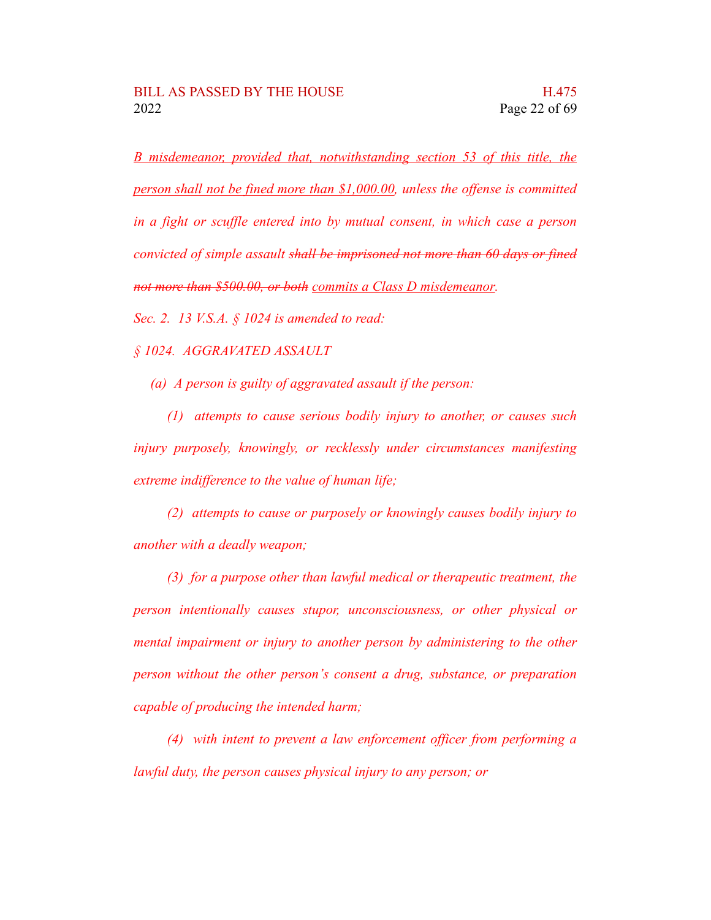*B misdemeanor, provided that, notwithstanding section 53 of this title, the person shall not be fined more than $1,000.00, unless the offense is committed in a fight or scuffle entered into by mutual consent, in which case a person convicted of simple assault ~~shall be imprisoned not more than 60 days or fined not more than $500.00, or both~~ commits a Class D misdemeanor.*

*Sec. 2. 13 V.S.A. § 1024 is amended to read:*

*§ 1024. AGGRAVATED ASSAULT*

*(a) A person is guilty of aggravated assault if the person:*

*(1) attempts to cause serious bodily injury to another, or causes such injury purposely, knowingly, or recklessly under circumstances manifesting extreme indifference to the value of human life;*

*(2) attempts to cause or purposely or knowingly causes bodily injury to another with a deadly weapon;*

*(3) for a purpose other than lawful medical or therapeutic treatment, the person intentionally causes stupor, unconsciousness, or other physical or mental impairment or injury to another person by administering to the other person without the other person's consent a drug, substance, or preparation capable of producing the intended harm;*

*(4) with intent to prevent a law enforcement officer from performing a lawful duty, the person causes physical injury to any person; or*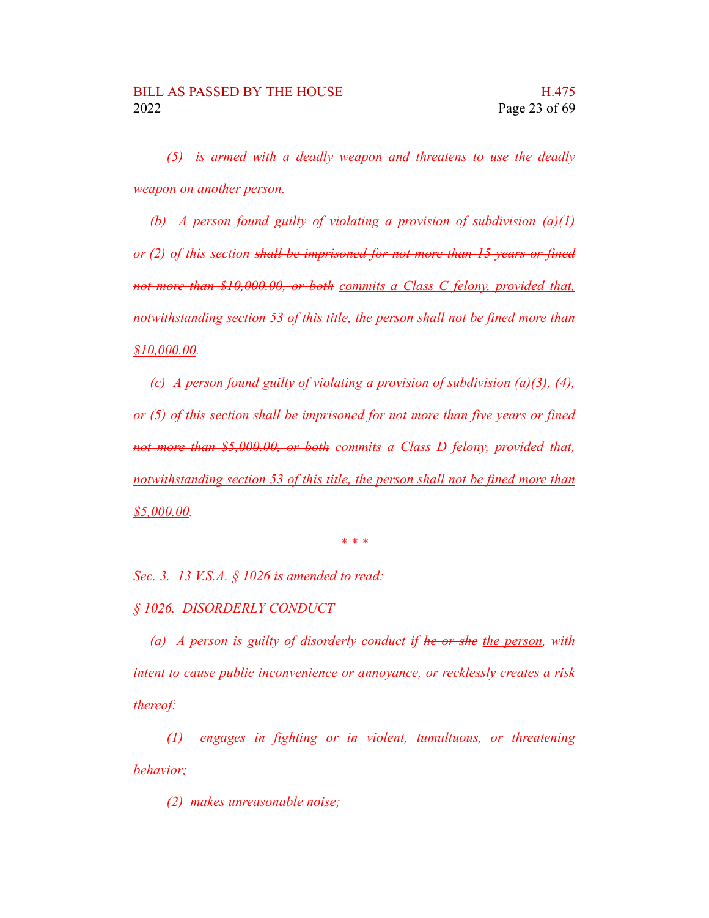*(5) is armed with a deadly weapon and threatens to use the deadly weapon on another person.*

*(b) A person found guilty of violating a provision of subdivision (a)(1) or (2) of this section ~~shall be imprisoned for not more than 15 years or fined not more than $10,000.00, or both~~ <u>commits a Class C felony, provided that, notwithstanding section 53 of this title, the person shall not be fined more than $10,000.00</u>.*

*(c) A person found guilty of violating a provision of subdivision (a)(3), (4), or (5) of this section ~~shall be imprisoned for not more than five years or fined not more than $5,000.00, or both~~ <u>commits a Class D felony, provided that, notwithstanding section 53 of this title, the person shall not be fined more than $5,000.00</u>.*

*\* \* \**

*Sec. 3. 13 V.S.A. § 1026 is amended to read:*

*§ 1026. DISORDERLY CONDUCT*

*(a) A person is guilty of disorderly conduct if ~~he or she~~ <u>the person</u>, with intent to cause public inconvenience or annoyance, or recklessly creates a risk thereof:*

*(1) engages in fighting or in violent, tumultuous, or threatening behavior;*

*(2) makes unreasonable noise;*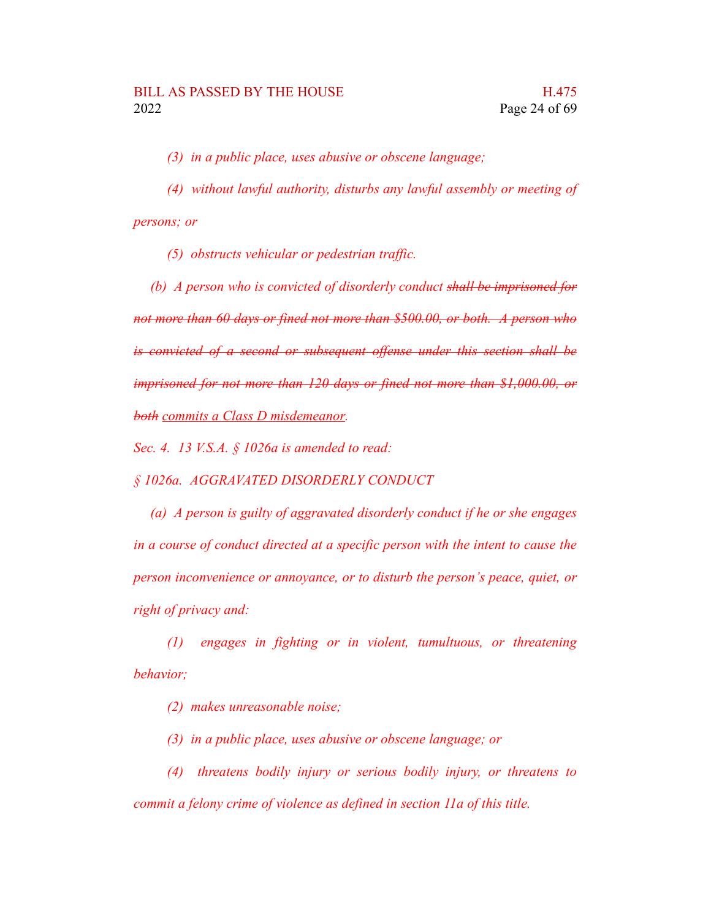*(3) in a public place, uses abusive or obscene language;*

*(4) without lawful authority, disturbs any lawful assembly or meeting of persons; or*

*(5) obstructs vehicular or pedestrian traffic.*

*(b) A person who is convicted of disorderly conduct ~~shall be imprisoned for not more than 60 days or fined not more than $500.00, or both. A person who is convicted of a second or subsequent offense under this section shall be imprisoned for not more than 120 days or fined not more than $1,000.00, or both~~ <u>commits a Class D misdemeanor</u>.*

*Sec. 4. 13 V.S.A. § 1026a is amended to read:*

*§ 1026a. AGGRAVATED DISORDERLY CONDUCT*

*(a) A person is guilty of aggravated disorderly conduct if he or she engages in a course of conduct directed at a specific person with the intent to cause the person inconvenience or annoyance, or to disturb the person's peace, quiet, or right of privacy and:*

*(1) engages in fighting or in violent, tumultuous, or threatening behavior;*

*(2) makes unreasonable noise;*

*(3) in a public place, uses abusive or obscene language; or*

*(4) threatens bodily injury or serious bodily injury, or threatens to commit a felony crime of violence as defined in section 11a of this title.*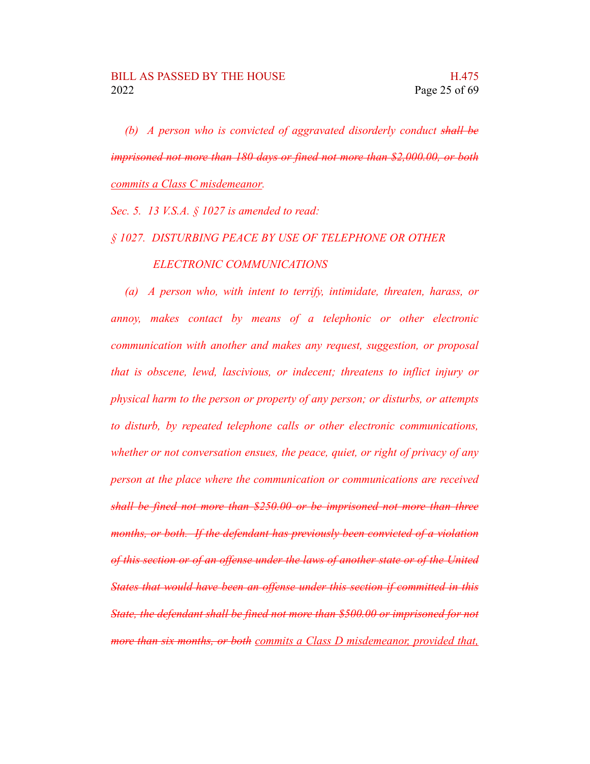*(b) A person who is convicted of aggravated disorderly conduct ~~shall be imprisoned not more than 180 days or fined not more than $2,000.00, or both~~ <u>commits a Class C misdemeanor</u>.*

*Sec. 5. 13 V.S.A. § 1027 is amended to read:*

*§ 1027. DISTURBING PEACE BY USE OF TELEPHONE OR OTHER ELECTRONIC COMMUNICATIONS*

*(a) A person who, with intent to terrify, intimidate, threaten, harass, or annoy, makes contact by means of a telephonic or other electronic communication with another and makes any request, suggestion, or proposal that is obscene, lewd, lascivious, or indecent; threatens to inflict injury or physical harm to the person or property of any person; or disturbs, or attempts to disturb, by repeated telephone calls or other electronic communications, whether or not conversation ensues, the peace, quiet, or right of privacy of any person at the place where the communication or communications are received ~~shall be fined not more than $250.00 or be imprisoned not more than three months, or both. If the defendant has previously been convicted of a violation of this section or of an offense under the laws of another state or of the United States that would have been an offense under this section if committed in this State, the defendant shall be fined not more than $500.00 or imprisoned for not more than six months, or both~~ <u>commits a Class D misdemeanor, provided that,</u>*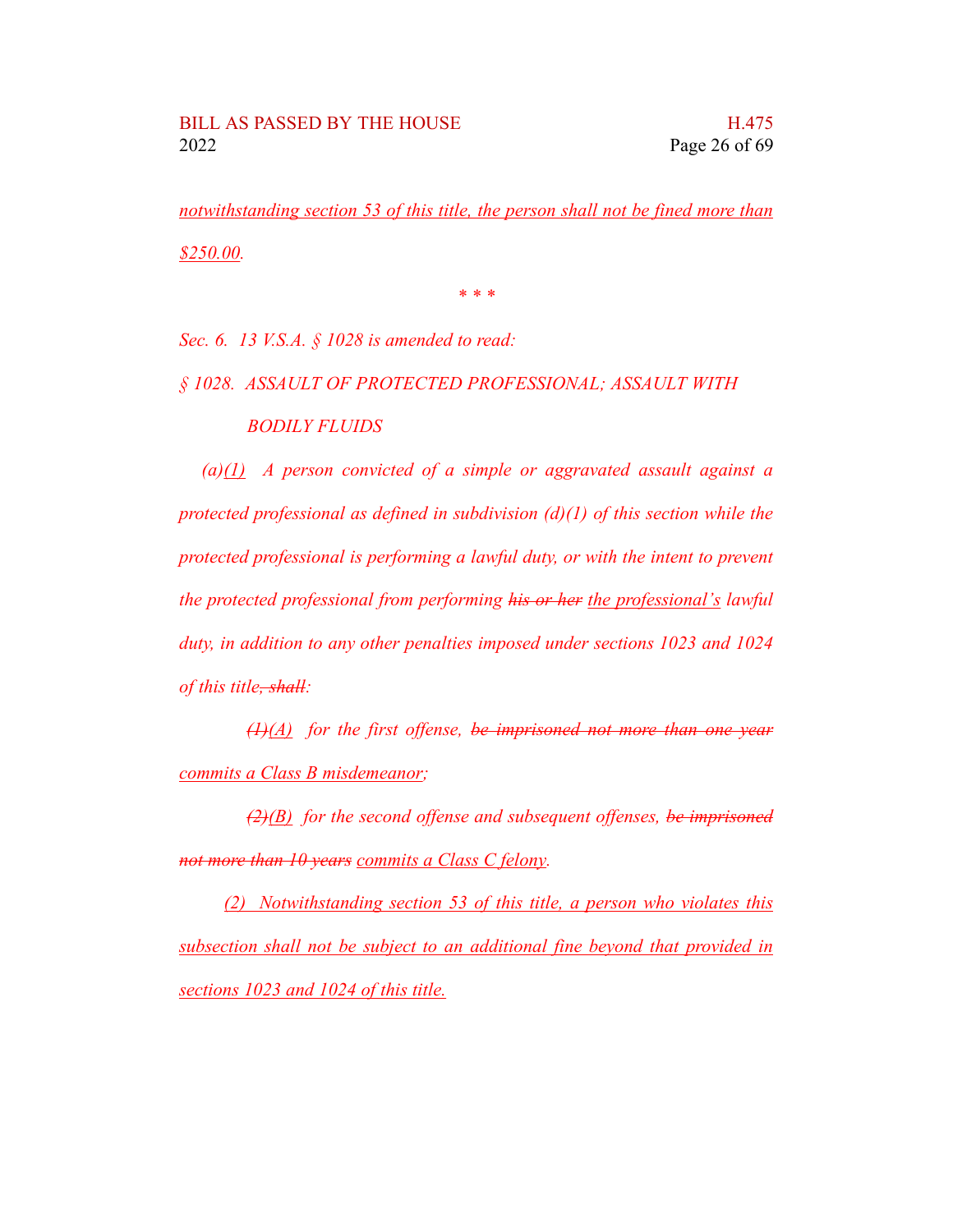*notwithstanding section 53 of this title, the person shall not be fined more than $250.00.*

\* \* \*

*Sec. 6. 13 V.S.A. § 1028 is amended to read:*

*§ 1028. ASSAULT OF PROTECTED PROFESSIONAL; ASSAULT WITH BODILY FLUIDS*

*(a)(1) A person convicted of a simple or aggravated assault against a protected professional as defined in subdivision (d)(1) of this section while the protected professional is performing a lawful duty, or with the intent to prevent the protected professional from performing ~~his or her~~ the professional's lawful duty, in addition to any other penalties imposed under sections 1023 and 1024 of this title~~, shall~~:*

*~~(1)~~(A) for the first offense, ~~be imprisoned not more than one year~~ commits a Class B misdemeanor;*

*~~(2)~~(B) for the second offense and subsequent offenses, ~~be imprisoned not more than 10 years~~ commits a Class C felony.*

*(2) Notwithstanding section 53 of this title, a person who violates this subsection shall not be subject to an additional fine beyond that provided in sections 1023 and 1024 of this title.*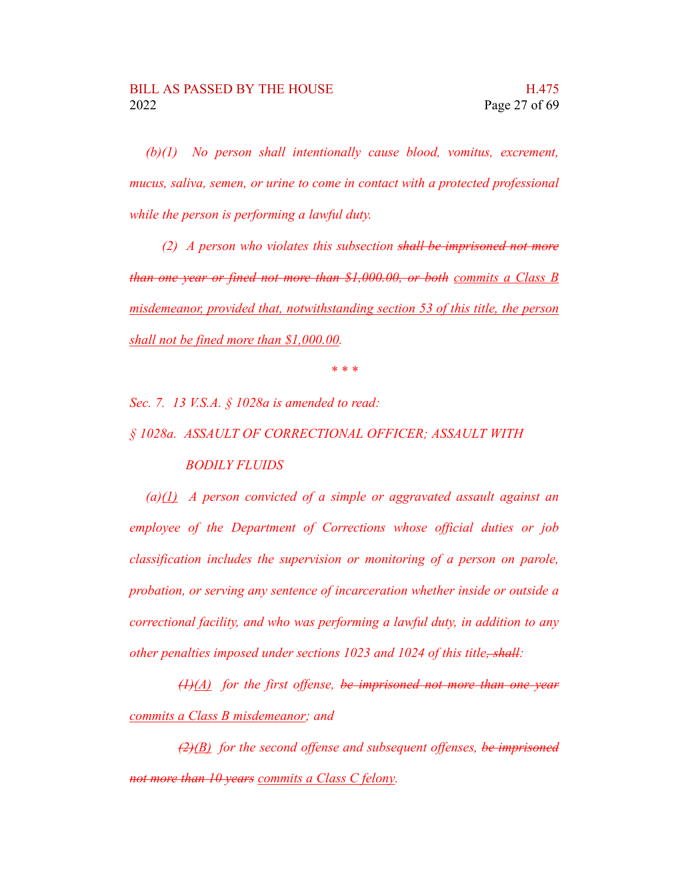*(b)(1) No person shall intentionally cause blood, vomitus, excrement, mucus, saliva, semen, or urine to come in contact with a protected professional while the person is performing a lawful duty.*

*(2) A person who violates this subsection ~~shall be imprisoned not more than one year or fined not more than $1,000.00, or both~~ <u>commits a Class B misdemeanor, provided that, notwithstanding section 53 of this title, the person shall not be fined more than $1,000.00</u>.*

*\* \* \**

*Sec. 7. 13 V.S.A. § 1028a is amended to read:*

*§ 1028a. ASSAULT OF CORRECTIONAL OFFICER; ASSAULT WITH BODILY FLUIDS*

*(a)<u>(1)</u> A person convicted of a simple or aggravated assault against an employee of the Department of Corrections whose official duties or job classification includes the supervision or monitoring of a person on parole, probation, or serving any sentence of incarceration whether inside or outside a correctional facility, and who was performing a lawful duty, in addition to any other penalties imposed under sections 1023 and 1024 of this title~~, shall~~:*

*~~(1)~~<u>(A)</u> for the first offense, ~~be imprisoned not more than one year~~ <u>commits a Class B misdemeanor</u>; and*

*~~(2)~~<u>(B)</u> for the second offense and subsequent offenses, ~~be imprisoned not more than 10 years~~ <u>commits a Class C felony</u>.*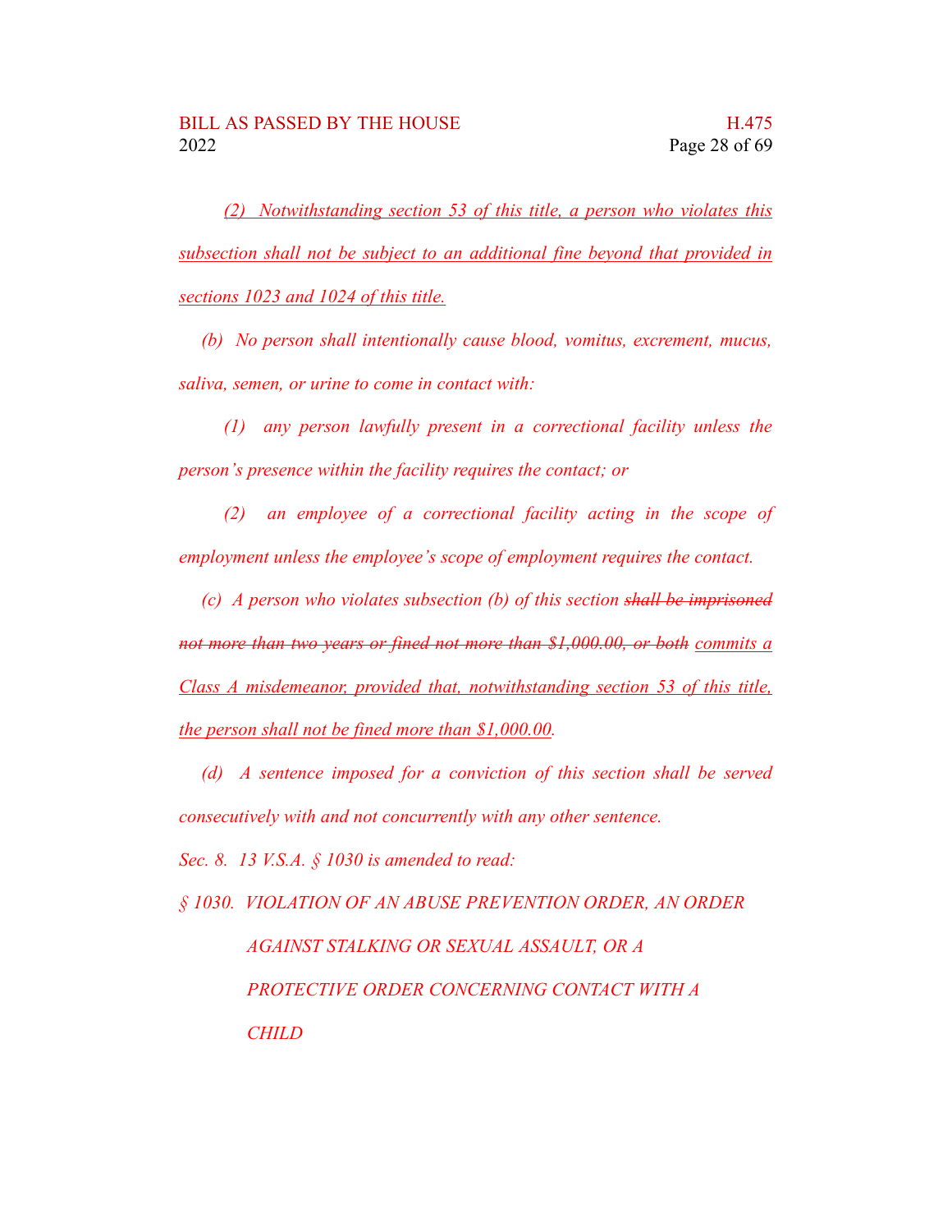*(2) Notwithstanding section 53 of this title, a person who violates this subsection shall not be subject to an additional fine beyond that provided in sections 1023 and 1024 of this title.*

*(b) No person shall intentionally cause blood, vomitus, excrement, mucus, saliva, semen, or urine to come in contact with:*

*(1) any person lawfully present in a correctional facility unless the person's presence within the facility requires the contact; or*

*(2) an employee of a correctional facility acting in the scope of employment unless the employee's scope of employment requires the contact.*

*(c) A person who violates subsection (b) of this section ~~shall be imprisoned not more than two years or fined not more than $1,000.00, or both~~ commits a Class A misdemeanor, provided that, notwithstanding section 53 of this title, the person shall not be fined more than $1,000.00.*

*(d) A sentence imposed for a conviction of this section shall be served consecutively with and not concurrently with any other sentence.*

*Sec. 8. 13 V.S.A. § 1030 is amended to read:*

*§ 1030. VIOLATION OF AN ABUSE PREVENTION ORDER, AN ORDER AGAINST STALKING OR SEXUAL ASSAULT, OR A PROTECTIVE ORDER CONCERNING CONTACT WITH A CHILD*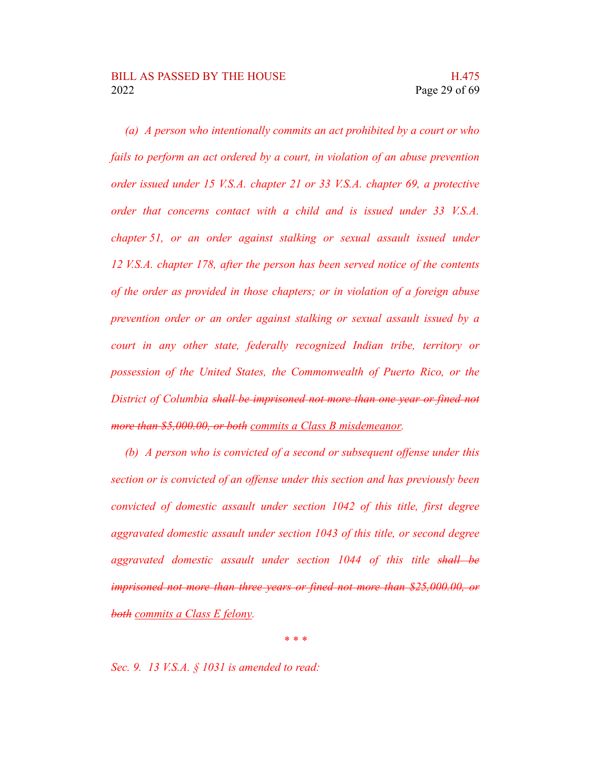*(a) A person who intentionally commits an act prohibited by a court or who fails to perform an act ordered by a court, in violation of an abuse prevention order issued under 15 V.S.A. chapter 21 or 33 V.S.A. chapter 69, a protective order that concerns contact with a child and is issued under 33 V.S.A. chapter 51, or an order against stalking or sexual assault issued under 12 V.S.A. chapter 178, after the person has been served notice of the contents of the order as provided in those chapters; or in violation of a foreign abuse prevention order or an order against stalking or sexual assault issued by a court in any other state, federally recognized Indian tribe, territory or possession of the United States, the Commonwealth of Puerto Rico, or the District of Columbia ~~shall be imprisoned not more than one year or fined not more than $5,000.00, or both~~ <u>commits a Class B misdemeanor</u>.*

*(b) A person who is convicted of a second or subsequent offense under this section or is convicted of an offense under this section and has previously been convicted of domestic assault under section 1042 of this title, first degree aggravated domestic assault under section 1043 of this title, or second degree aggravated domestic assault under section 1044 of this title ~~shall be imprisoned not more than three years or fined not more than $25,000.00, or both~~ <u>commits a Class E felony</u>.*

\* \* \*

*Sec. 9. 13 V.S.A. § 1031 is amended to read:*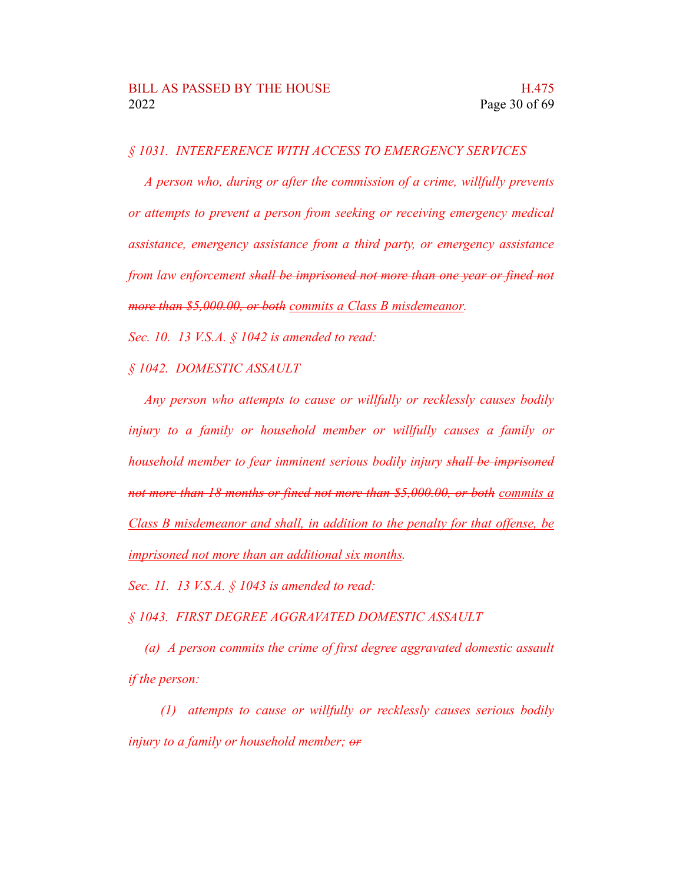*§ 1031. INTERFERENCE WITH ACCESS TO EMERGENCY SERVICES*

*A person who, during or after the commission of a crime, willfully prevents or attempts to prevent a person from seeking or receiving emergency medical assistance, emergency assistance from a third party, or emergency assistance from law enforcement ~~shall be imprisoned not more than one year or fined not more than $5,000.00, or both~~ <u>commits a Class B misdemeanor</u>.*

*Sec. 10. 13 V.S.A. § 1042 is amended to read:*

*§ 1042. DOMESTIC ASSAULT*

*Any person who attempts to cause or willfully or recklessly causes bodily injury to a family or household member or willfully causes a family or household member to fear imminent serious bodily injury ~~shall be imprisoned not more than 18 months or fined not more than $5,000.00, or both~~ <u>commits a Class B misdemeanor and shall, in addition to the penalty for that offense, be imprisoned not more than an additional six months</u>.*

*Sec. 11. 13 V.S.A. § 1043 is amended to read:*

*§ 1043. FIRST DEGREE AGGRAVATED DOMESTIC ASSAULT*

*(a) A person commits the crime of first degree aggravated domestic assault if the person:*

*(1) attempts to cause or willfully or recklessly causes serious bodily injury to a family or household member; ~~or~~*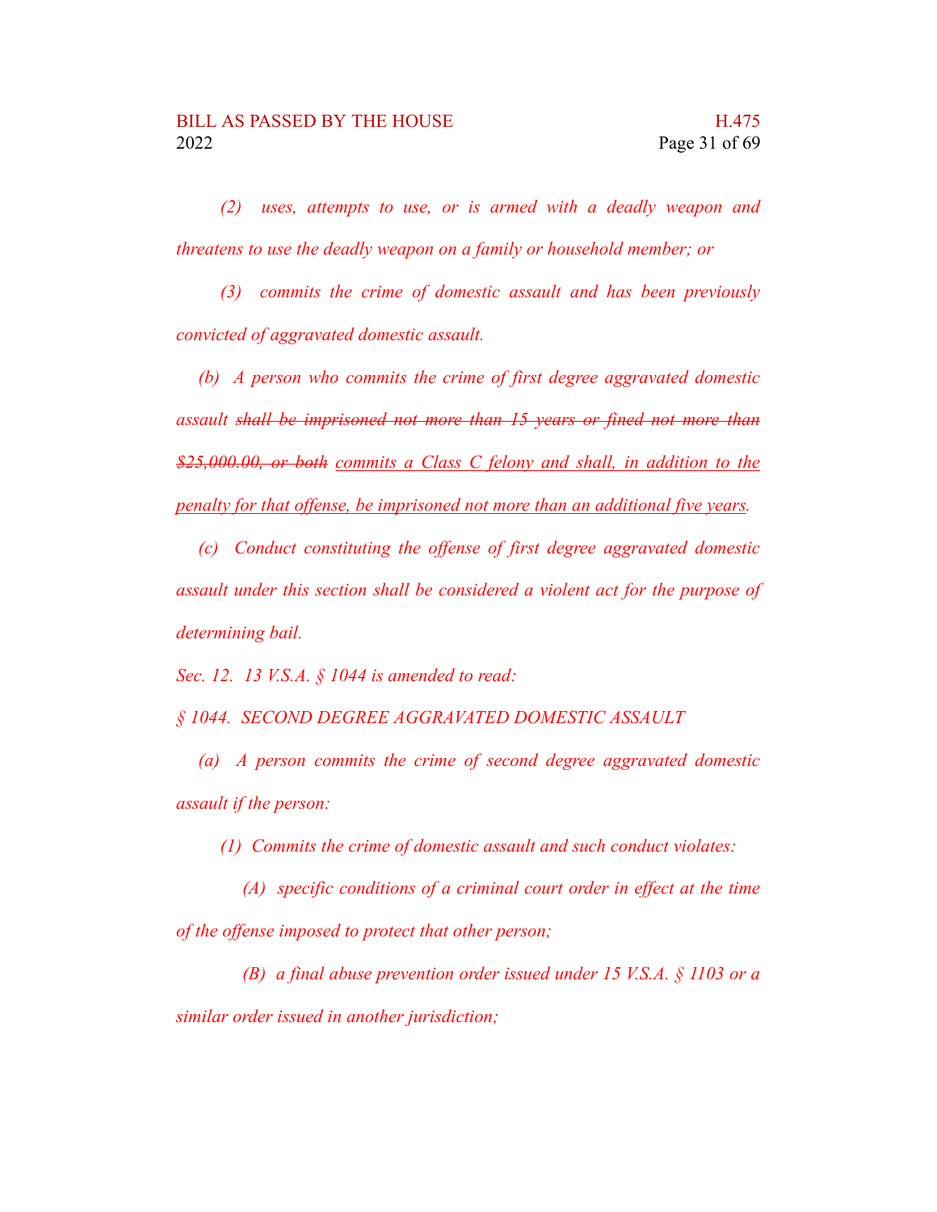*(2) uses, attempts to use, or is armed with a deadly weapon and threatens to use the deadly weapon on a family or household member; or*

*(3) commits the crime of domestic assault and has been previously convicted of aggravated domestic assault.*

*(b) A person who commits the crime of first degree aggravated domestic assault ~~shall be imprisoned not more than 15 years or fined not more than $25,000.00, or both~~ <u>commits a Class C felony and shall, in addition to the penalty for that offense, be imprisoned not more than an additional five years</u>.*

*(c) Conduct constituting the offense of first degree aggravated domestic assault under this section shall be considered a violent act for the purpose of determining bail.*

*Sec. 12. 13 V.S.A. § 1044 is amended to read:*

*§ 1044. SECOND DEGREE AGGRAVATED DOMESTIC ASSAULT*

*(a) A person commits the crime of second degree aggravated domestic assault if the person:*

*(1) Commits the crime of domestic assault and such conduct violates:*

*(A) specific conditions of a criminal court order in effect at the time of the offense imposed to protect that other person;*

*(B) a final abuse prevention order issued under 15 V.S.A. § 1103 or a similar order issued in another jurisdiction;*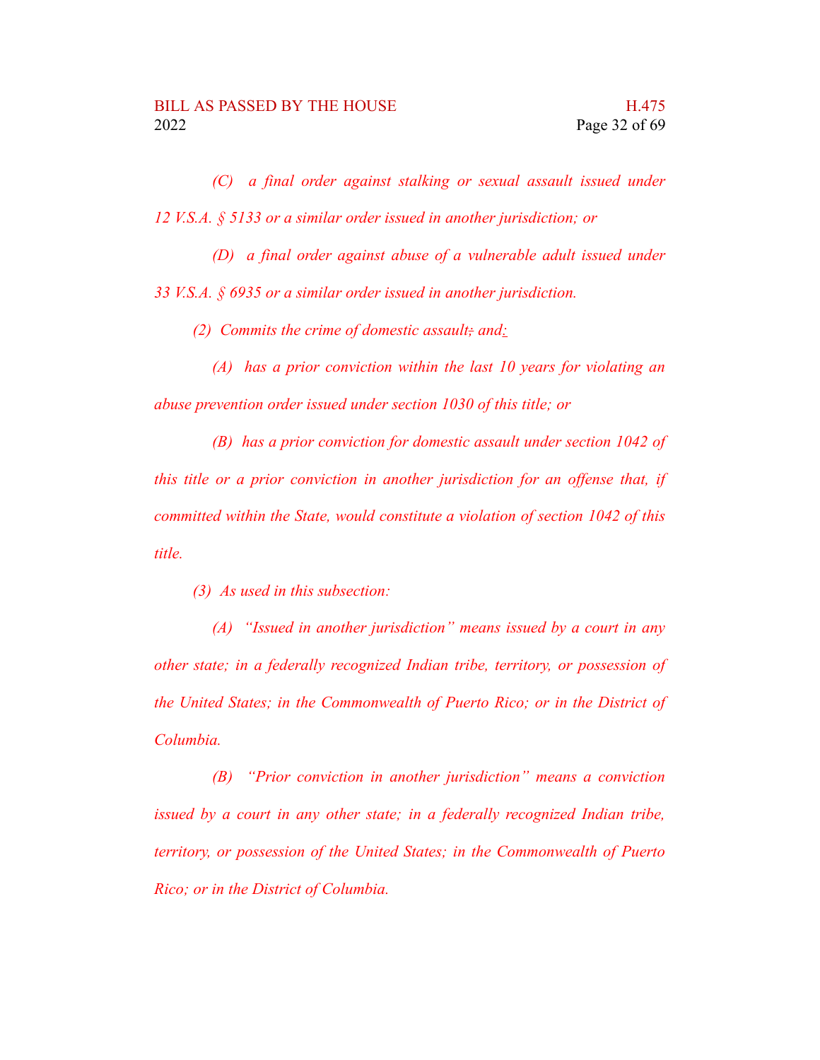*(C) a final order against stalking or sexual assault issued under 12 V.S.A. § 5133 or a similar order issued in another jurisdiction; or*

*(D) a final order against abuse of a vulnerable adult issued under 33 V.S.A. § 6935 or a similar order issued in another jurisdiction.*

*(2) Commits the crime of domestic assault; and:*

*(A) has a prior conviction within the last 10 years for violating an abuse prevention order issued under section 1030 of this title; or*

*(B) has a prior conviction for domestic assault under section 1042 of this title or a prior conviction in another jurisdiction for an offense that, if committed within the State, would constitute a violation of section 1042 of this title.*

*(3) As used in this subsection:*

*(A) "Issued in another jurisdiction" means issued by a court in any other state; in a federally recognized Indian tribe, territory, or possession of the United States; in the Commonwealth of Puerto Rico; or in the District of Columbia.*

*(B) "Prior conviction in another jurisdiction" means a conviction issued by a court in any other state; in a federally recognized Indian tribe, territory, or possession of the United States; in the Commonwealth of Puerto Rico; or in the District of Columbia.*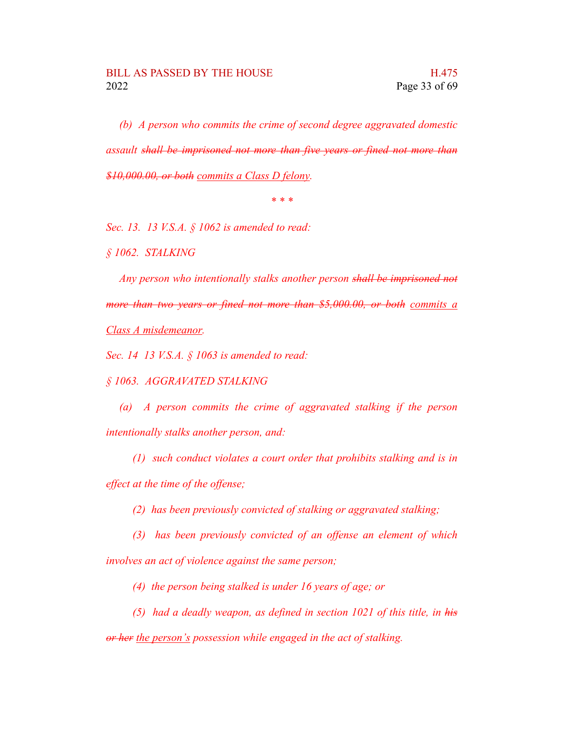*(b) A person who commits the crime of second degree aggravated domestic assault ~~shall be imprisoned not more than five years or fined not more than $10,000.00, or both~~ <u>commits a Class D felony</u>.*

*\* \* \**

*Sec. 13. 13 V.S.A. § 1062 is amended to read:*

*§ 1062. STALKING*

*Any person who intentionally stalks another person ~~shall be imprisoned not more than two years or fined not more than $5,000.00, or both~~ <u>commits a Class A misdemeanor</u>.*

*Sec. 14 13 V.S.A. § 1063 is amended to read:*

*§ 1063. AGGRAVATED STALKING*

*(a) A person commits the crime of aggravated stalking if the person intentionally stalks another person, and:*

*(1) such conduct violates a court order that prohibits stalking and is in effect at the time of the offense;*

*(2) has been previously convicted of stalking or aggravated stalking;*

*(3) has been previously convicted of an offense an element of which involves an act of violence against the same person;*

*(4) the person being stalked is under 16 years of age; or*

*(5) had a deadly weapon, as defined in section 1021 of this title, in ~~his or her~~ <u>the person's</u> possession while engaged in the act of stalking.*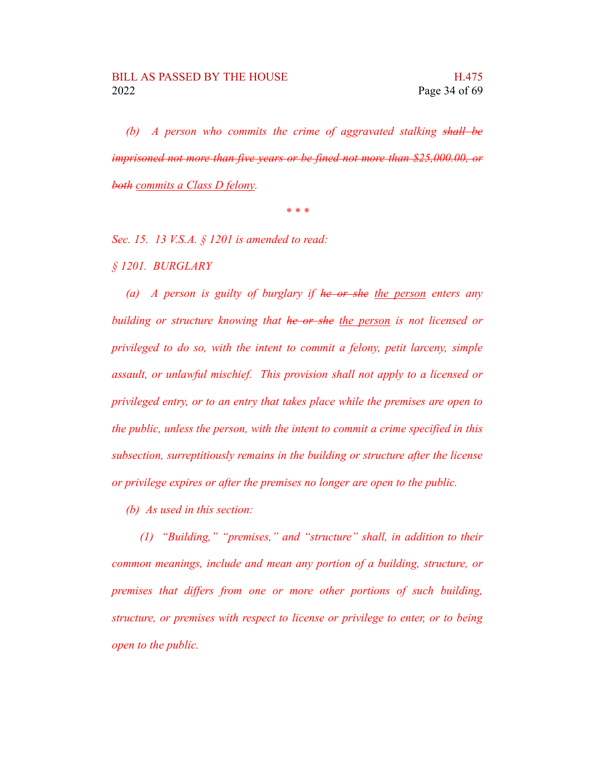*(b) A person who commits the crime of aggravated stalking ~~shall be imprisoned not more than five years or be fined not more than $25,000.00, or both~~ <u>commits a Class D felony</u>.*

*\* \* \**

*Sec. 15. 13 V.S.A. § 1201 is amended to read:*

*§ 1201. BURGLARY*

*(a) A person is guilty of burglary if ~~he or she~~ <u>the person</u> enters any building or structure knowing that ~~he or she~~ <u>the person</u> is not licensed or privileged to do so, with the intent to commit a felony, petit larceny, simple assault, or unlawful mischief. This provision shall not apply to a licensed or privileged entry, or to an entry that takes place while the premises are open to the public, unless the person, with the intent to commit a crime specified in this subsection, surreptitiously remains in the building or structure after the license or privilege expires or after the premises no longer are open to the public.*

*(b) As used in this section:*

*(1) "Building," "premises," and "structure" shall, in addition to their common meanings, include and mean any portion of a building, structure, or premises that differs from one or more other portions of such building, structure, or premises with respect to license or privilege to enter, or to being open to the public.*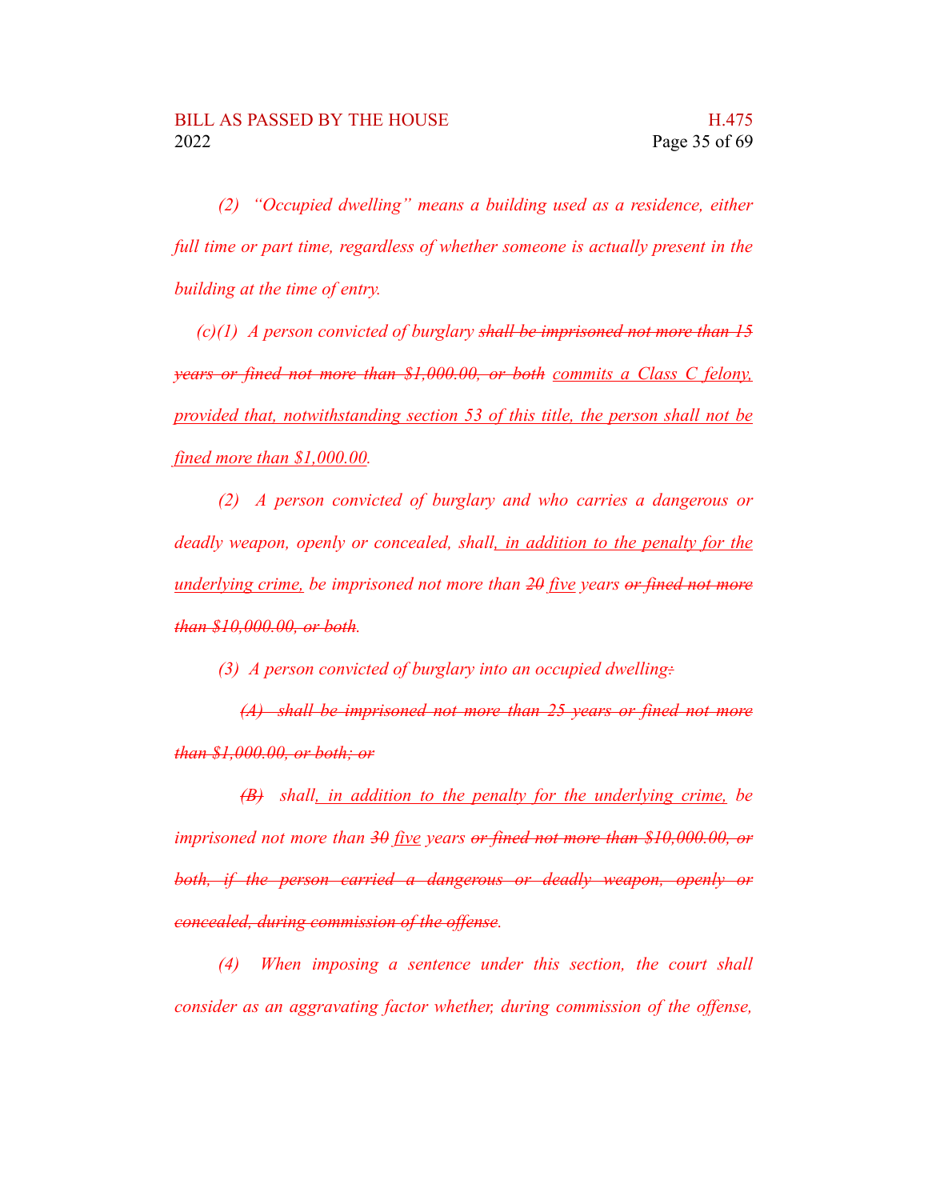*(2) "Occupied dwelling" means a building used as a residence, either full time or part time, regardless of whether someone is actually present in the building at the time of entry.*

*(c)(1) A person convicted of burglary ~~shall be imprisoned not more than 15 years or fined not more than $1,000.00, or both~~ commits a Class C felony, provided that, notwithstanding section 53 of this title, the person shall not be fined more than $1,000.00.*

*(2) A person convicted of burglary and who carries a dangerous or deadly weapon, openly or concealed, shall, in addition to the penalty for the underlying crime, be imprisoned not more than ~~20~~ five years ~~or fined not more than $10,000.00, or both~~.*

*(3) A person convicted of burglary into an occupied dwelling~~:~~*

*~~(A) shall be imprisoned not more than 25 years or fined not more than $1,000.00, or both; or~~*

*~~(B)~~ shall, in addition to the penalty for the underlying crime, be imprisoned not more than ~~30~~ five years ~~or fined not more than $10,000.00, or both, if the person carried a dangerous or deadly weapon, openly or concealed, during commission of the offense~~.*

*(4) When imposing a sentence under this section, the court shall consider as an aggravating factor whether, during commission of the offense,*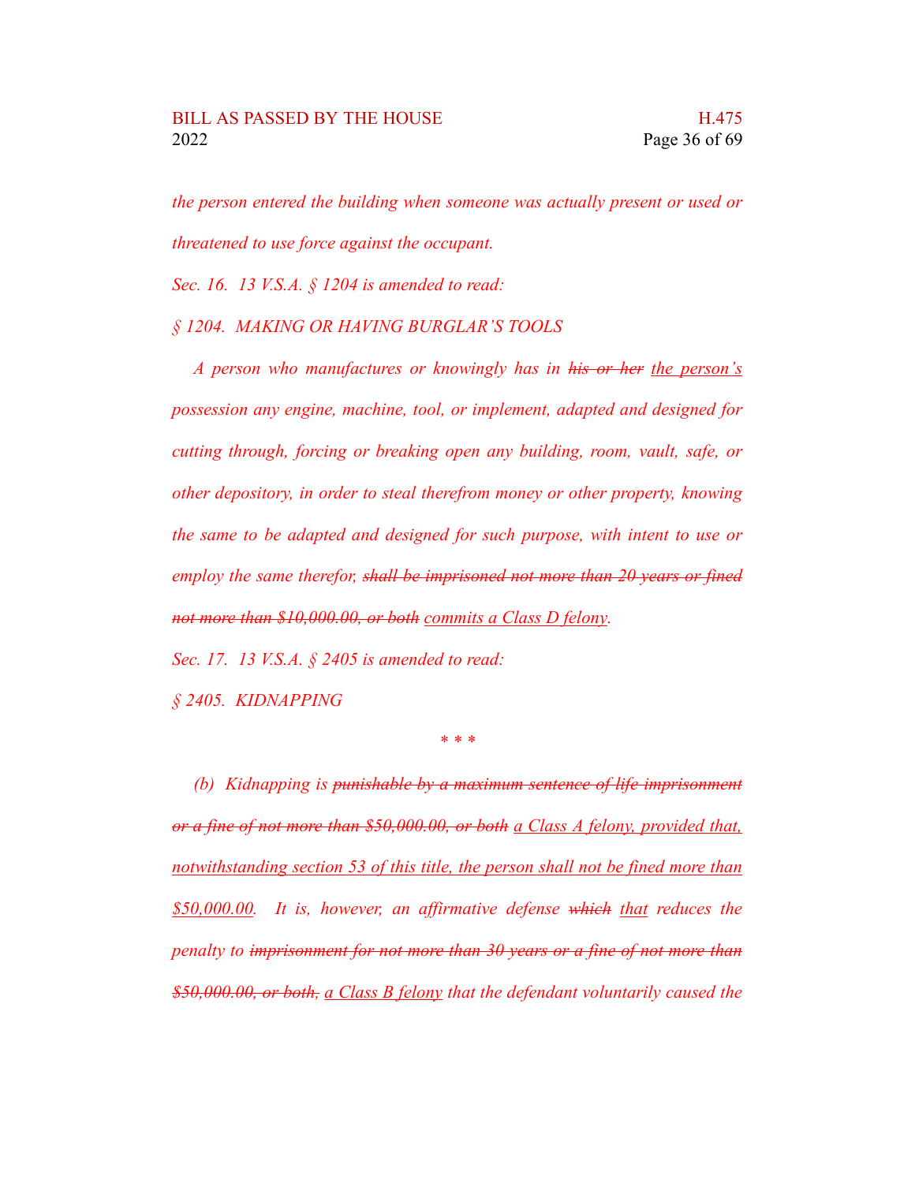*the person entered the building when someone was actually present or used or threatened to use force against the occupant.*

*Sec. 16. 13 V.S.A. § 1204 is amended to read:*

*§ 1204. MAKING OR HAVING BURGLAR'S TOOLS*

*A person who manufactures or knowingly has in ~~his or her~~ <u>the person's</u> possession any engine, machine, tool, or implement, adapted and designed for cutting through, forcing or breaking open any building, room, vault, safe, or other depository, in order to steal therefrom money or other property, knowing the same to be adapted and designed for such purpose, with intent to use or employ the same therefor, ~~shall be imprisoned not more than 20 years or fined not more than $10,000.00, or both~~ <u>commits a Class D felony</u>.*

*Sec. 17. 13 V.S.A. § 2405 is amended to read:*

*§ 2405. KIDNAPPING*

*\* \* \**

*(b) Kidnapping is ~~punishable by a maximum sentence of life imprisonment or a fine of not more than $50,000.00, or both~~ <u>a Class A felony, provided that, notwithstanding section 53 of this title, the person shall not be fined more than $50,000.00</u>. It is, however, an affirmative defense ~~which~~ <u>that</u> reduces the penalty to ~~imprisonment for not more than 30 years or a fine of not more than $50,000.00, or both,~~ <u>a Class B felony</u> that the defendant voluntarily caused the*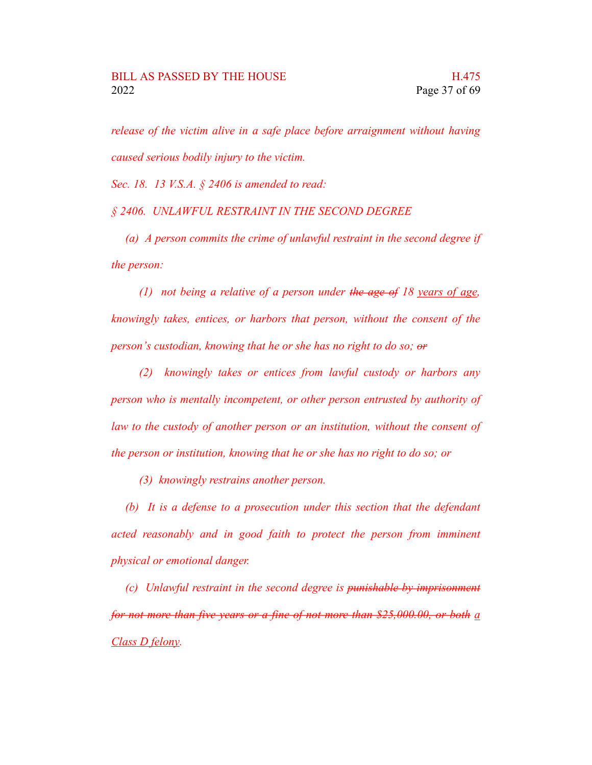*release of the victim alive in a safe place before arraignment without having caused serious bodily injury to the victim.*

*Sec. 18. 13 V.S.A. § 2406 is amended to read:*

*§ 2406. UNLAWFUL RESTRAINT IN THE SECOND DEGREE*

*(a) A person commits the crime of unlawful restraint in the second degree if the person:*

*(1) not being a relative of a person under ~~the age of~~ 18 years of age, knowingly takes, entices, or harbors that person, without the consent of the person's custodian, knowing that he or she has no right to do so; ~~or~~*

*(2) knowingly takes or entices from lawful custody or harbors any person who is mentally incompetent, or other person entrusted by authority of law to the custody of another person or an institution, without the consent of the person or institution, knowing that he or she has no right to do so; or*

*(3) knowingly restrains another person.*

*(b) It is a defense to a prosecution under this section that the defendant acted reasonably and in good faith to protect the person from imminent physical or emotional danger.*

*(c) Unlawful restraint in the second degree is ~~punishable by imprisonment for not more than five years or a fine of not more than $25,000.00, or both~~ a Class D felony.*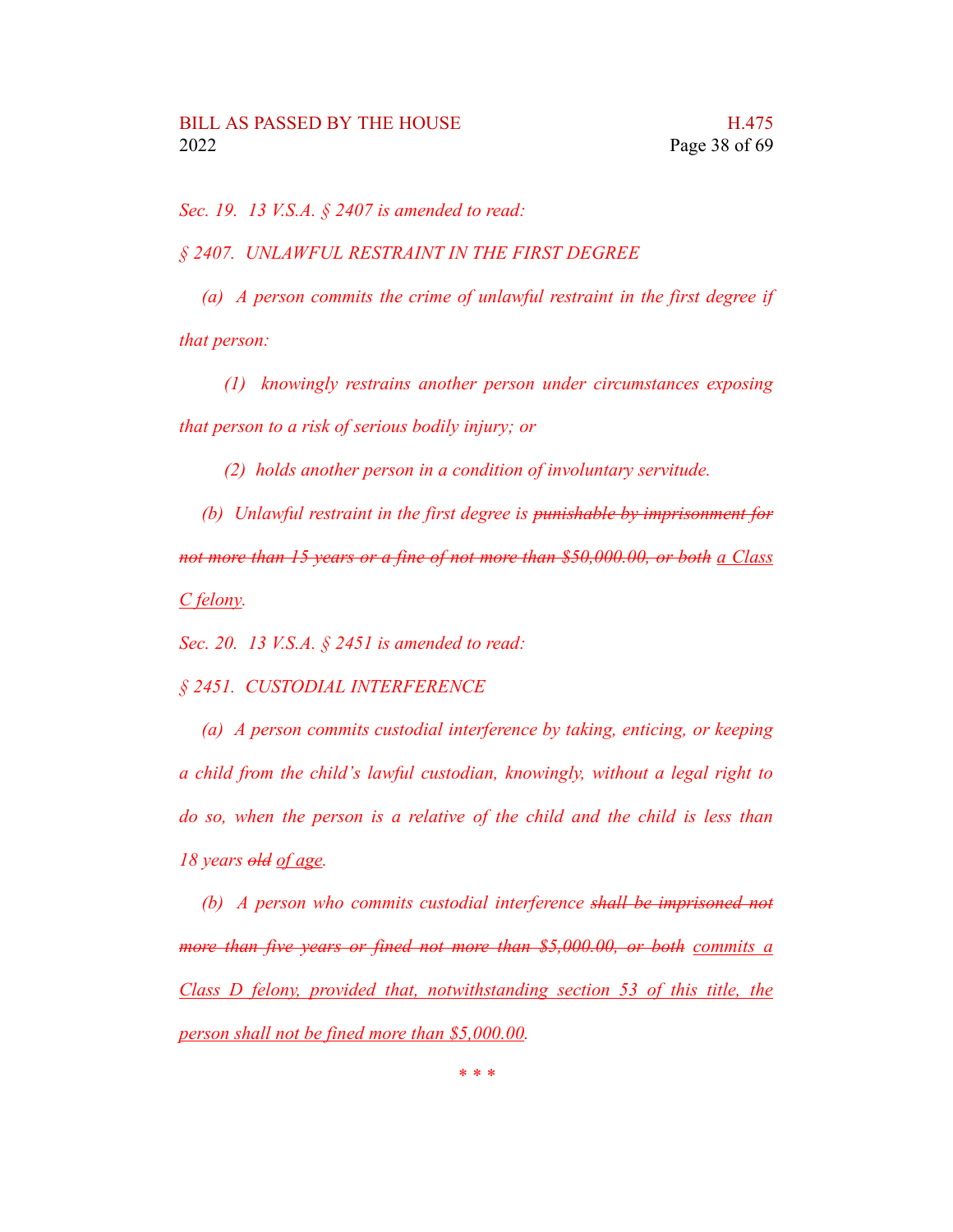*Sec. 19. 13 V.S.A. § 2407 is amended to read:*

*§ 2407. UNLAWFUL RESTRAINT IN THE FIRST DEGREE*

*(a) A person commits the crime of unlawful restraint in the first degree if that person:*

*(1) knowingly restrains another person under circumstances exposing that person to a risk of serious bodily injury; or*

*(2) holds another person in a condition of involuntary servitude.*

*(b) Unlawful restraint in the first degree is ~~punishable by imprisonment for not more than 15 years or a fine of not more than $50,000.00, or both~~ a Class C felony.*

*Sec. 20. 13 V.S.A. § 2451 is amended to read:*

*§ 2451. CUSTODIAL INTERFERENCE*

*(a) A person commits custodial interference by taking, enticing, or keeping a child from the child's lawful custodian, knowingly, without a legal right to do so, when the person is a relative of the child and the child is less than 18 years ~~old~~ of age.*

*(b) A person who commits custodial interference ~~shall be imprisoned not more than five years or fined not more than $5,000.00, or both~~ commits a Class D felony, provided that, notwithstanding section 53 of this title, the person shall not be fined more than $5,000.00.*

\* \* \*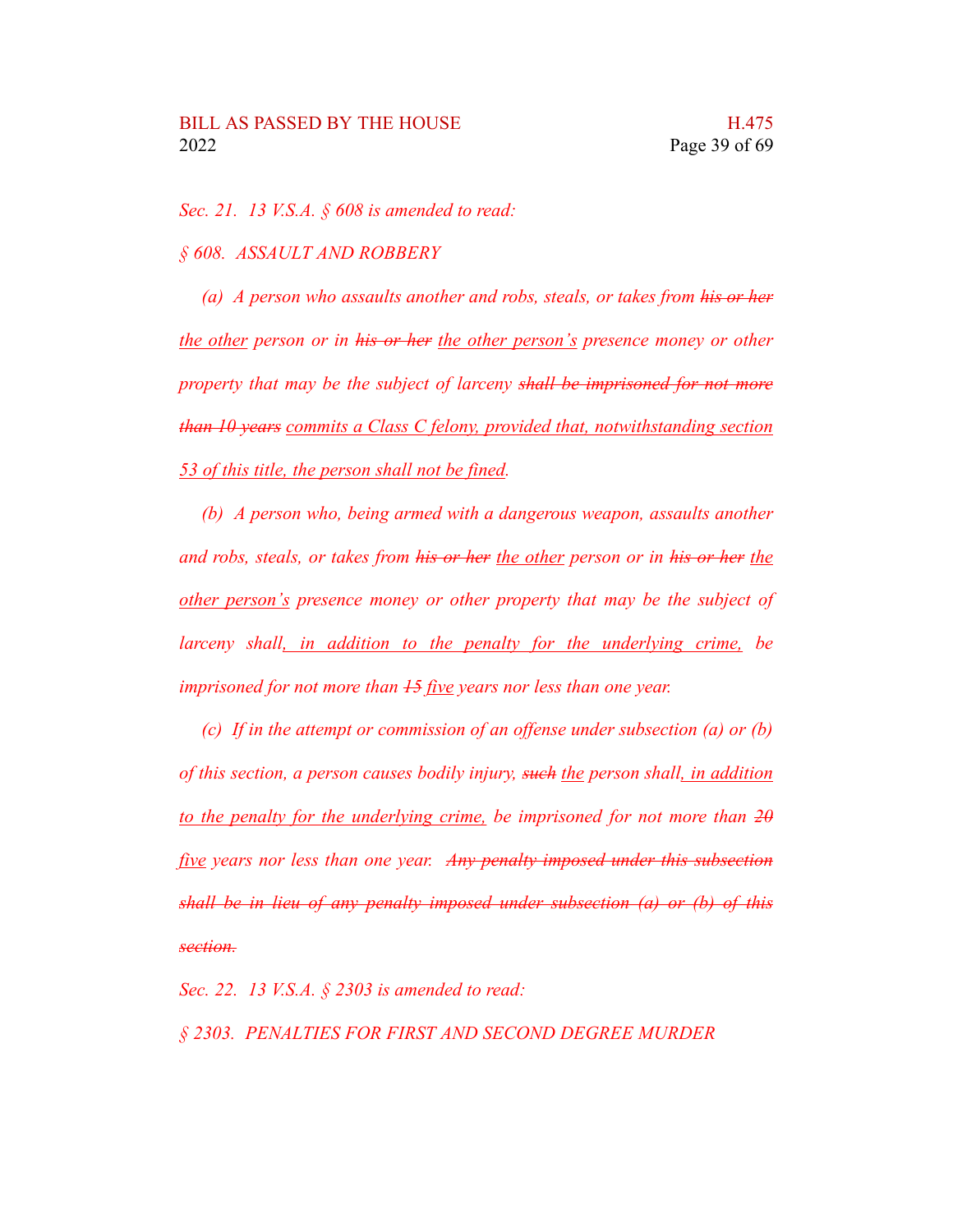*Sec. 21. 13 V.S.A. § 608 is amended to read:*

*§ 608. ASSAULT AND ROBBERY*

*(a) A person who assaults another and robs, steals, or takes from ~~his or her~~ the other person or in ~~his or her~~ the other person's presence money or other property that may be the subject of larceny ~~shall be imprisoned for not more than 10 years~~ commits a Class C felony, provided that, notwithstanding section 53 of this title, the person shall not be fined.*

*(b) A person who, being armed with a dangerous weapon, assaults another and robs, steals, or takes from ~~his or her~~ the other person or in ~~his or her~~ the other person's presence money or other property that may be the subject of larceny shall, in addition to the penalty for the underlying crime, be imprisoned for not more than ~~15~~ five years nor less than one year.*

*(c) If in the attempt or commission of an offense under subsection (a) or (b) of this section, a person causes bodily injury, ~~such~~ the person shall, in addition to the penalty for the underlying crime, be imprisoned for not more than ~~20~~ five years nor less than one year. ~~Any penalty imposed under this subsection shall be in lieu of any penalty imposed under subsection (a) or (b) of this section.~~*

*Sec. 22. 13 V.S.A. § 2303 is amended to read:*

*§ 2303. PENALTIES FOR FIRST AND SECOND DEGREE MURDER*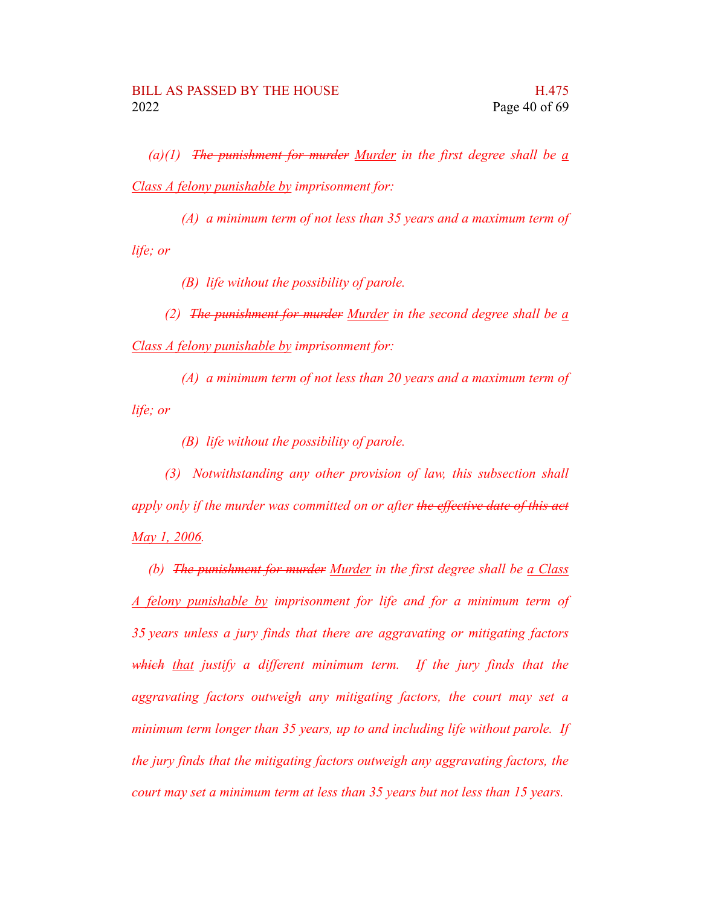*(a)(1) ~~The punishment for murder~~ <u>Murder</u> in the first degree shall be <u>a Class A felony punishable by</u> imprisonment for:*

*(A) a minimum term of not less than 35 years and a maximum term of life; or*

*(B) life without the possibility of parole.*

*(2) ~~The punishment for murder~~ <u>Murder</u> in the second degree shall be <u>a Class A felony punishable by</u> imprisonment for:*

*(A) a minimum term of not less than 20 years and a maximum term of life; or*

*(B) life without the possibility of parole.*

*(3) Notwithstanding any other provision of law, this subsection shall apply only if the murder was committed on or after ~~the effective date of this act~~ <u>May 1, 2006</u>.*

*(b) ~~The punishment for murder~~ <u>Murder</u> in the first degree shall be <u>a Class A felony punishable by</u> imprisonment for life and for a minimum term of 35 years unless a jury finds that there are aggravating or mitigating factors ~~which~~ <u>that</u> justify a different minimum term. If the jury finds that the aggravating factors outweigh any mitigating factors, the court may set a minimum term longer than 35 years, up to and including life without parole. If the jury finds that the mitigating factors outweigh any aggravating factors, the court may set a minimum term at less than 35 years but not less than 15 years.*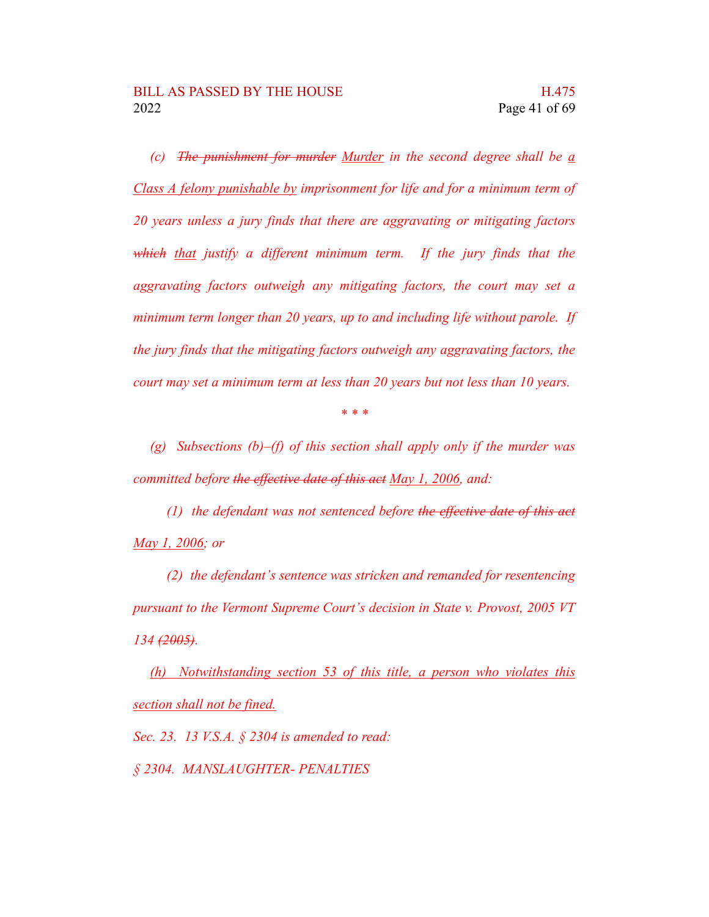*(c) ~~The punishment for murder~~ <u>Murder</u> in the second degree shall be <u>a Class A felony punishable by</u> imprisonment for life and for a minimum term of 20 years unless a jury finds that there are aggravating or mitigating factors ~~which~~ <u>that</u> justify a different minimum term. If the jury finds that the aggravating factors outweigh any mitigating factors, the court may set a minimum term longer than 20 years, up to and including life without parole. If the jury finds that the mitigating factors outweigh any aggravating factors, the court may set a minimum term at less than 20 years but not less than 10 years.*

\* \* \*

*(g) Subsections (b)–(f) of this section shall apply only if the murder was committed before ~~the effective date of this act~~ <u>May 1, 2006</u>, and:*

*(1) the defendant was not sentenced before ~~the effective date of this act~~ <u>May 1, 2006</u>; or*

*(2) the defendant's sentence was stricken and remanded for resentencing pursuant to the Vermont Supreme Court's decision in State v. Provost, 2005 VT 134 ~~(2005)~~.*

*<u>(h) Notwithstanding section 53 of this title, a person who violates this section shall not be fined.</u>*

*Sec. 23. 13 V.S.A. § 2304 is amended to read:*

*§ 2304. MANSLAUGHTER- PENALTIES*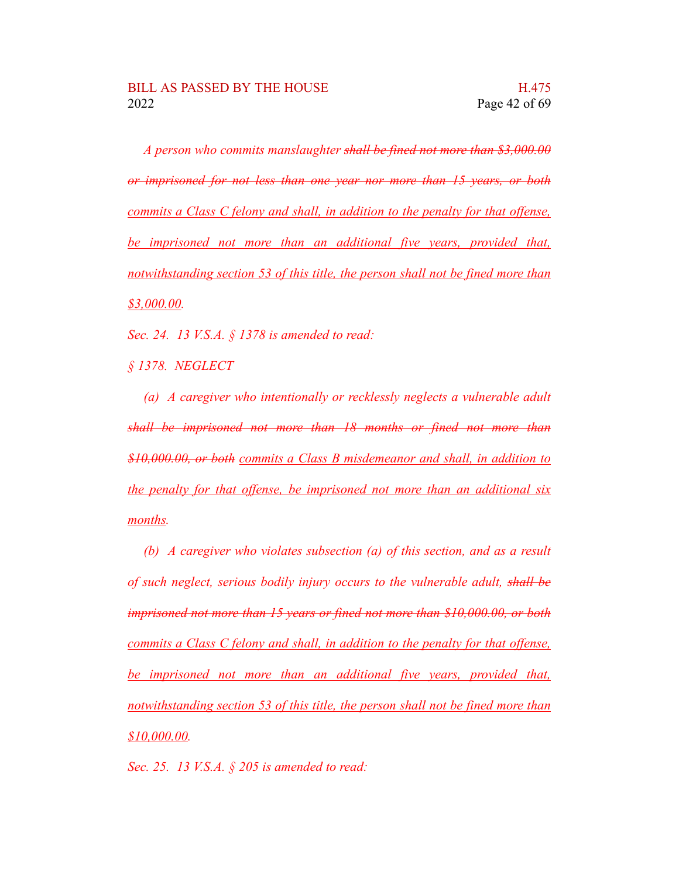*A person who commits manslaughter ~~shall be fined not more than $3,000.00 or imprisoned for not less than one year nor more than 15 years, or both~~ commits a Class C felony and shall, in addition to the penalty for that offense, be imprisoned not more than an additional five years, provided that, notwithstanding section 53 of this title, the person shall not be fined more than $3,000.00.*

*Sec. 24. 13 V.S.A. § 1378 is amended to read:*

*§ 1378. NEGLECT*

*(a) A caregiver who intentionally or recklessly neglects a vulnerable adult ~~shall be imprisoned not more than 18 months or fined not more than $10,000.00, or both~~ commits a Class B misdemeanor and shall, in addition to the penalty for that offense, be imprisoned not more than an additional six months.*

*(b) A caregiver who violates subsection (a) of this section, and as a result of such neglect, serious bodily injury occurs to the vulnerable adult, ~~shall be imprisoned not more than 15 years or fined not more than $10,000.00, or both~~ commits a Class C felony and shall, in addition to the penalty for that offense, be imprisoned not more than an additional five years, provided that, notwithstanding section 53 of this title, the person shall not be fined more than $10,000.00.*

*Sec. 25. 13 V.S.A. § 205 is amended to read:*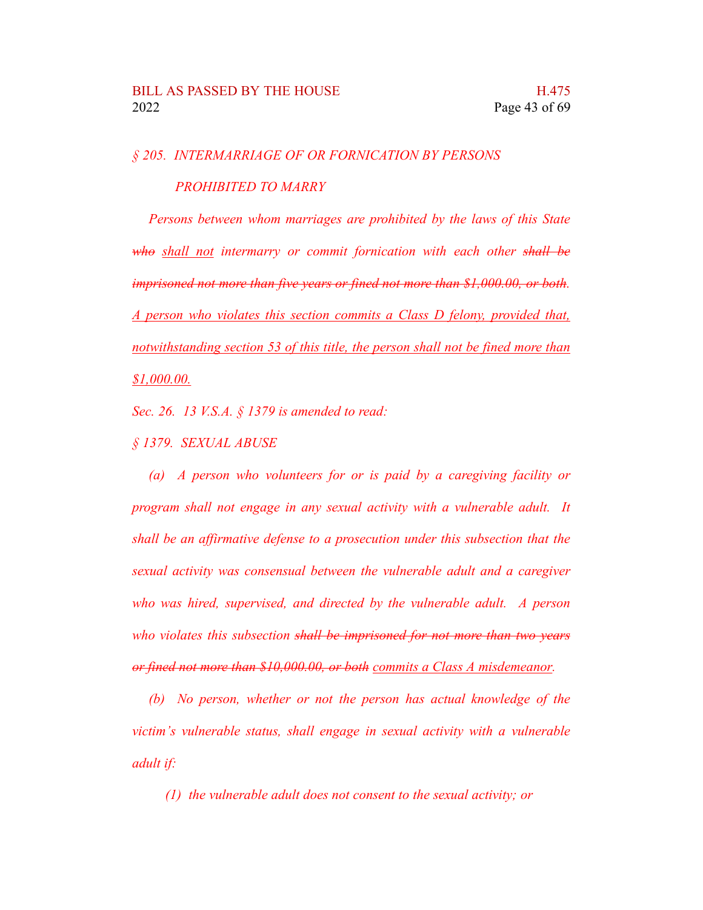*§ 205. INTERMARRIAGE OF OR FORNICATION BY PERSONS PROHIBITED TO MARRY*

*Persons between whom marriages are prohibited by the laws of this State ~~who~~ <u>shall not</u> intermarry or commit fornication with each other ~~shall be imprisoned not more than five years or fined not more than $1,000.00, or both~~. <u>A person who violates this section commits a Class D felony, provided that, notwithstanding section 53 of this title, the person shall not be fined more than $1,000.00.</u>*

*Sec. 26. 13 V.S.A. § 1379 is amended to read:*

*§ 1379. SEXUAL ABUSE*

*(a) A person who volunteers for or is paid by a caregiving facility or program shall not engage in any sexual activity with a vulnerable adult. It shall be an affirmative defense to a prosecution under this subsection that the sexual activity was consensual between the vulnerable adult and a caregiver who was hired, supervised, and directed by the vulnerable adult. A person who violates this subsection ~~shall be imprisoned for not more than two years or fined not more than $10,000.00, or both~~ <u>commits a Class A misdemeanor</u>.*

*(b) No person, whether or not the person has actual knowledge of the victim's vulnerable status, shall engage in sexual activity with a vulnerable adult if:*

*(1) the vulnerable adult does not consent to the sexual activity; or*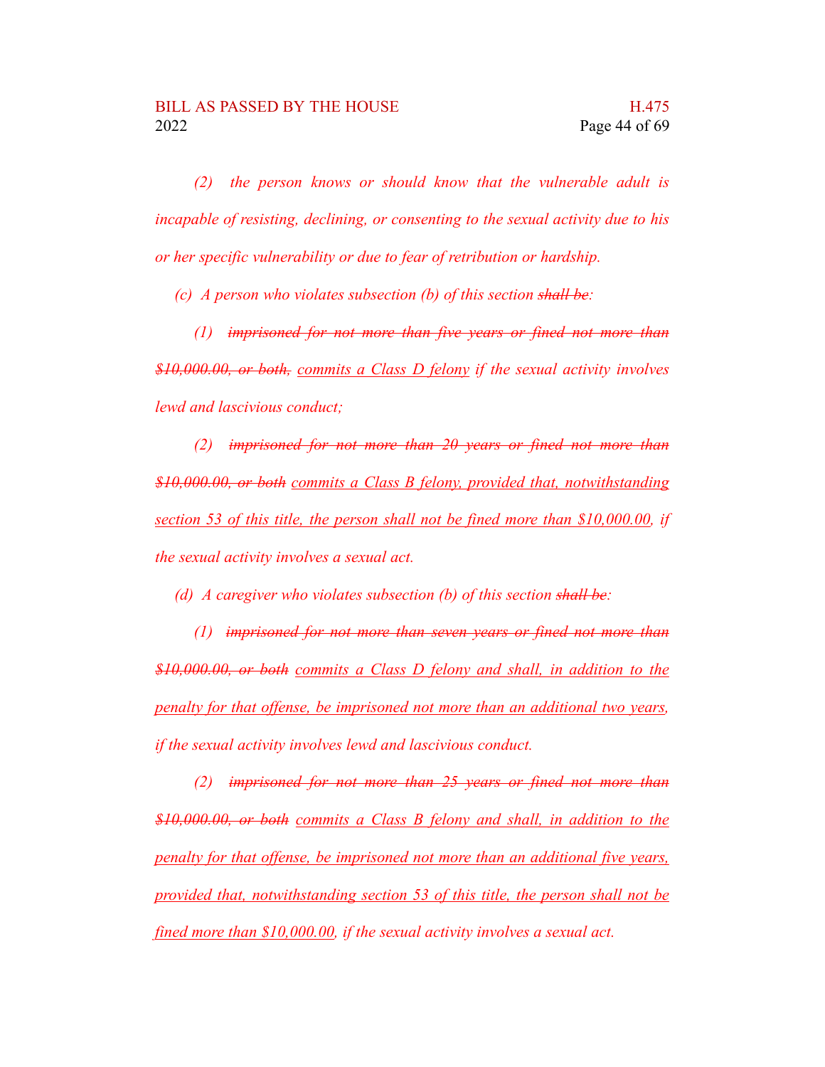*(2) the person knows or should know that the vulnerable adult is incapable of resisting, declining, or consenting to the sexual activity due to his or her specific vulnerability or due to fear of retribution or hardship.*

*(c) A person who violates subsection (b) of this section ~~shall be~~:*

*(1) ~~imprisoned for not more than five years or fined not more than \$10,000.00, or both,~~ <u>commits a Class D felony</u> if the sexual activity involves lewd and lascivious conduct;*

*(2) ~~imprisoned for not more than 20 years or fined not more than \$10,000.00, or both~~ <u>commits a Class B felony, provided that, notwithstanding section 53 of this title, the person shall not be fined more than \$10,000.00</u>, if the sexual activity involves a sexual act.*

*(d) A caregiver who violates subsection (b) of this section ~~shall be~~:*

*(1) ~~imprisoned for not more than seven years or fined not more than \$10,000.00, or both~~ <u>commits a Class D felony and shall, in addition to the penalty for that offense, be imprisoned not more than an additional two years</u>, if the sexual activity involves lewd and lascivious conduct.*

*(2) ~~imprisoned for not more than 25 years or fined not more than \$10,000.00, or both~~ <u>commits a Class B felony and shall, in addition to the penalty for that offense, be imprisoned not more than an additional five years, provided that, notwithstanding section 53 of this title, the person shall not be fined more than \$10,000.00</u>, if the sexual activity involves a sexual act.*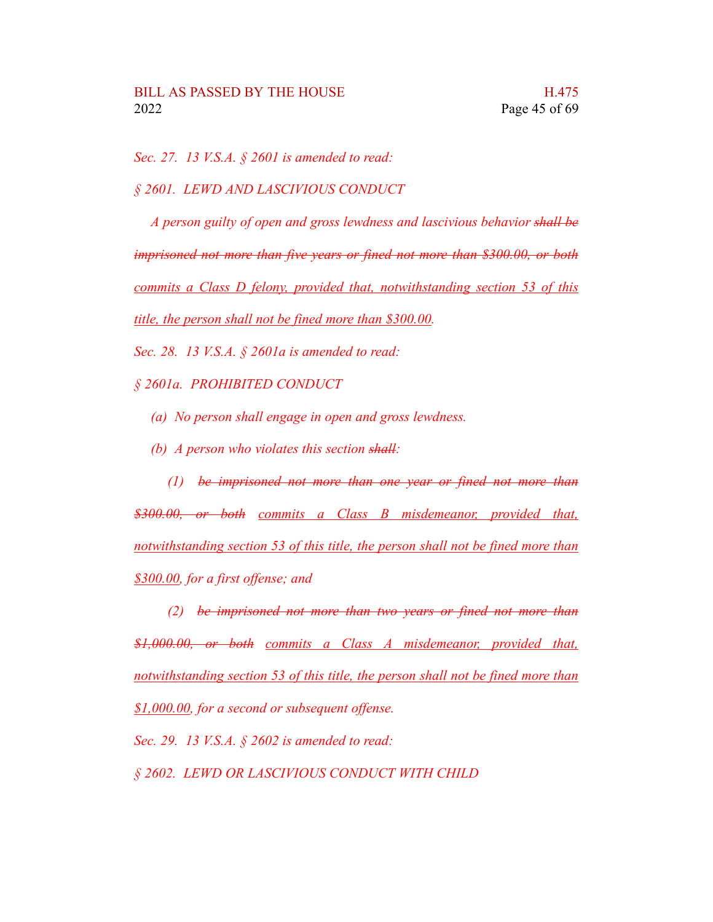*Sec. 27. 13 V.S.A. § 2601 is amended to read:*

*§ 2601. LEWD AND LASCIVIOUS CONDUCT*

*A person guilty of open and gross lewdness and lascivious behavior ~~shall be imprisoned not more than five years or fined not more than $300.00, or both~~ <u>commits a Class D felony, provided that, notwithstanding section 53 of this title, the person shall not be fined more than $300.00</u>.*

*Sec. 28. 13 V.S.A. § 2601a is amended to read:*

*§ 2601a. PROHIBITED CONDUCT*

*(a) No person shall engage in open and gross lewdness.*

*(b) A person who violates this section ~~shall~~:*

*(1) ~~be imprisoned not more than one year or fined not more than $300.00, or both~~ <u>commits a Class B misdemeanor, provided that, notwithstanding section 53 of this title, the person shall not be fined more than $300.00</u>, for a first offense; and*

*(2) ~~be imprisoned not more than two years or fined not more than $1,000.00, or both~~ <u>commits a Class A misdemeanor, provided that, notwithstanding section 53 of this title, the person shall not be fined more than $1,000.00</u>, for a second or subsequent offense.*

*Sec. 29. 13 V.S.A. § 2602 is amended to read:*

*§ 2602. LEWD OR LASCIVIOUS CONDUCT WITH CHILD*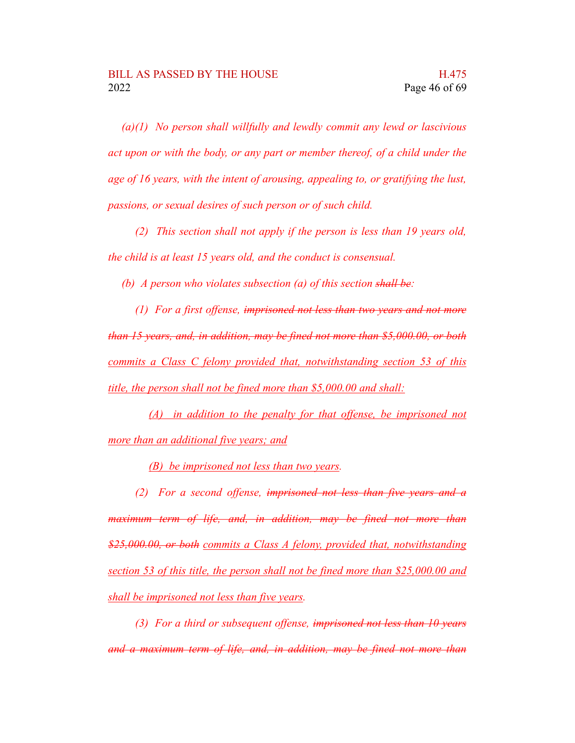*(a)(1) No person shall willfully and lewdly commit any lewd or lascivious act upon or with the body, or any part or member thereof, of a child under the age of 16 years, with the intent of arousing, appealing to, or gratifying the lust, passions, or sexual desires of such person or of such child.*

*(2) This section shall not apply if the person is less than 19 years old, the child is at least 15 years old, and the conduct is consensual.*

*(b) A person who violates subsection (a) of this section ~~shall be~~:*

*(1) For a first offense, ~~imprisoned not less than two years and not more than 15 years, and, in addition, may be fined not more than $5,000.00, or both~~ <u>commits a Class C felony provided that, notwithstanding section 53 of this title, the person shall not be fined more than $5,000.00 and shall:</u>*

*<u>(A) in addition to the penalty for that offense, be imprisoned not more than an additional five years; and</u>*

*<u>(B) be imprisoned not less than two years</u>.*

*(2) For a second offense, ~~imprisoned not less than five years and a maximum term of life, and, in addition, may be fined not more than $25,000.00, or both~~ <u>commits a Class A felony, provided that, notwithstanding section 53 of this title, the person shall not be fined more than $25,000.00 and shall be imprisoned not less than five years</u>.*

*(3) For a third or subsequent offense, ~~imprisoned not less than 10 years and a maximum term of life, and, in addition, may be fined not more than~~*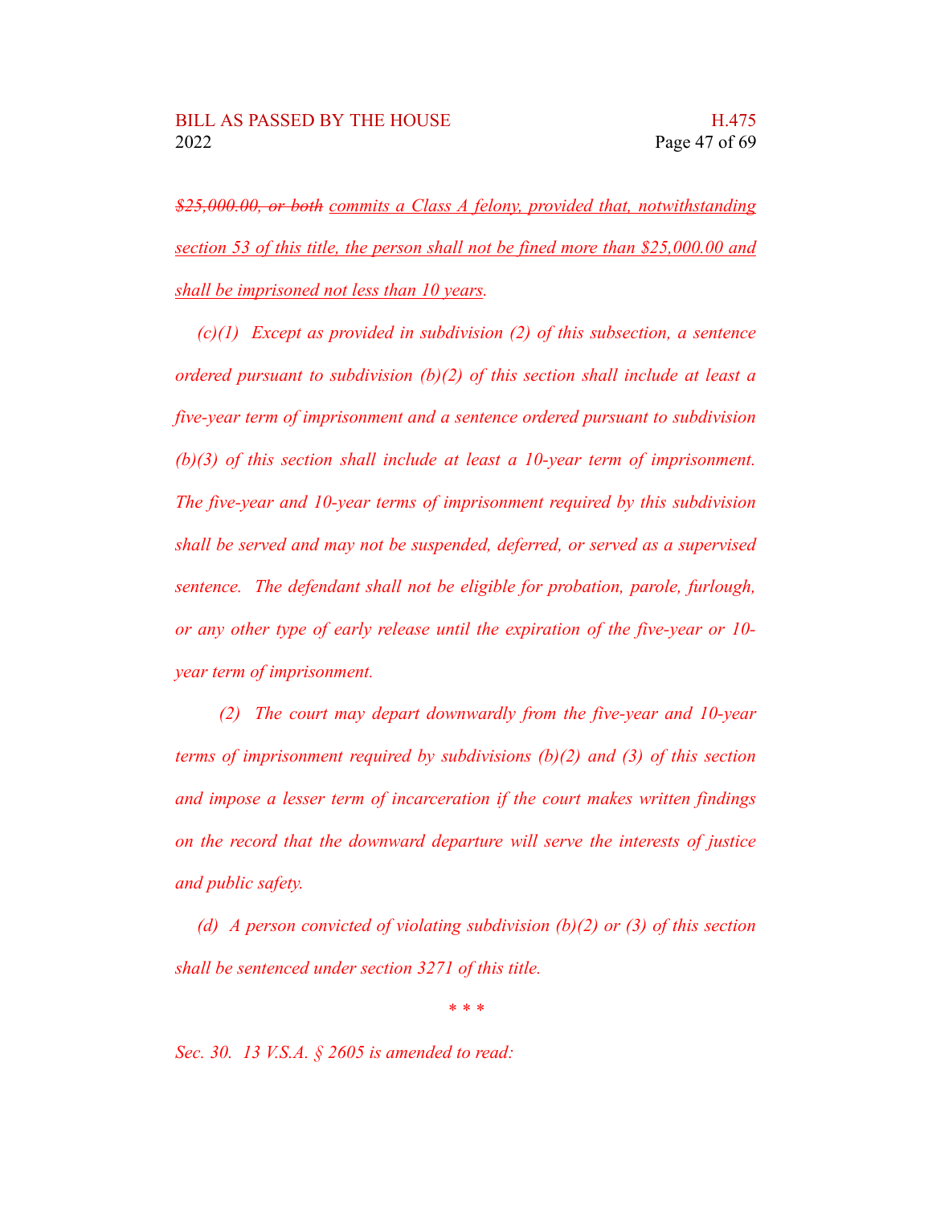~~$25,000.00, or both~~ <u>commits a Class A felony, provided that, notwithstanding section 53 of this title, the person shall not be fined more than $25,000.00 and shall be imprisoned not less than 10 years</u>.

*(c)(1) Except as provided in subdivision (2) of this subsection, a sentence ordered pursuant to subdivision (b)(2) of this section shall include at least a five-year term of imprisonment and a sentence ordered pursuant to subdivision (b)(3) of this section shall include at least a 10-year term of imprisonment. The five-year and 10-year terms of imprisonment required by this subdivision shall be served and may not be suspended, deferred, or served as a supervised sentence. The defendant shall not be eligible for probation, parole, furlough, or any other type of early release until the expiration of the five-year or 10-year term of imprisonment.*

*(2) The court may depart downwardly from the five-year and 10-year terms of imprisonment required by subdivisions (b)(2) and (3) of this section and impose a lesser term of incarceration if the court makes written findings on the record that the downward departure will serve the interests of justice and public safety.*

*(d) A person convicted of violating subdivision (b)(2) or (3) of this section shall be sentenced under section 3271 of this title.*

\* \* \*

*Sec. 30. 13 V.S.A. § 2605 is amended to read:*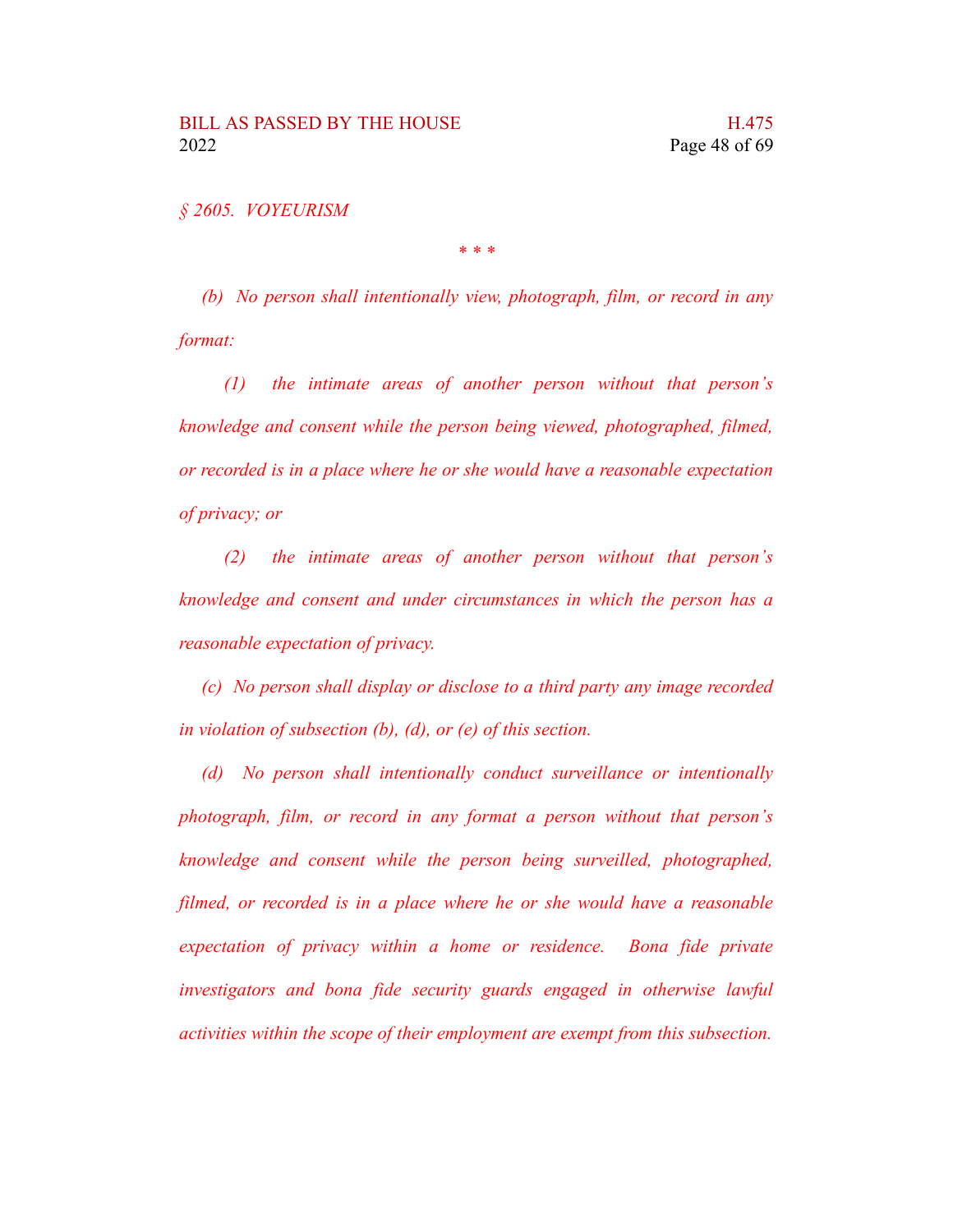*§ 2605. VOYEURISM*

\* \* \*

*(b) No person shall intentionally view, photograph, film, or record in any format:*

*(1) the intimate areas of another person without that person's knowledge and consent while the person being viewed, photographed, filmed, or recorded is in a place where he or she would have a reasonable expectation of privacy; or*

*(2) the intimate areas of another person without that person's knowledge and consent and under circumstances in which the person has a reasonable expectation of privacy.*

*(c) No person shall display or disclose to a third party any image recorded in violation of subsection (b), (d), or (e) of this section.*

*(d) No person shall intentionally conduct surveillance or intentionally photograph, film, or record in any format a person without that person's knowledge and consent while the person being surveilled, photographed, filmed, or recorded is in a place where he or she would have a reasonable expectation of privacy within a home or residence. Bona fide private investigators and bona fide security guards engaged in otherwise lawful activities within the scope of their employment are exempt from this subsection.*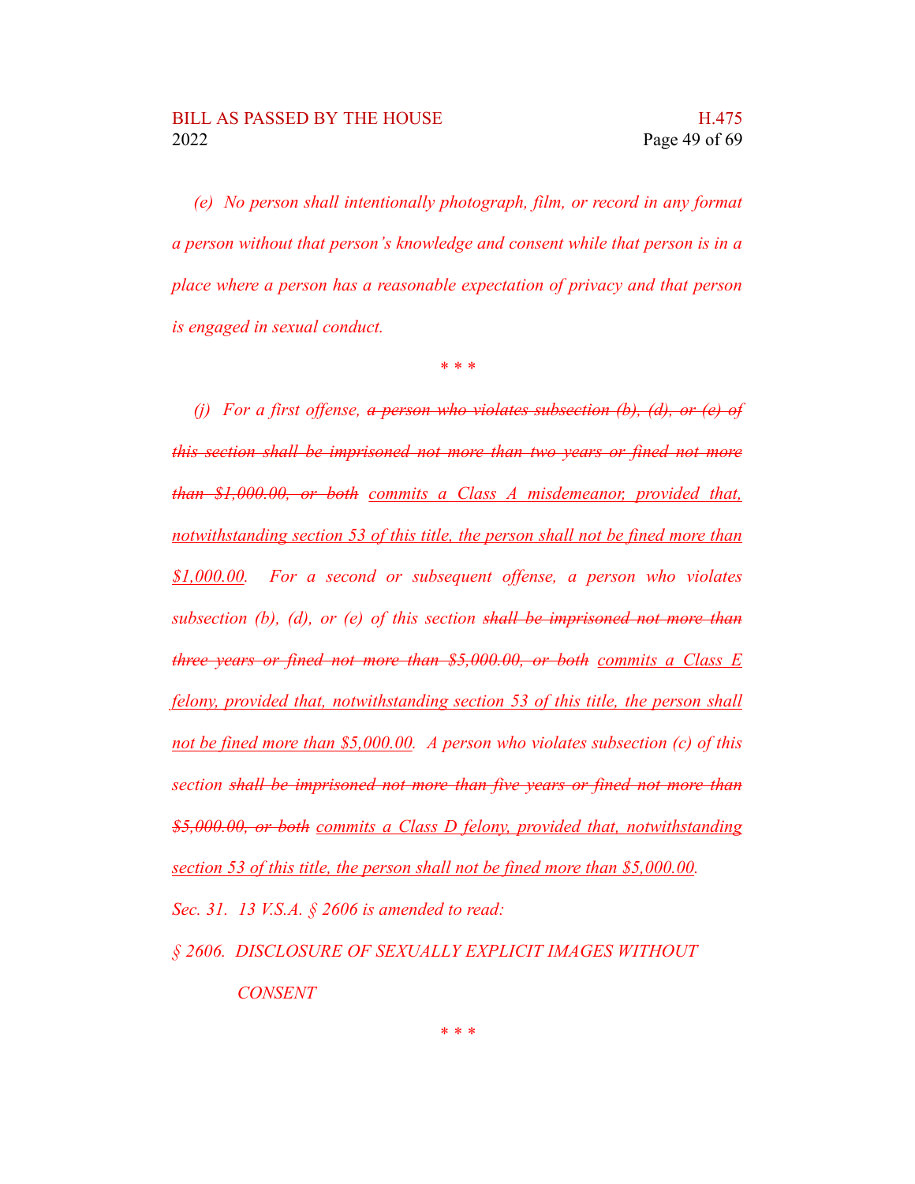*(e) No person shall intentionally photograph, film, or record in any format a person without that person's knowledge and consent while that person is in a place where a person has a reasonable expectation of privacy and that person is engaged in sexual conduct.*

\* \* \*

*(j) For a first offense, ~~a person who violates subsection (b), (d), or (e) of this section shall be imprisoned not more than two years or fined not more than $1,000.00, or both~~ <u>commits a Class A misdemeanor, provided that, notwithstanding section 53 of this title, the person shall not be fined more than $1,000.00</u>. For a second or subsequent offense, a person who violates subsection (b), (d), or (e) of this section ~~shall be imprisoned not more than three years or fined not more than $5,000.00, or both~~ <u>commits a Class E felony, provided that, notwithstanding section 53 of this title, the person shall not be fined more than $5,000.00</u>. A person who violates subsection (c) of this section ~~shall be imprisoned not more than five years or fined not more than $5,000.00, or both~~ <u>commits a Class D felony, provided that, notwithstanding section 53 of this title, the person shall not be fined more than $5,000.00</u>.*

*Sec. 31. 13 V.S.A. § 2606 is amended to read:*

*§ 2606. DISCLOSURE OF SEXUALLY EXPLICIT IMAGES WITHOUT CONSENT*

\* \* \*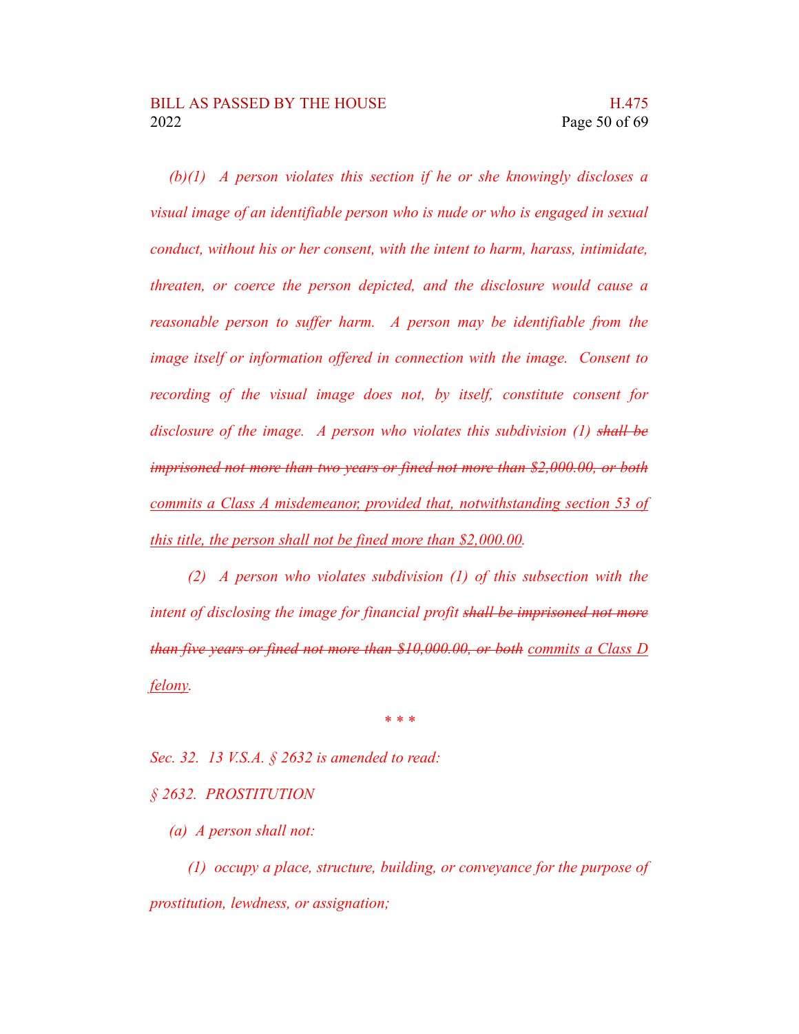*(b)(1) A person violates this section if he or she knowingly discloses a visual image of an identifiable person who is nude or who is engaged in sexual conduct, without his or her consent, with the intent to harm, harass, intimidate, threaten, or coerce the person depicted, and the disclosure would cause a reasonable person to suffer harm. A person may be identifiable from the image itself or information offered in connection with the image. Consent to recording of the visual image does not, by itself, constitute consent for disclosure of the image. A person who violates this subdivision (1) ~~shall be imprisoned not more than two years or fined not more than $2,000.00, or both~~ <u>commits a Class A misdemeanor; provided that, notwithstanding section 53 of this title, the person shall not be fined more than $2,000.00</u>.*

*(2) A person who violates subdivision (1) of this subsection with the intent of disclosing the image for financial profit ~~shall be imprisoned not more than five years or fined not more than $10,000.00, or both~~ <u>commits a Class D felony</u>.*

*\* \* \**

*Sec. 32. 13 V.S.A. § 2632 is amended to read:*

*§ 2632. PROSTITUTION*

*(a) A person shall not:*

*(1) occupy a place, structure, building, or conveyance for the purpose of prostitution, lewdness, or assignation;*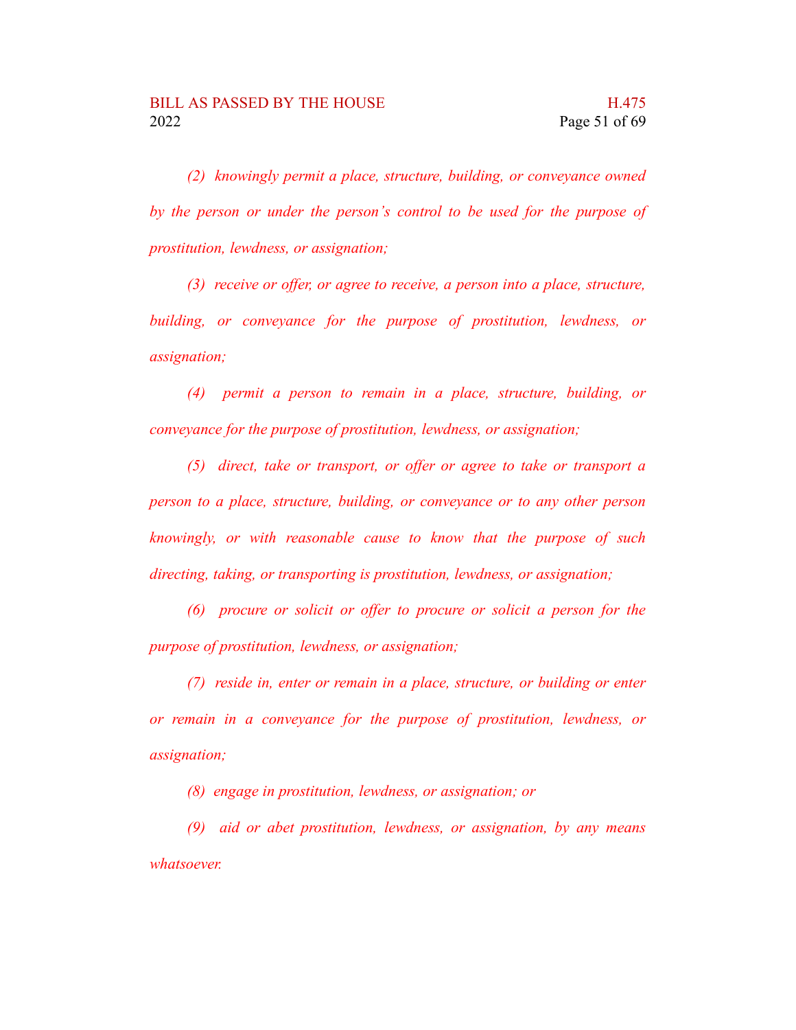*(2) knowingly permit a place, structure, building, or conveyance owned by the person or under the person's control to be used for the purpose of prostitution, lewdness, or assignation;*

*(3) receive or offer, or agree to receive, a person into a place, structure, building, or conveyance for the purpose of prostitution, lewdness, or assignation;*

*(4) permit a person to remain in a place, structure, building, or conveyance for the purpose of prostitution, lewdness, or assignation;*

*(5) direct, take or transport, or offer or agree to take or transport a person to a place, structure, building, or conveyance or to any other person knowingly, or with reasonable cause to know that the purpose of such directing, taking, or transporting is prostitution, lewdness, or assignation;*

*(6) procure or solicit or offer to procure or solicit a person for the purpose of prostitution, lewdness, or assignation;*

*(7) reside in, enter or remain in a place, structure, or building or enter or remain in a conveyance for the purpose of prostitution, lewdness, or assignation;*

*(8) engage in prostitution, lewdness, or assignation; or*

*(9) aid or abet prostitution, lewdness, or assignation, by any means whatsoever.*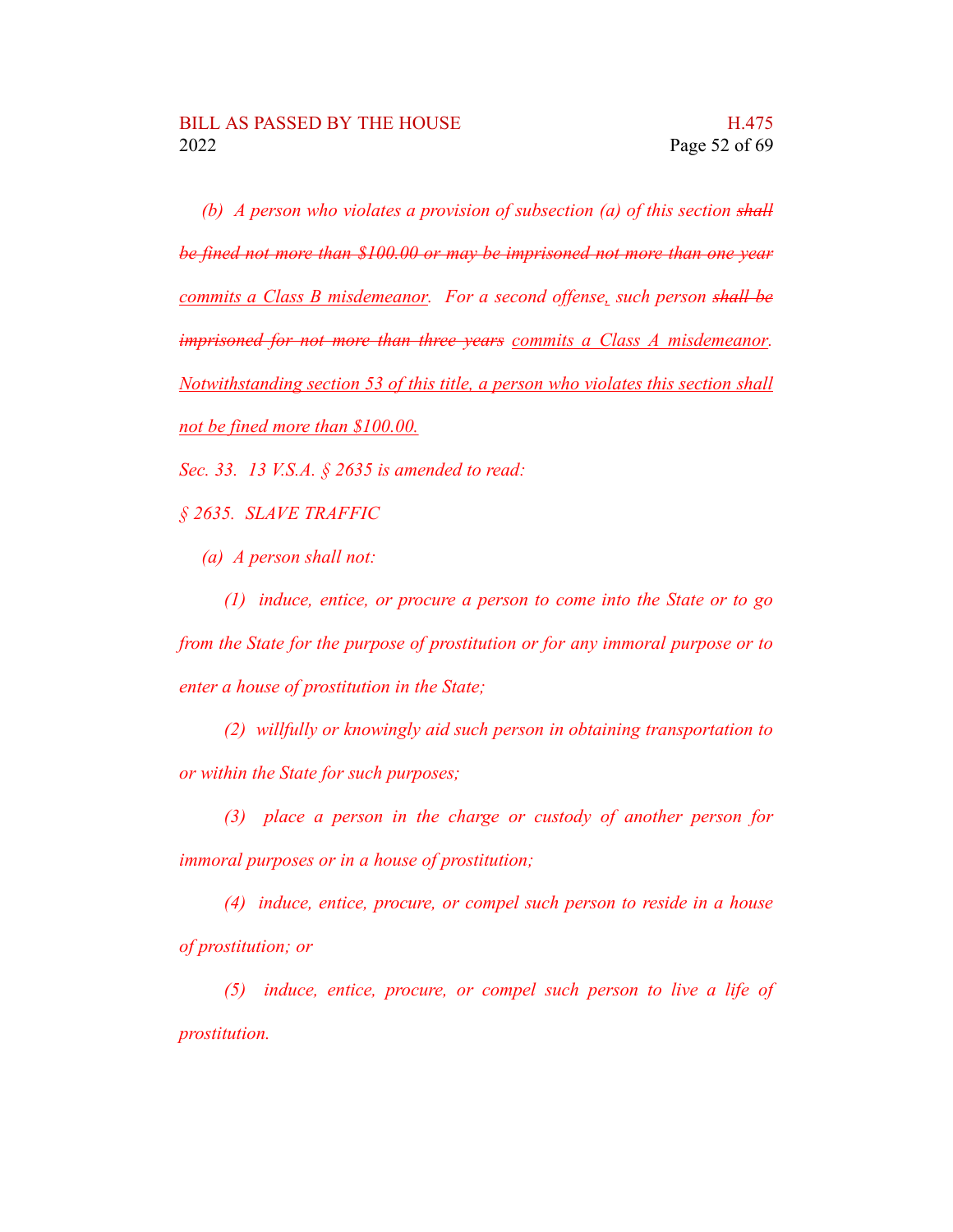*(b) A person who violates a provision of subsection (a) of this section ~~shall be fined not more than $100.00 or may be imprisoned not more than one year~~ <u>commits a Class B misdemeanor</u>. For a second offense<u>,</u> such person ~~shall be imprisoned for not more than three years~~ <u>commits a Class A misdemeanor</u>. <u>Notwithstanding section 53 of this title, a person who violates this section shall not be fined more than $100.00.</u>*

*Sec. 33. 13 V.S.A. § 2635 is amended to read:*

*§ 2635. SLAVE TRAFFIC*

*(a) A person shall not:*

*(1) induce, entice, or procure a person to come into the State or to go from the State for the purpose of prostitution or for any immoral purpose or to enter a house of prostitution in the State;*

*(2) willfully or knowingly aid such person in obtaining transportation to or within the State for such purposes;*

*(3) place a person in the charge or custody of another person for immoral purposes or in a house of prostitution;*

*(4) induce, entice, procure, or compel such person to reside in a house of prostitution; or*

*(5) induce, entice, procure, or compel such person to live a life of prostitution.*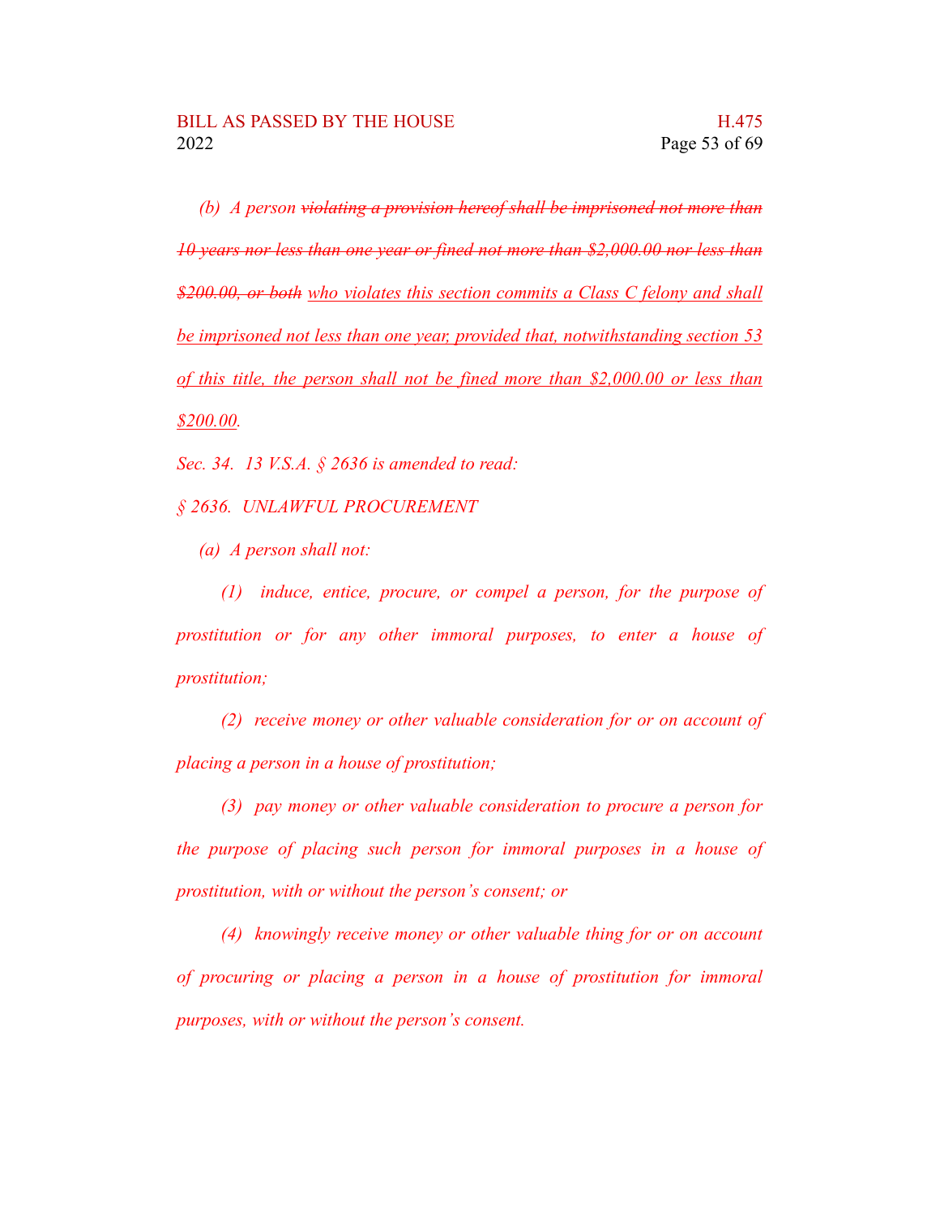*(b) A person ~~violating a provision hereof shall be imprisoned not more than 10 years nor less than one year or fined not more than $2,000.00 nor less than $200.00, or both~~ <u>who violates this section commits a Class C felony and shall be imprisoned not less than one year, provided that, notwithstanding section 53 of this title, the person shall not be fined more than $2,000.00 or less than $200.00</u>.*

*Sec. 34. 13 V.S.A. § 2636 is amended to read:*

*§ 2636. UNLAWFUL PROCUREMENT*

*(a) A person shall not:*

*(1) induce, entice, procure, or compel a person, for the purpose of prostitution or for any other immoral purposes, to enter a house of prostitution;*

*(2) receive money or other valuable consideration for or on account of placing a person in a house of prostitution;*

*(3) pay money or other valuable consideration to procure a person for the purpose of placing such person for immoral purposes in a house of prostitution, with or without the person's consent; or*

*(4) knowingly receive money or other valuable thing for or on account of procuring or placing a person in a house of prostitution for immoral purposes, with or without the person's consent.*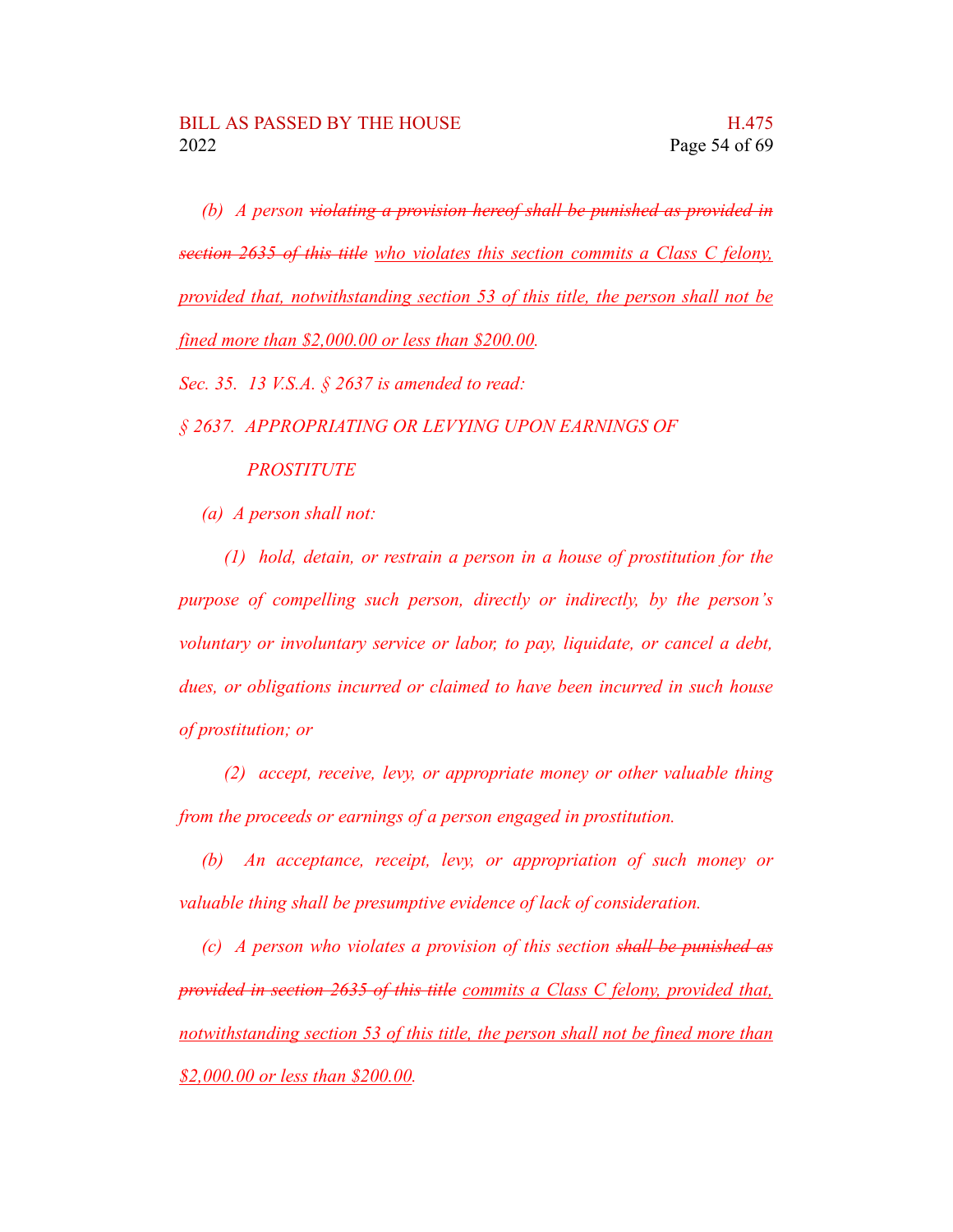*(b) A person ~~violating a provision hereof shall be punished as provided in section 2635 of this title~~ <u>who violates this section commits a Class C felony, provided that, notwithstanding section 53 of this title, the person shall not be fined more than $2,000.00 or less than $200.00</u>.*

*Sec. 35. 13 V.S.A. § 2637 is amended to read:*

*§ 2637. APPROPRIATING OR LEVYING UPON EARNINGS OF PROSTITUTE*

*(a) A person shall not:*

*(1) hold, detain, or restrain a person in a house of prostitution for the purpose of compelling such person, directly or indirectly, by the person's voluntary or involuntary service or labor, to pay, liquidate, or cancel a debt, dues, or obligations incurred or claimed to have been incurred in such house of prostitution; or*

*(2) accept, receive, levy, or appropriate money or other valuable thing from the proceeds or earnings of a person engaged in prostitution.*

*(b) An acceptance, receipt, levy, or appropriation of such money or valuable thing shall be presumptive evidence of lack of consideration.*

*(c) A person who violates a provision of this section ~~shall be punished as provided in section 2635 of this title~~ <u>commits a Class C felony, provided that, notwithstanding section 53 of this title, the person shall not be fined more than $2,000.00 or less than $200.00</u>.*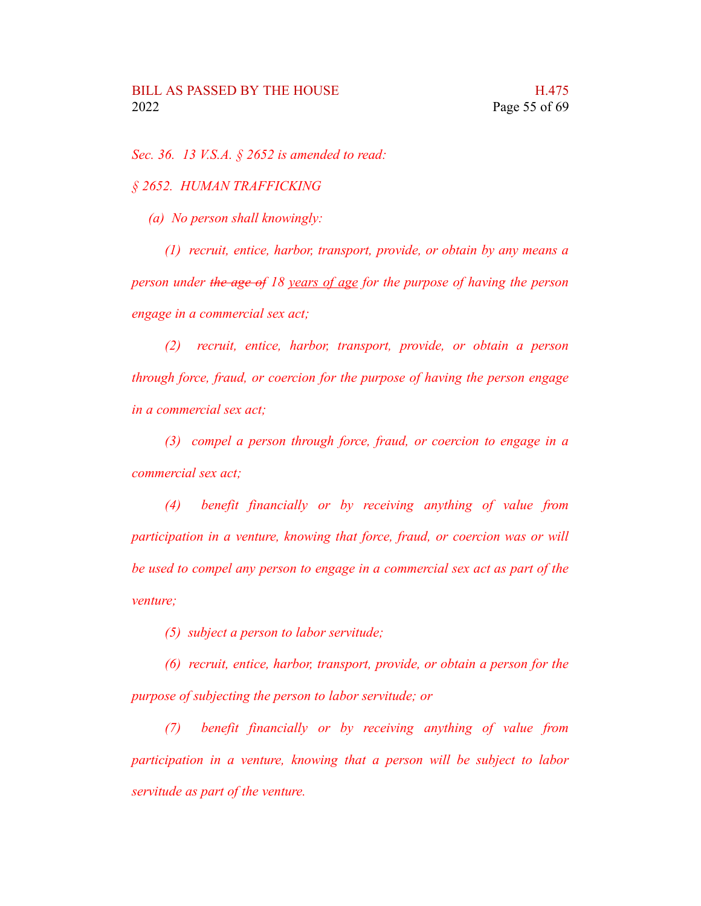*Sec. 36. 13 V.S.A. § 2652 is amended to read:*

*§ 2652. HUMAN TRAFFICKING*

*(a) No person shall knowingly:*

*(1) recruit, entice, harbor, transport, provide, or obtain by any means a person under ~~the age of~~ 18 <u>years of age</u> for the purpose of having the person engage in a commercial sex act;*

*(2) recruit, entice, harbor, transport, provide, or obtain a person through force, fraud, or coercion for the purpose of having the person engage in a commercial sex act;*

*(3) compel a person through force, fraud, or coercion to engage in a commercial sex act;*

*(4) benefit financially or by receiving anything of value from participation in a venture, knowing that force, fraud, or coercion was or will be used to compel any person to engage in a commercial sex act as part of the venture;*

*(5) subject a person to labor servitude;*

*(6) recruit, entice, harbor, transport, provide, or obtain a person for the purpose of subjecting the person to labor servitude; or*

*(7) benefit financially or by receiving anything of value from participation in a venture, knowing that a person will be subject to labor servitude as part of the venture.*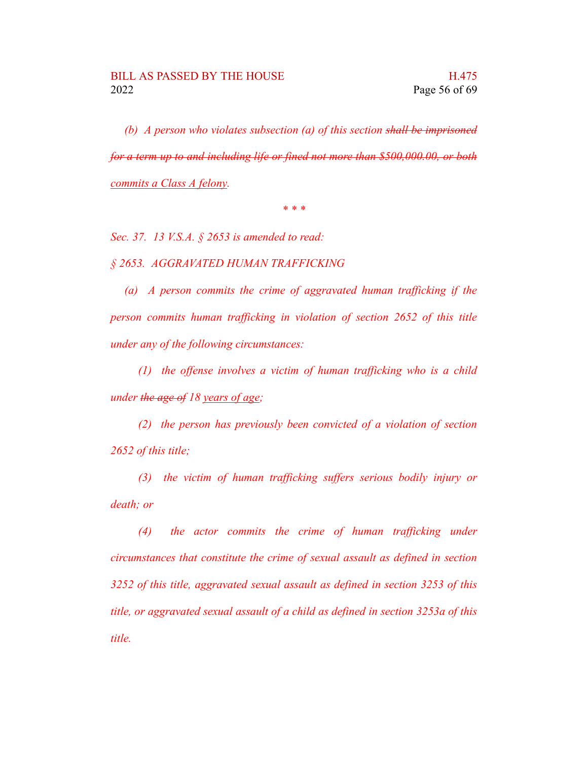*(b) A person who violates subsection (a) of this section ~~shall be imprisoned for a term up to and including life or fined not more than $500,000.00, or both~~ commits a Class A felony.*

*\* \* \**

*Sec. 37. 13 V.S.A. § 2653 is amended to read:*

*§ 2653. AGGRAVATED HUMAN TRAFFICKING*

*(a) A person commits the crime of aggravated human trafficking if the person commits human trafficking in violation of section 2652 of this title under any of the following circumstances:*

*(1) the offense involves a victim of human trafficking who is a child under ~~the age of~~ 18 years of age;*

*(2) the person has previously been convicted of a violation of section 2652 of this title;*

*(3) the victim of human trafficking suffers serious bodily injury or death; or*

*(4) the actor commits the crime of human trafficking under circumstances that constitute the crime of sexual assault as defined in section 3252 of this title, aggravated sexual assault as defined in section 3253 of this title, or aggravated sexual assault of a child as defined in section 3253a of this title.*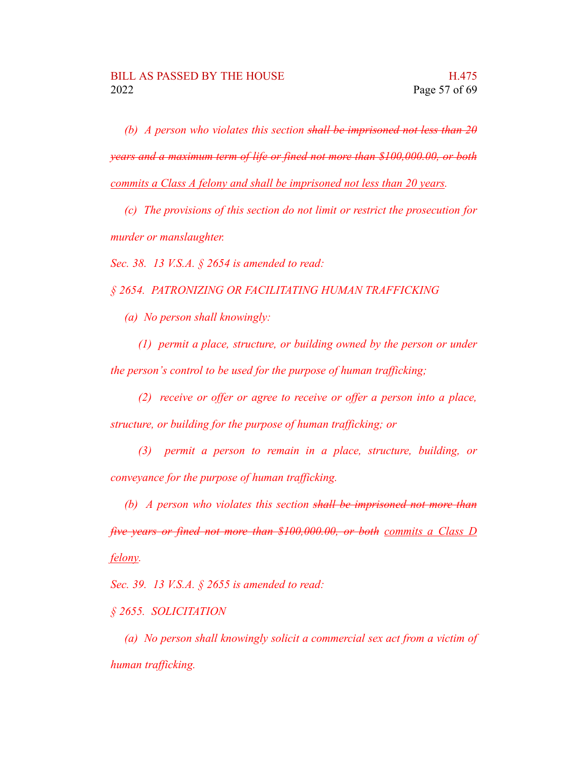*(b) A person who violates this section ~~shall be imprisoned not less than 20 years and a maximum term of life or fined not more than $100,000.00, or both~~ <u>commits a Class A felony and shall be imprisoned not less than 20 years</u>.*

*(c) The provisions of this section do not limit or restrict the prosecution for murder or manslaughter.*

*Sec. 38. 13 V.S.A. § 2654 is amended to read:*

*§ 2654. PATRONIZING OR FACILITATING HUMAN TRAFFICKING*

*(a) No person shall knowingly:*

*(1) permit a place, structure, or building owned by the person or under the person's control to be used for the purpose of human trafficking;*

*(2) receive or offer or agree to receive or offer a person into a place, structure, or building for the purpose of human trafficking; or*

*(3) permit a person to remain in a place, structure, building, or conveyance for the purpose of human trafficking.*

*(b) A person who violates this section ~~shall be imprisoned not more than five years or fined not more than $100,000.00, or both~~ <u>commits a Class D felony</u>.*

*Sec. 39. 13 V.S.A. § 2655 is amended to read:*

*§ 2655. SOLICITATION*

*(a) No person shall knowingly solicit a commercial sex act from a victim of human trafficking.*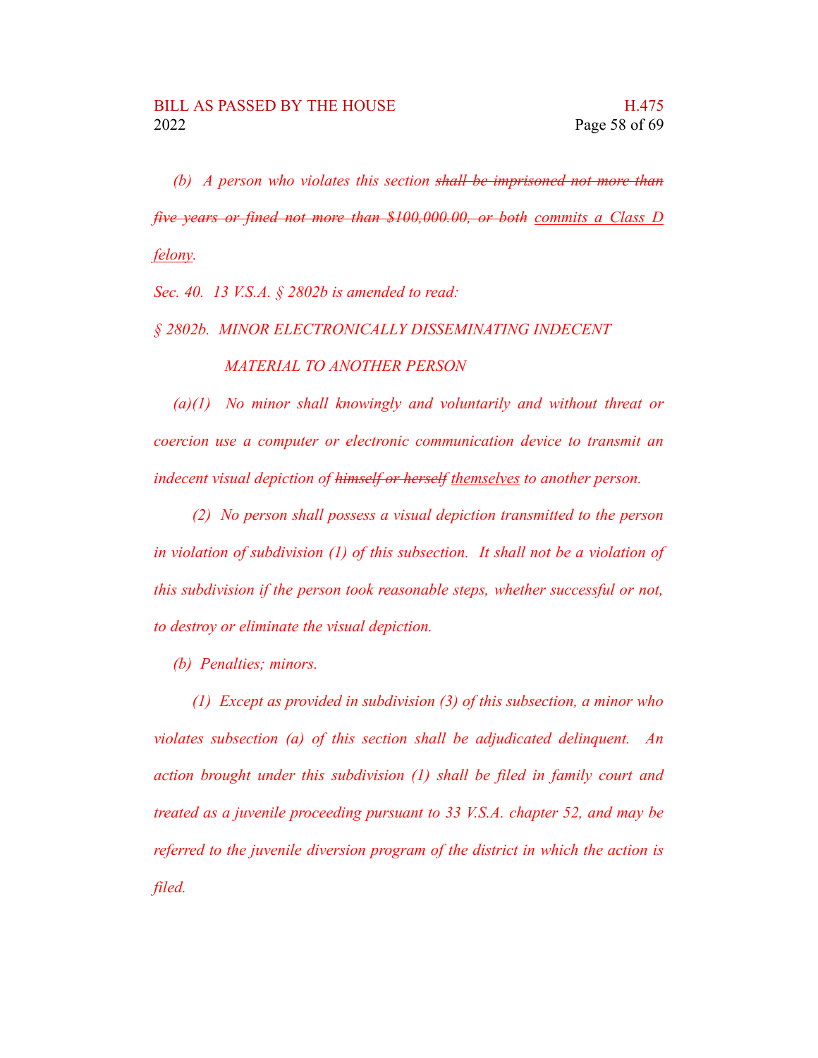*(b) A person who violates this section ~~shall be imprisoned not more than five years or fined not more than $100,000.00, or both~~ <u>commits a Class D felony</u>.*

*Sec. 40. 13 V.S.A. § 2802b is amended to read:*

*§ 2802b. MINOR ELECTRONICALLY DISSEMINATING INDECENT MATERIAL TO ANOTHER PERSON*

*(a)(1) No minor shall knowingly and voluntarily and without threat or coercion use a computer or electronic communication device to transmit an indecent visual depiction of ~~himself or herself~~ <u>themselves</u> to another person.*

*(2) No person shall possess a visual depiction transmitted to the person in violation of subdivision (1) of this subsection. It shall not be a violation of this subdivision if the person took reasonable steps, whether successful or not, to destroy or eliminate the visual depiction.*

*(b) Penalties; minors.*

*(1) Except as provided in subdivision (3) of this subsection, a minor who violates subsection (a) of this section shall be adjudicated delinquent. An action brought under this subdivision (1) shall be filed in family court and treated as a juvenile proceeding pursuant to 33 V.S.A. chapter 52, and may be referred to the juvenile diversion program of the district in which the action is filed.*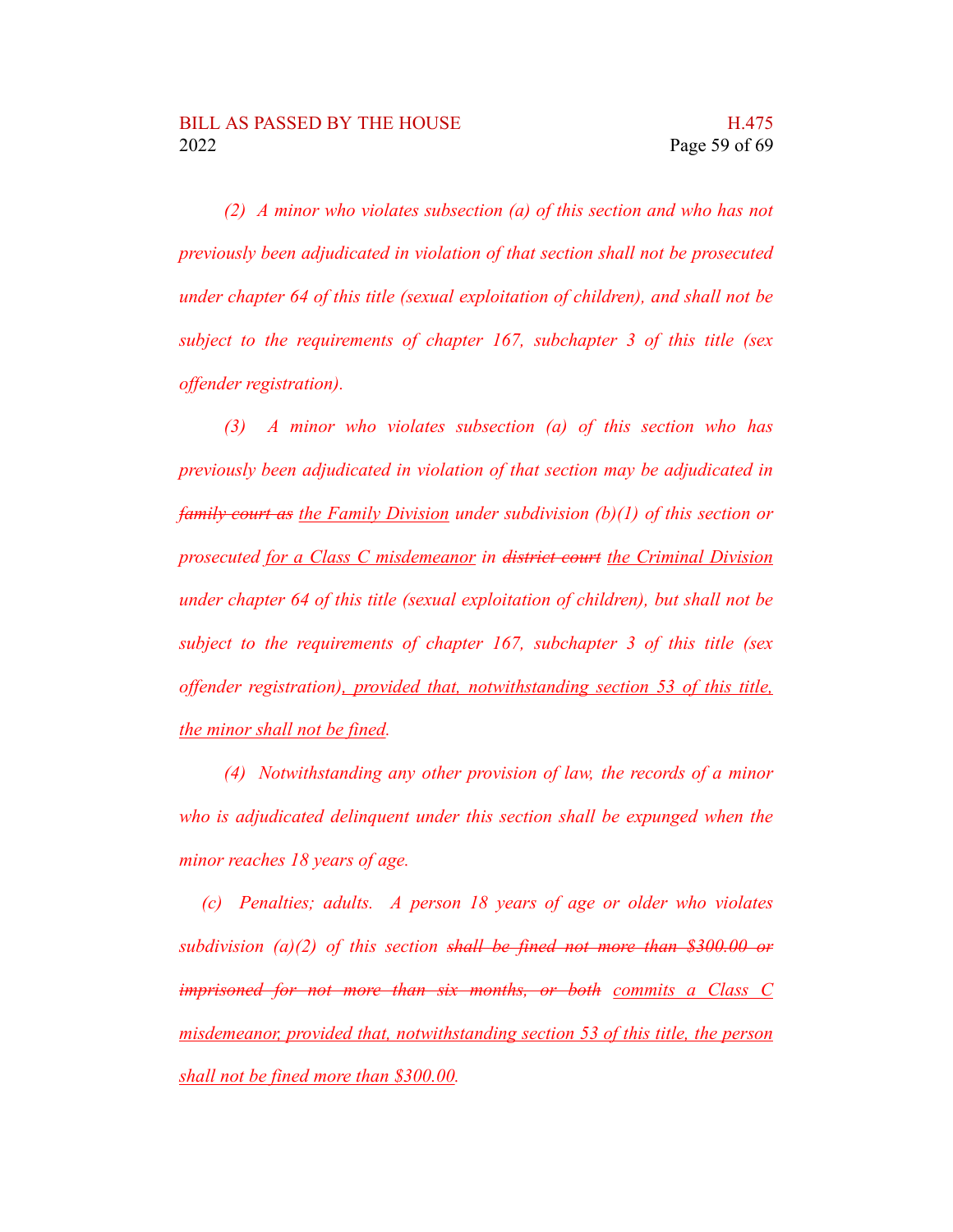*(2) A minor who violates subsection (a) of this section and who has not previously been adjudicated in violation of that section shall not be prosecuted under chapter 64 of this title (sexual exploitation of children), and shall not be subject to the requirements of chapter 167, subchapter 3 of this title (sex offender registration).*

*(3) A minor who violates subsection (a) of this section who has previously been adjudicated in violation of that section may be adjudicated in ~~family court as~~ <u>the Family Division</u> under subdivision (b)(1) of this section or prosecuted <u>for a Class C misdemeanor</u> in ~~district court~~ <u>the Criminal Division</u> under chapter 64 of this title (sexual exploitation of children), but shall not be subject to the requirements of chapter 167, subchapter 3 of this title (sex offender registration)<u>, provided that, notwithstanding section 53 of this title, the minor shall not be fined</u>.*

*(4) Notwithstanding any other provision of law, the records of a minor who is adjudicated delinquent under this section shall be expunged when the minor reaches 18 years of age.*

*(c) Penalties; adults. A person 18 years of age or older who violates subdivision (a)(2) of this section ~~shall be fined not more than $300.00 or imprisoned for not more than six months, or both~~ <u>commits a Class C misdemeanor, provided that, notwithstanding section 53 of this title, the person shall not be fined more than $300.00</u>.*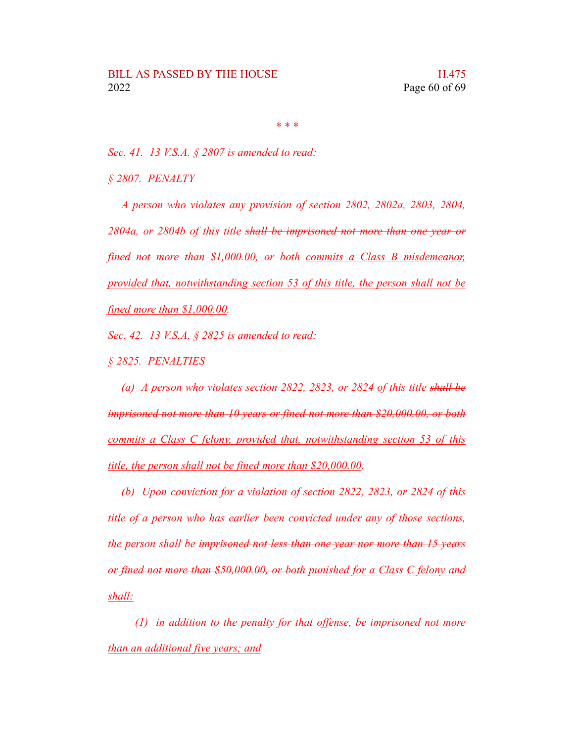\* \* \*

*Sec. 41. 13 V.S.A. § 2807 is amended to read:*

*§ 2807. PENALTY*

*A person who violates any provision of section 2802, 2802a, 2803, 2804, 2804a, or 2804b of this title ~~shall be imprisoned not more than one year or fined not more than $1,000.00, or both~~ <u>commits a Class B misdemeanor, provided that, notwithstanding section 53 of this title, the person shall not be fined more than $1,000.00</u>.*

*Sec. 42. 13 V.S.A. § 2825 is amended to read:*

*§ 2825. PENALTIES*

*(a) A person who violates section 2822, 2823, or 2824 of this title ~~shall be imprisoned not more than 10 years or fined not more than $20,000.00, or both~~ <u>commits a Class C felony, provided that, notwithstanding section 53 of this title, the person shall not be fined more than $20,000.00</u>.*

*(b) Upon conviction for a violation of section 2822, 2823, or 2824 of this title of a person who has earlier been convicted under any of those sections, the person shall be ~~imprisoned not less than one year nor more than 15 years or fined not more than $50,000.00, or both~~ <u>punished for a Class C felony and shall:</u>*

*<u>(1) in addition to the penalty for that offense, be imprisoned not more than an additional five years; and</u>*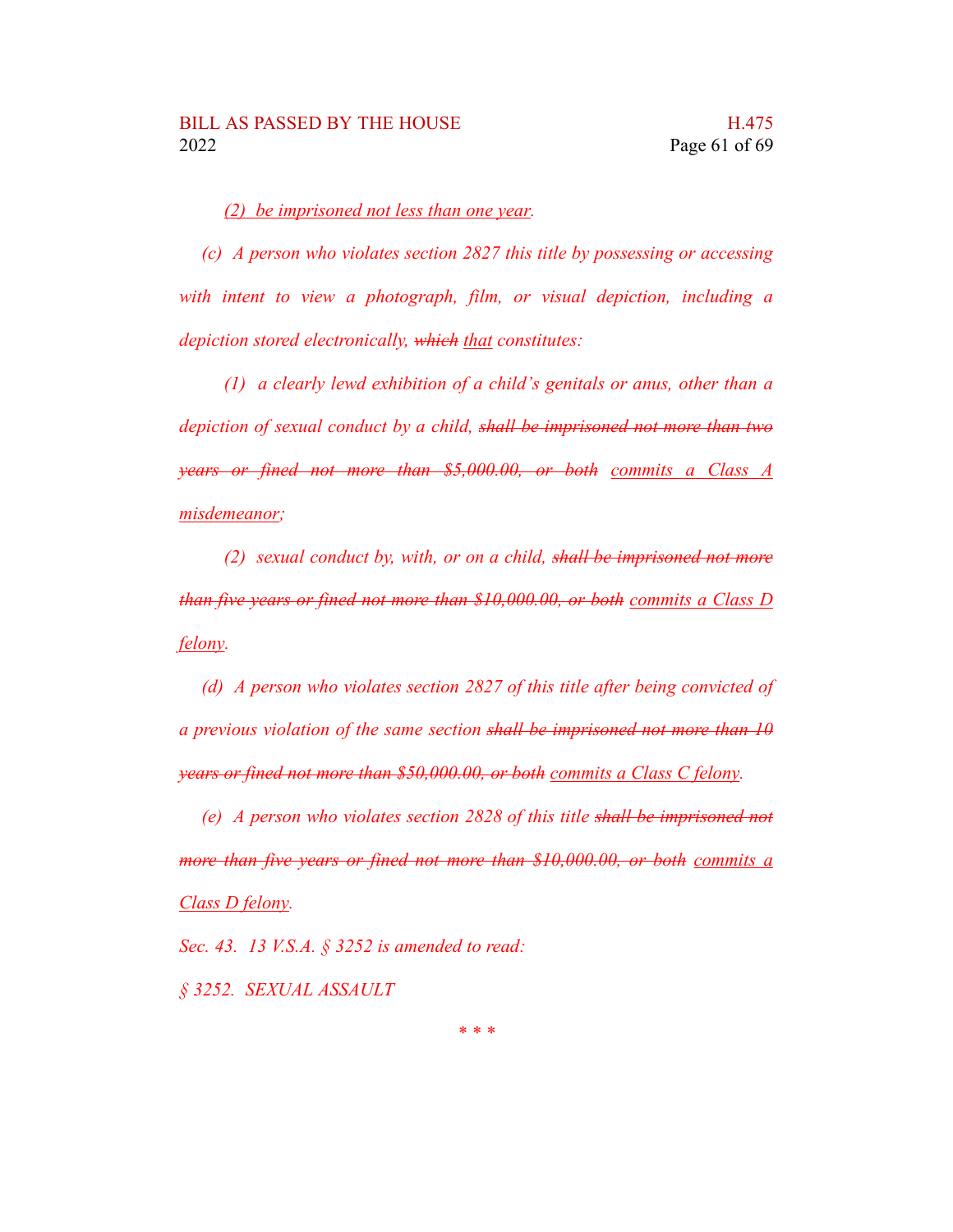*<u>(2) be imprisoned not less than one year</u>.*

*(c) A person who violates section 2827 this title by possessing or accessing with intent to view a photograph, film, or visual depiction, including a depiction stored electronically, ~~which~~ <u>that</u> constitutes:*

*(1) a clearly lewd exhibition of a child's genitals or anus, other than a depiction of sexual conduct by a child, ~~shall be imprisoned not more than two years or fined not more than $5,000.00, or both~~ <u>commits a Class A misdemeanor</u>;*

*(2) sexual conduct by, with, or on a child, ~~shall be imprisoned not more than five years or fined not more than $10,000.00, or both~~ <u>commits a Class D felony</u>.*

*(d) A person who violates section 2827 of this title after being convicted of a previous violation of the same section ~~shall be imprisoned not more than 10 years or fined not more than $50,000.00, or both~~ <u>commits a Class C felony</u>.*

*(e) A person who violates section 2828 of this title ~~shall be imprisoned not more than five years or fined not more than $10,000.00, or both~~ <u>commits a Class D felony</u>.*

*Sec. 43. 13 V.S.A. § 3252 is amended to read:*

*§ 3252. SEXUAL ASSAULT*

\* \* \*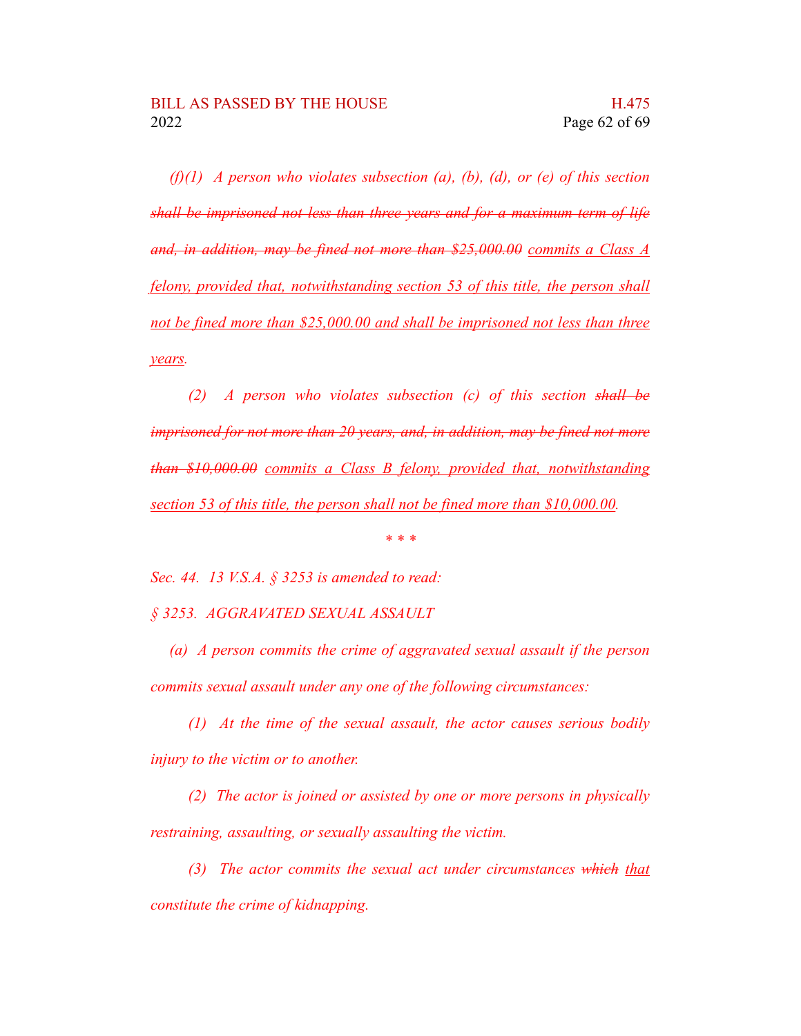*(f)(1) A person who violates subsection (a), (b), (d), or (e) of this section* ~~*shall be imprisoned not less than three years and for a maximum term of life and, in addition, may be fined not more than $25,000.00*~~ <u>*commits a Class A felony, provided that, notwithstanding section 53 of this title, the person shall not be fined more than $25,000.00 and shall be imprisoned not less than three years*</u>*.*

*(2) A person who violates subsection (c) of this section* ~~*shall be imprisoned for not more than 20 years, and, in addition, may be fined not more than $10,000.00*~~ <u>*commits a Class B felony, provided that, notwithstanding section 53 of this title, the person shall not be fined more than $10,000.00*</u>*.*

*\* \* \**

*Sec. 44. 13 V.S.A. § 3253 is amended to read:*

*§ 3253. AGGRAVATED SEXUAL ASSAULT*

*(a) A person commits the crime of aggravated sexual assault if the person commits sexual assault under any one of the following circumstances:*

*(1) At the time of the sexual assault, the actor causes serious bodily injury to the victim or to another.*

*(2) The actor is joined or assisted by one or more persons in physically restraining, assaulting, or sexually assaulting the victim.*

*(3) The actor commits the sexual act under circumstances* ~~*which*~~ <u>*that*</u> *constitute the crime of kidnapping.*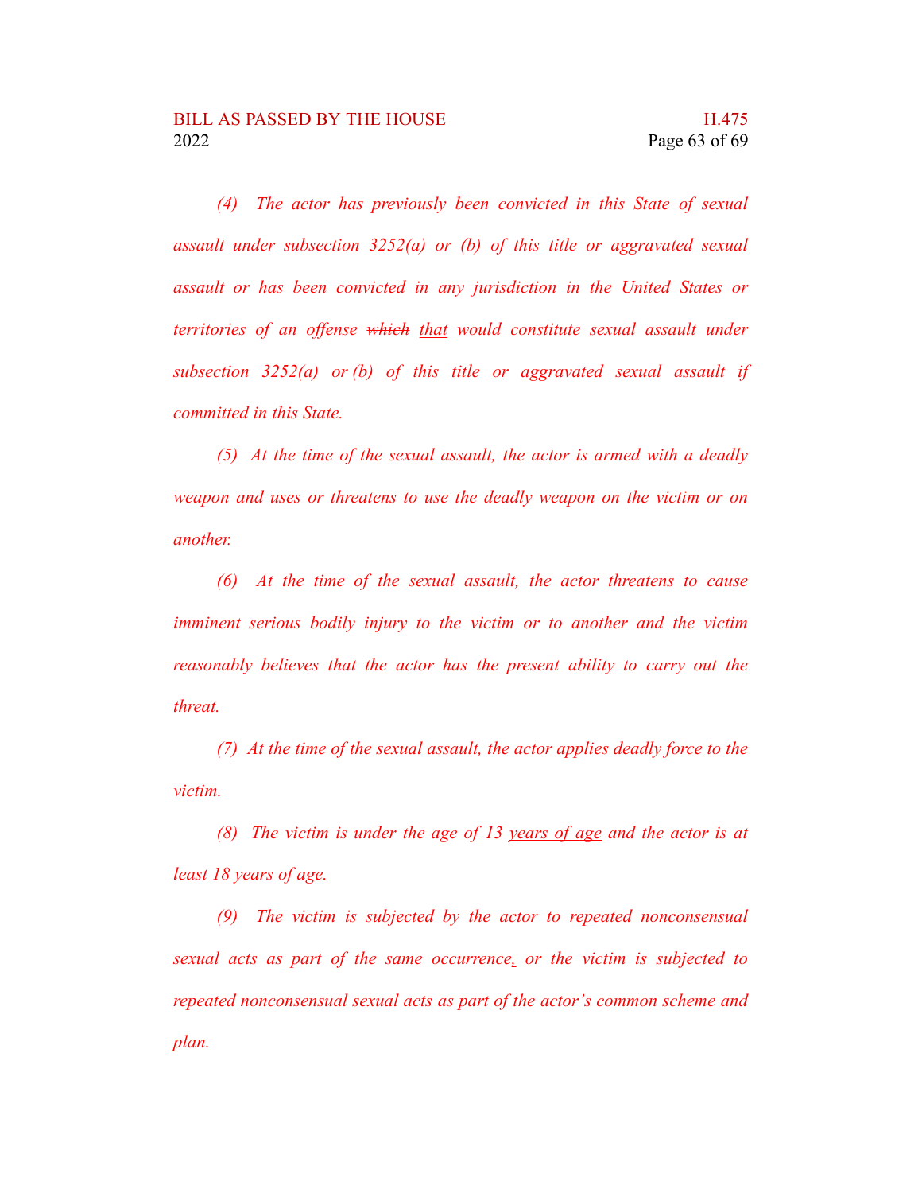*(4) The actor has previously been convicted in this State of sexual assault under subsection 3252(a) or (b) of this title or aggravated sexual assault or has been convicted in any jurisdiction in the United States or territories of an offense ~~which~~ that would constitute sexual assault under subsection 3252(a) or (b) of this title or aggravated sexual assault if committed in this State.*

*(5) At the time of the sexual assault, the actor is armed with a deadly weapon and uses or threatens to use the deadly weapon on the victim or on another.*

*(6) At the time of the sexual assault, the actor threatens to cause imminent serious bodily injury to the victim or to another and the victim reasonably believes that the actor has the present ability to carry out the threat.*

*(7) At the time of the sexual assault, the actor applies deadly force to the victim.*

*(8) The victim is under ~~the age of~~ 13 years of age and the actor is at least 18 years of age.*

*(9) The victim is subjected by the actor to repeated nonconsensual sexual acts as part of the same occurrence, or the victim is subjected to repeated nonconsensual sexual acts as part of the actor's common scheme and plan.*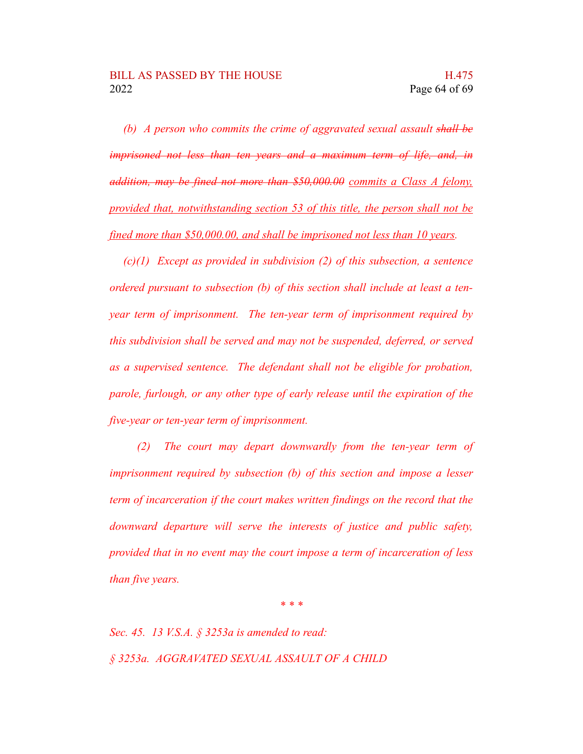*(b) A person who commits the crime of aggravated sexual assault ~~shall be imprisoned not less than ten years and a maximum term of life, and, in addition, may be fined not more than $50,000.00~~ <u>commits a Class A felony, provided that, notwithstanding section 53 of this title, the person shall not be fined more than $50,000.00, and shall be imprisoned not less than 10 years</u>.*

*(c)(1) Except as provided in subdivision (2) of this subsection, a sentence ordered pursuant to subsection (b) of this section shall include at least a ten-year term of imprisonment. The ten-year term of imprisonment required by this subdivision shall be served and may not be suspended, deferred, or served as a supervised sentence. The defendant shall not be eligible for probation, parole, furlough, or any other type of early release until the expiration of the five-year or ten-year term of imprisonment.*

*(2) The court may depart downwardly from the ten-year term of imprisonment required by subsection (b) of this section and impose a lesser term of incarceration if the court makes written findings on the record that the downward departure will serve the interests of justice and public safety, provided that in no event may the court impose a term of incarceration of less than five years.*

*\* \* \**

*Sec. 45. 13 V.S.A. § 3253a is amended to read:*

*§ 3253a. AGGRAVATED SEXUAL ASSAULT OF A CHILD*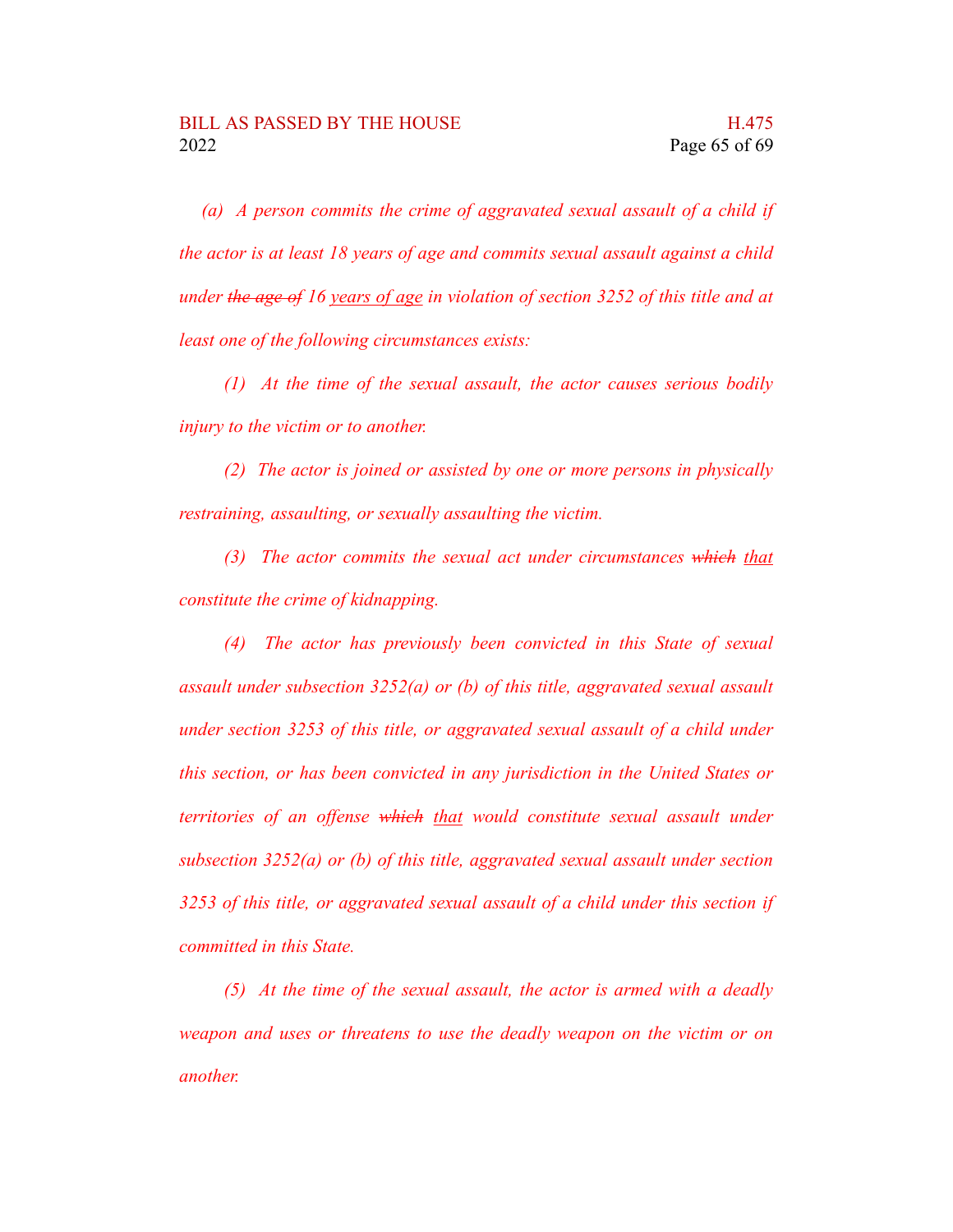*(a) A person commits the crime of aggravated sexual assault of a child if the actor is at least 18 years of age and commits sexual assault against a child under ~~the age of~~ 16 <u>years of age</u> in violation of section 3252 of this title and at least one of the following circumstances exists:*

*(1) At the time of the sexual assault, the actor causes serious bodily injury to the victim or to another.*

*(2) The actor is joined or assisted by one or more persons in physically restraining, assaulting, or sexually assaulting the victim.*

*(3) The actor commits the sexual act under circumstances ~~which~~ <u>that</u> constitute the crime of kidnapping.*

*(4) The actor has previously been convicted in this State of sexual assault under subsection 3252(a) or (b) of this title, aggravated sexual assault under section 3253 of this title, or aggravated sexual assault of a child under this section, or has been convicted in any jurisdiction in the United States or territories of an offense ~~which~~ <u>that</u> would constitute sexual assault under subsection 3252(a) or (b) of this title, aggravated sexual assault under section 3253 of this title, or aggravated sexual assault of a child under this section if committed in this State.*

*(5) At the time of the sexual assault, the actor is armed with a deadly weapon and uses or threatens to use the deadly weapon on the victim or on another.*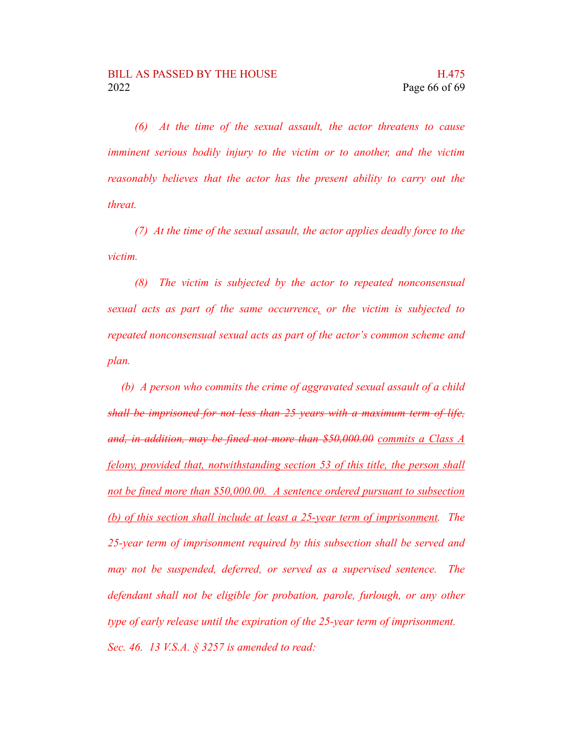*(6) At the time of the sexual assault, the actor threatens to cause imminent serious bodily injury to the victim or to another, and the victim reasonably believes that the actor has the present ability to carry out the threat.*

*(7) At the time of the sexual assault, the actor applies deadly force to the victim.*

*(8) The victim is subjected by the actor to repeated nonconsensual sexual acts as part of the same occurrence, or the victim is subjected to repeated nonconsensual sexual acts as part of the actor's common scheme and plan.*

*(b) A person who commits the crime of aggravated sexual assault of a child ~~shall be imprisoned for not less than 25 years with a maximum term of life, and, in addition, may be fined not more than \$50,000.00~~ commits a Class A felony, provided that, notwithstanding section 53 of this title, the person shall not be fined more than \$50,000.00. A sentence ordered pursuant to subsection (b) of this section shall include at least a 25-year term of imprisonment. The 25-year term of imprisonment required by this subsection shall be served and may not be suspended, deferred, or served as a supervised sentence. The defendant shall not be eligible for probation, parole, furlough, or any other type of early release until the expiration of the 25-year term of imprisonment.*

*Sec. 46. 13 V.S.A. § 3257 is amended to read:*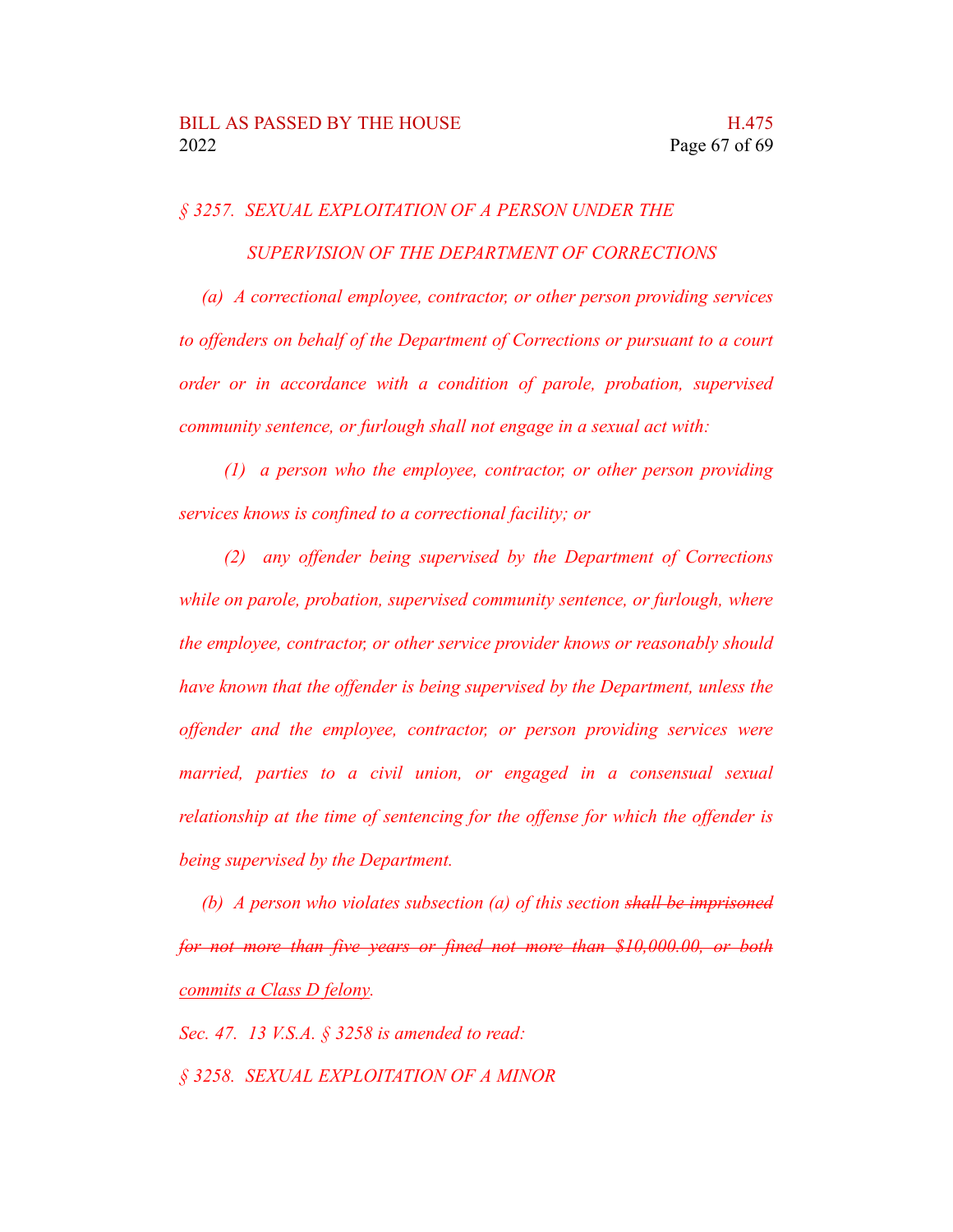*§ 3257. SEXUAL EXPLOITATION OF A PERSON UNDER THE SUPERVISION OF THE DEPARTMENT OF CORRECTIONS*

*(a) A correctional employee, contractor, or other person providing services to offenders on behalf of the Department of Corrections or pursuant to a court order or in accordance with a condition of parole, probation, supervised community sentence, or furlough shall not engage in a sexual act with:*

*(1) a person who the employee, contractor, or other person providing services knows is confined to a correctional facility; or*

*(2) any offender being supervised by the Department of Corrections while on parole, probation, supervised community sentence, or furlough, where the employee, contractor, or other service provider knows or reasonably should have known that the offender is being supervised by the Department, unless the offender and the employee, contractor, or person providing services were married, parties to a civil union, or engaged in a consensual sexual relationship at the time of sentencing for the offense for which the offender is being supervised by the Department.*

*(b) A person who violates subsection (a) of this section ~~shall be imprisoned for not more than five years or fined not more than $10,000.00, or both~~ <u>commits a Class D felony</u>.*

*Sec. 47. 13 V.S.A. § 3258 is amended to read:*

*§ 3258. SEXUAL EXPLOITATION OF A MINOR*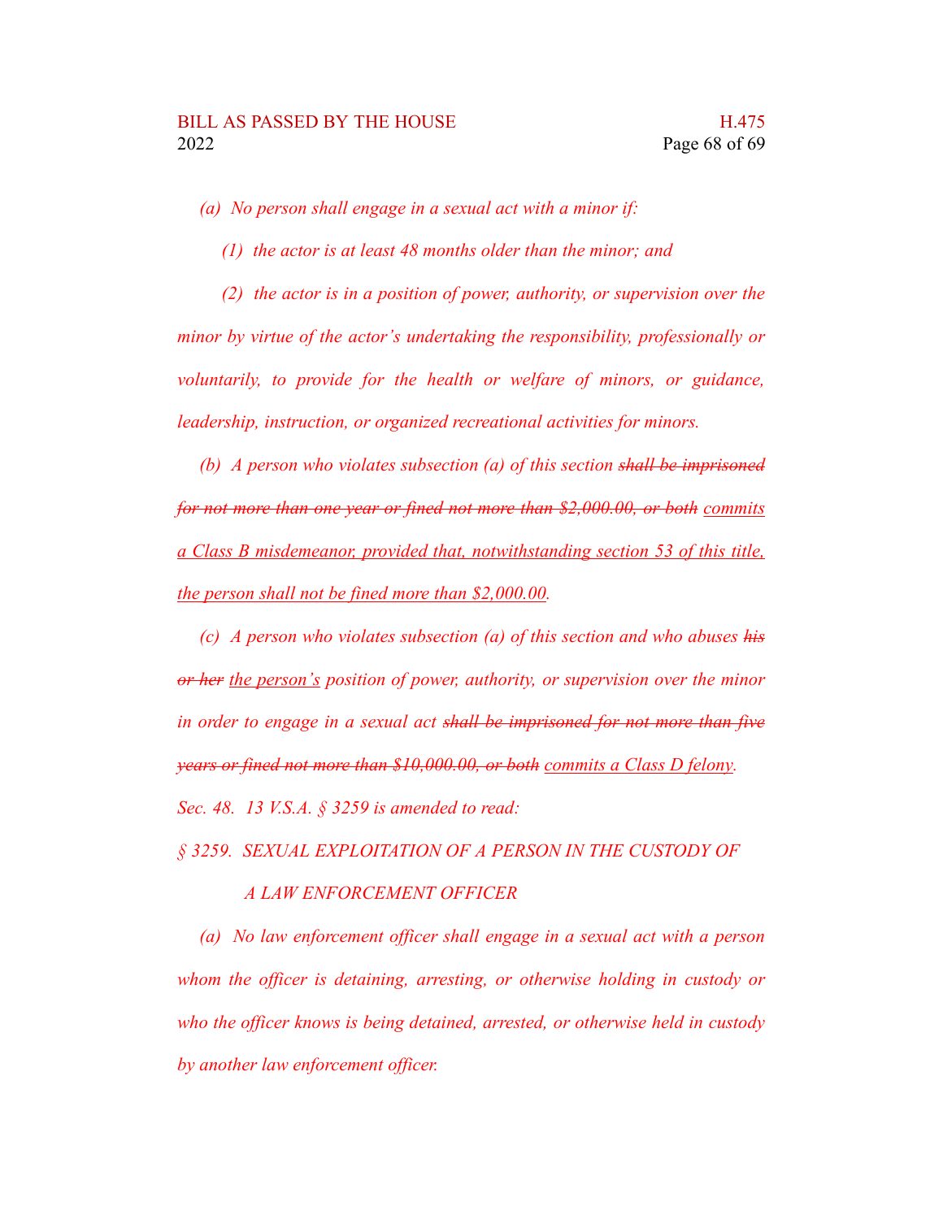*(a) No person shall engage in a sexual act with a minor if:*

*(1) the actor is at least 48 months older than the minor; and*

*(2) the actor is in a position of power, authority, or supervision over the minor by virtue of the actor's undertaking the responsibility, professionally or voluntarily, to provide for the health or welfare of minors, or guidance, leadership, instruction, or organized recreational activities for minors.*

*(b) A person who violates subsection (a) of this section ~~shall be imprisoned for not more than one year or fined not more than $2,000.00, or both~~ <u>commits a Class B misdemeanor, provided that, notwithstanding section 53 of this title, the person shall not be fined more than $2,000.00</u>.*

*(c) A person who violates subsection (a) of this section and who abuses ~~his or her~~ <u>the person's</u> position of power, authority, or supervision over the minor in order to engage in a sexual act ~~shall be imprisoned for not more than five years or fined not more than $10,000.00, or both~~ <u>commits a Class D felony</u>.*

*Sec. 48. 13 V.S.A. § 3259 is amended to read:*

*§ 3259. SEXUAL EXPLOITATION OF A PERSON IN THE CUSTODY OF A LAW ENFORCEMENT OFFICER*

*(a) No law enforcement officer shall engage in a sexual act with a person whom the officer is detaining, arresting, or otherwise holding in custody or who the officer knows is being detained, arrested, or otherwise held in custody by another law enforcement officer.*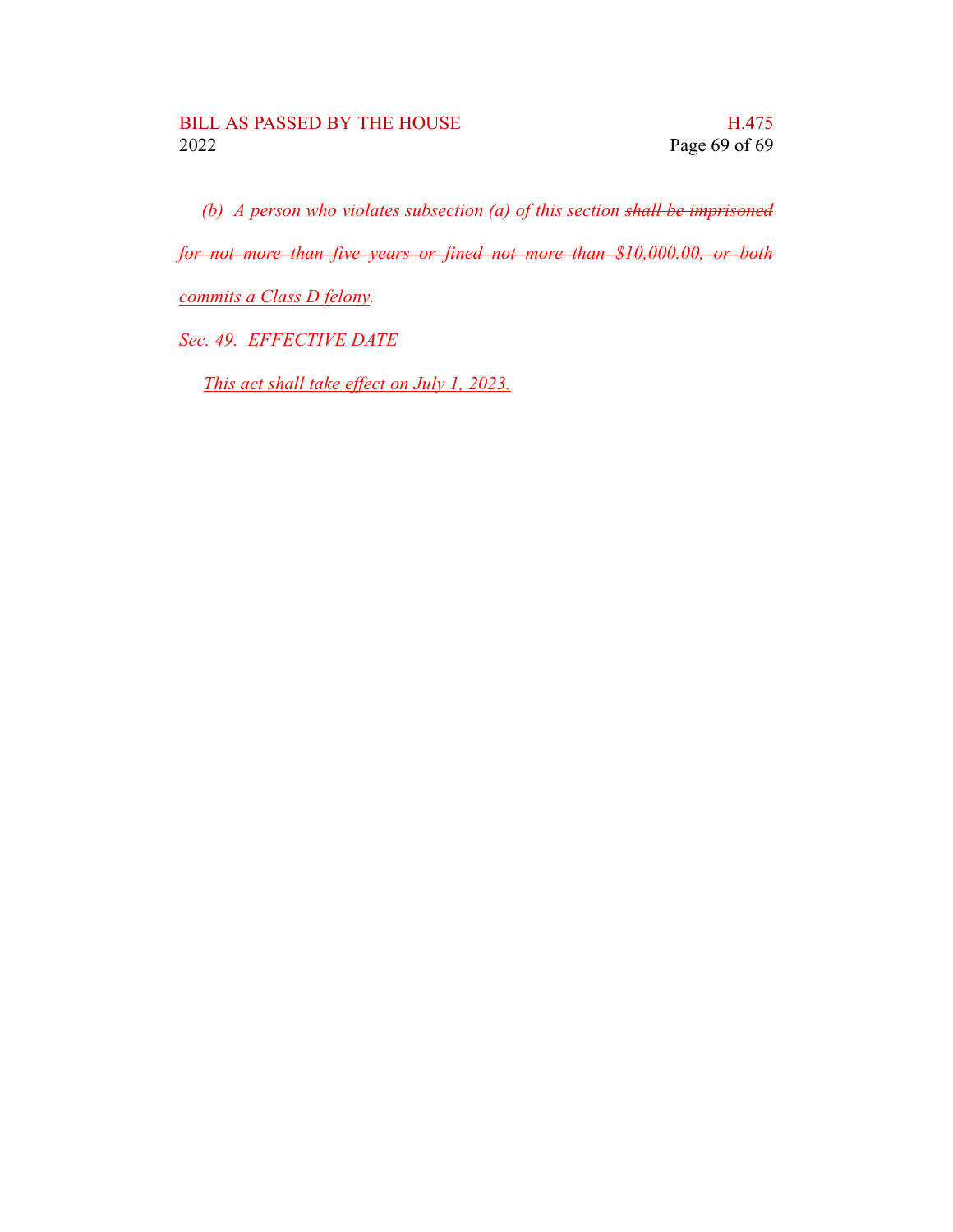*(b) A person who violates subsection (a) of this section ~~shall be imprisoned for not more than five years or fined not more than $10,000.00, or both~~ <u>commits a Class D felony</u>.*

*Sec. 49. EFFECTIVE DATE*

*<u>This act shall take effect on July 1, 2023.</u>*